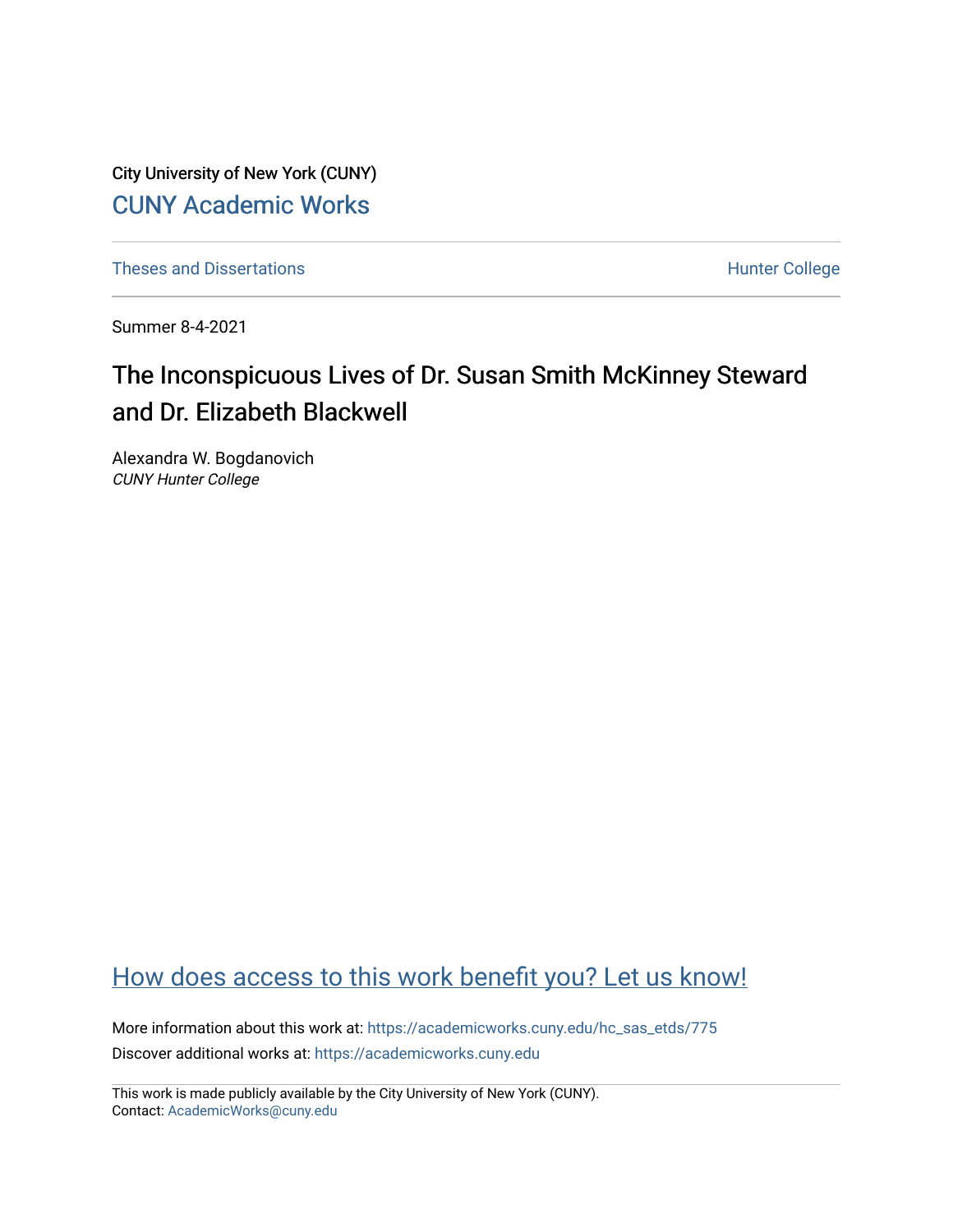City University of New York (CUNY)

CUNY Academic Works

Theses and Dissertations | Hunter College

Summer 8-4-2021

# The Inconspicuous Lives of Dr. Susan Smith McKinney Steward and Dr. Elizabeth Blackwell

Alexandra W. Bogdanovich
*CUNY Hunter College*

How does access to this work benefit you? Let us know!

More information about this work at: https://academicworks.cuny.edu/hc_sas_etds/775

Discover additional works at: https://academicworks.cuny.edu

This work is made publicly available by the City University of New York (CUNY).
Contact: AcademicWorks@cuny.edu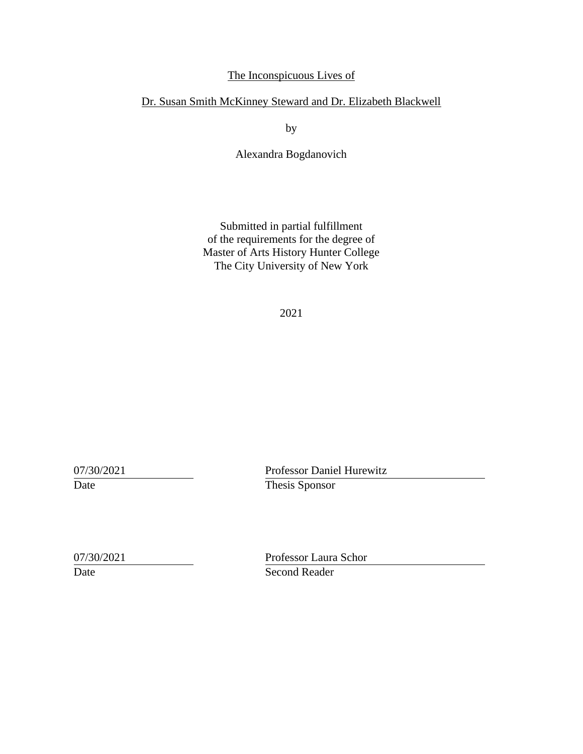The Inconspicuous Lives of

Dr. Susan Smith McKinney Steward and Dr. Elizabeth Blackwell

by

Alexandra Bogdanovich

Submitted in partial fulfillment
of the requirements for the degree of
Master of Arts History Hunter College
The City University of New York

2021

| | |
|---|---|
| 07/30/2021 | Professor Daniel Hurewitz |
| Date | Thesis Sponsor |
| 07/30/2021 | Professor Laura Schor |
| Date | Second Reader |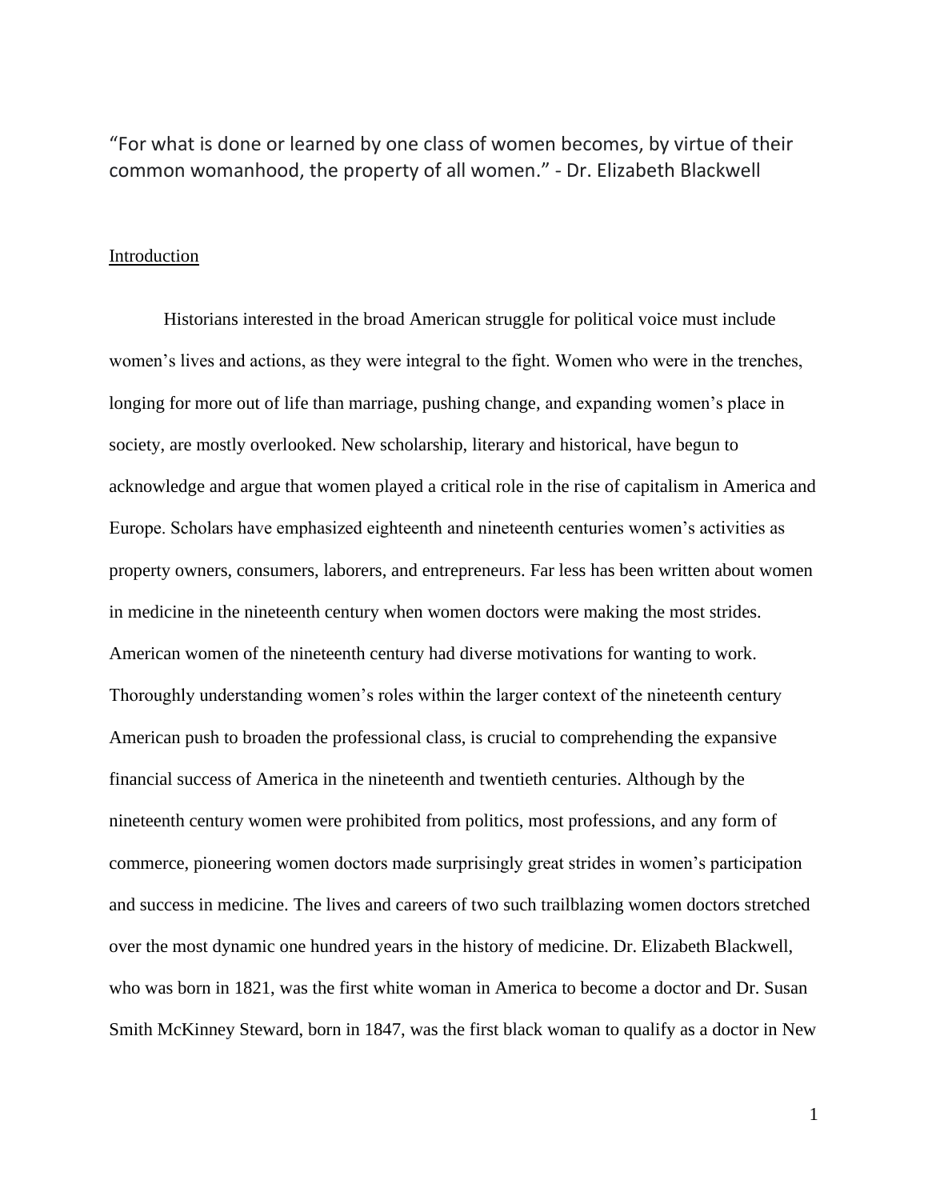"For what is done or learned by one class of women becomes, by virtue of their common womanhood, the property of all women." - Dr. Elizabeth Blackwell

## Introduction

Historians interested in the broad American struggle for political voice must include women's lives and actions, as they were integral to the fight. Women who were in the trenches, longing for more out of life than marriage, pushing change, and expanding women's place in society, are mostly overlooked. New scholarship, literary and historical, have begun to acknowledge and argue that women played a critical role in the rise of capitalism in America and Europe. Scholars have emphasized eighteenth and nineteenth centuries women's activities as property owners, consumers, laborers, and entrepreneurs. Far less has been written about women in medicine in the nineteenth century when women doctors were making the most strides. American women of the nineteenth century had diverse motivations for wanting to work. Thoroughly understanding women's roles within the larger context of the nineteenth century American push to broaden the professional class, is crucial to comprehending the expansive financial success of America in the nineteenth and twentieth centuries. Although by the nineteenth century women were prohibited from politics, most professions, and any form of commerce, pioneering women doctors made surprisingly great strides in women's participation and success in medicine. The lives and careers of two such trailblazing women doctors stretched over the most dynamic one hundred years in the history of medicine. Dr. Elizabeth Blackwell, who was born in 1821, was the first white woman in America to become a doctor and Dr. Susan Smith McKinney Steward, born in 1847, was the first black woman to qualify as a doctor in New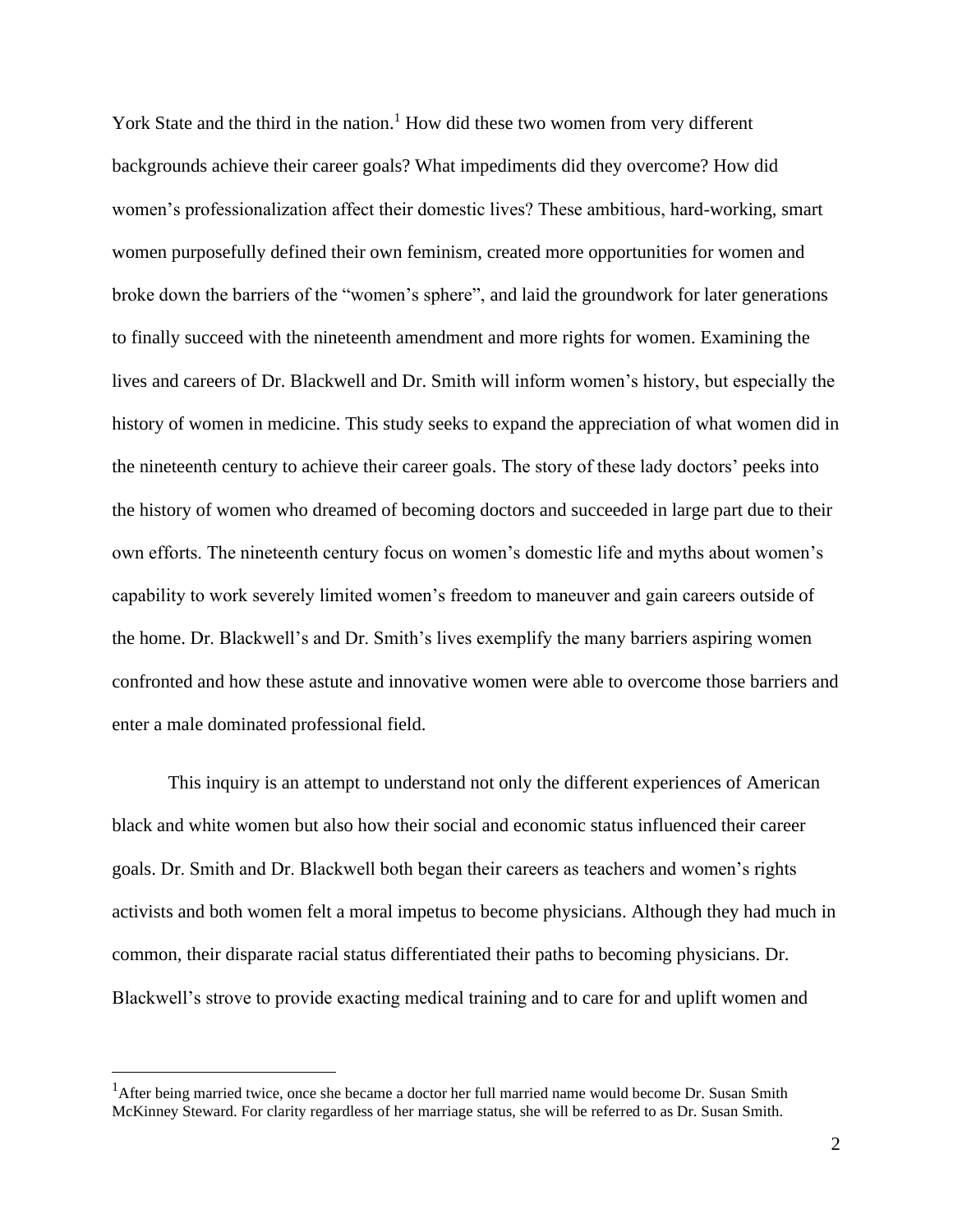York State and the third in the nation.[1] How did these two women from very different backgrounds achieve their career goals? What impediments did they overcome? How did women's professionalization affect their domestic lives? These ambitious, hard-working, smart women purposefully defined their own feminism, created more opportunities for women and broke down the barriers of the "women's sphere", and laid the groundwork for later generations to finally succeed with the nineteenth amendment and more rights for women. Examining the lives and careers of Dr. Blackwell and Dr. Smith will inform women's history, but especially the history of women in medicine. This study seeks to expand the appreciation of what women did in the nineteenth century to achieve their career goals. The story of these lady doctors' peeks into the history of women who dreamed of becoming doctors and succeeded in large part due to their own efforts. The nineteenth century focus on women's domestic life and myths about women's capability to work severely limited women's freedom to maneuver and gain careers outside of the home. Dr. Blackwell's and Dr. Smith's lives exemplify the many barriers aspiring women confronted and how these astute and innovative women were able to overcome those barriers and enter a male dominated professional field.

This inquiry is an attempt to understand not only the different experiences of American black and white women but also how their social and economic status influenced their career goals. Dr. Smith and Dr. Blackwell both began their careers as teachers and women's rights activists and both women felt a moral impetus to become physicians. Although they had much in common, their disparate racial status differentiated their paths to becoming physicians. Dr. Blackwell's strove to provide exacting medical training and to care for and uplift women and

[1] After being married twice, once she became a doctor her full married name would become Dr. Susan Smith McKinney Steward. For clarity regardless of her marriage status, she will be referred to as Dr. Susan Smith.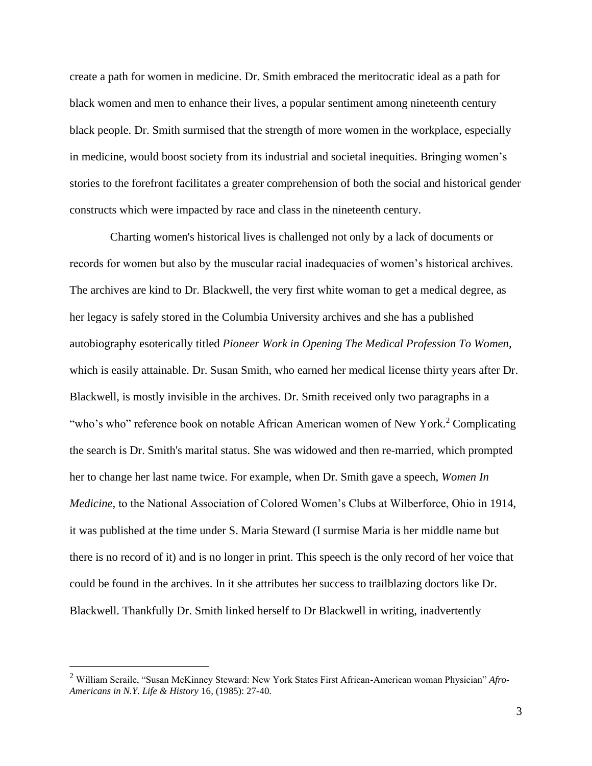create a path for women in medicine. Dr. Smith embraced the meritocratic ideal as a path for black women and men to enhance their lives, a popular sentiment among nineteenth century black people. Dr. Smith surmised that the strength of more women in the workplace, especially in medicine, would boost society from its industrial and societal inequities. Bringing women's stories to the forefront facilitates a greater comprehension of both the social and historical gender constructs which were impacted by race and class in the nineteenth century.

Charting women's historical lives is challenged not only by a lack of documents or records for women but also by the muscular racial inadequacies of women's historical archives. The archives are kind to Dr. Blackwell, the very first white woman to get a medical degree, as her legacy is safely stored in the Columbia University archives and she has a published autobiography esoterically titled *Pioneer Work in Opening The Medical Profession To Women,* which is easily attainable. Dr. Susan Smith, who earned her medical license thirty years after Dr. Blackwell, is mostly invisible in the archives. Dr. Smith received only two paragraphs in a "who's who" reference book on notable African American women of New York.[2] Complicating the search is Dr. Smith's marital status. She was widowed and then re-married, which prompted her to change her last name twice. For example, when Dr. Smith gave a speech, *Women In Medicine,* to the National Association of Colored Women's Clubs at Wilberforce, Ohio in 1914, it was published at the time under S. Maria Steward (I surmise Maria is her middle name but there is no record of it) and is no longer in print. This speech is the only record of her voice that could be found in the archives. In it she attributes her success to trailblazing doctors like Dr. Blackwell. Thankfully Dr. Smith linked herself to Dr Blackwell in writing, inadvertently

[2] William Seraile, "Susan McKinney Steward: New York States First African-American woman Physician" *Afro-Americans in N.Y. Life & History* 16, (1985): 27-40.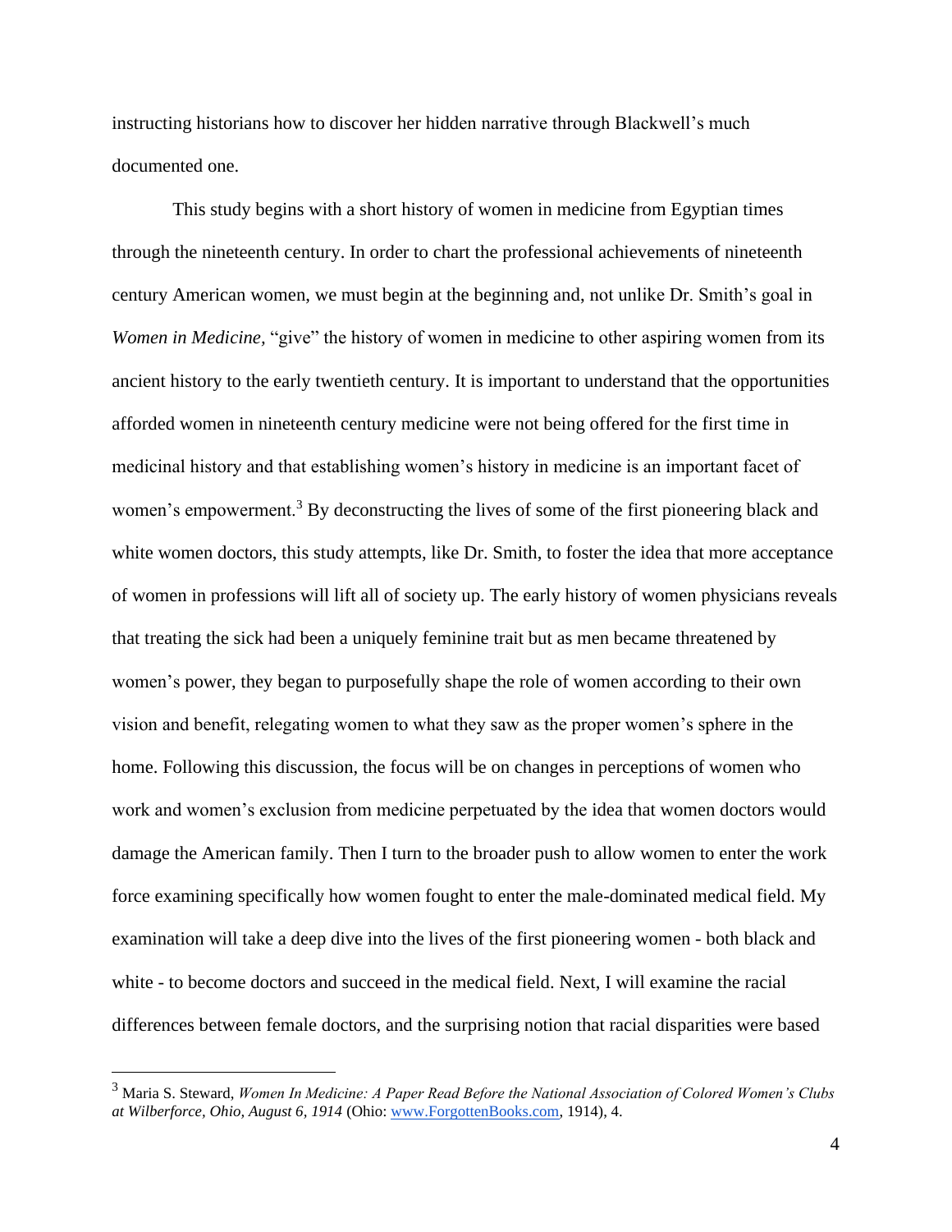instructing historians how to discover her hidden narrative through Blackwell's much documented one.

This study begins with a short history of women in medicine from Egyptian times through the nineteenth century. In order to chart the professional achievements of nineteenth century American women, we must begin at the beginning and, not unlike Dr. Smith's goal in *Women in Medicine*, "give" the history of women in medicine to other aspiring women from its ancient history to the early twentieth century. It is important to understand that the opportunities afforded women in nineteenth century medicine were not being offered for the first time in medicinal history and that establishing women's history in medicine is an important facet of women's empowerment.[3] By deconstructing the lives of some of the first pioneering black and white women doctors, this study attempts, like Dr. Smith, to foster the idea that more acceptance of women in professions will lift all of society up. The early history of women physicians reveals that treating the sick had been a uniquely feminine trait but as men became threatened by women's power, they began to purposefully shape the role of women according to their own vision and benefit, relegating women to what they saw as the proper women's sphere in the home. Following this discussion, the focus will be on changes in perceptions of women who work and women's exclusion from medicine perpetuated by the idea that women doctors would damage the American family. Then I turn to the broader push to allow women to enter the work force examining specifically how women fought to enter the male-dominated medical field. My examination will take a deep dive into the lives of the first pioneering women - both black and white - to become doctors and succeed in the medical field. Next, I will examine the racial differences between female doctors, and the surprising notion that racial disparities were based

---

[3] Maria S. Steward, *Women In Medicine: A Paper Read Before the National Association of Colored Women's Clubs at Wilberforce, Ohio, August 6, 1914* (Ohio: www.ForgottenBooks.com, 1914), 4.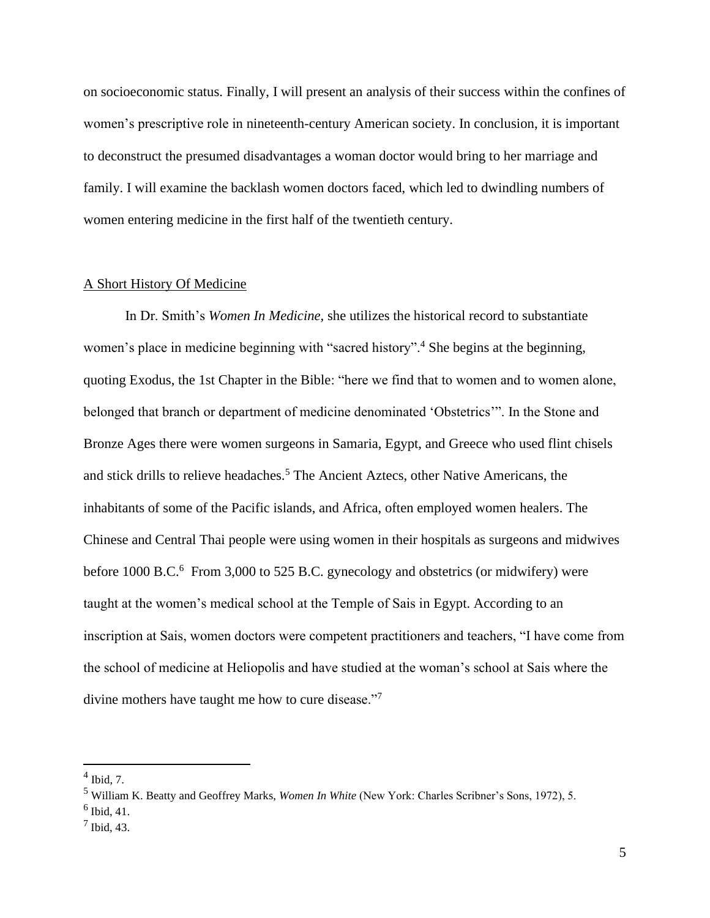on socioeconomic status. Finally, I will present an analysis of their success within the confines of women's prescriptive role in nineteenth-century American society. In conclusion, it is important to deconstruct the presumed disadvantages a woman doctor would bring to her marriage and family. I will examine the backlash women doctors faced, which led to dwindling numbers of women entering medicine in the first half of the twentieth century.

## A Short History Of Medicine

In Dr. Smith's *Women In Medicine,* she utilizes the historical record to substantiate women's place in medicine beginning with "sacred history".[4] She begins at the beginning, quoting Exodus, the 1st Chapter in the Bible: "here we find that to women and to women alone, belonged that branch or department of medicine denominated 'Obstetrics'". In the Stone and Bronze Ages there were women surgeons in Samaria, Egypt, and Greece who used flint chisels and stick drills to relieve headaches.[5] The Ancient Aztecs, other Native Americans, the inhabitants of some of the Pacific islands, and Africa, often employed women healers. The Chinese and Central Thai people were using women in their hospitals as surgeons and midwives before 1000 B.C.[6] From 3,000 to 525 B.C. gynecology and obstetrics (or midwifery) were taught at the women's medical school at the Temple of Sais in Egypt. According to an inscription at Sais, women doctors were competent practitioners and teachers, "I have come from the school of medicine at Heliopolis and have studied at the woman's school at Sais where the divine mothers have taught me how to cure disease."[7]

---

[4] Ibid, 7.

[5] William K. Beatty and Geoffrey Marks, *Women In White* (New York: Charles Scribner's Sons, 1972), 5.

[6] Ibid, 41.

[7] Ibid, 43.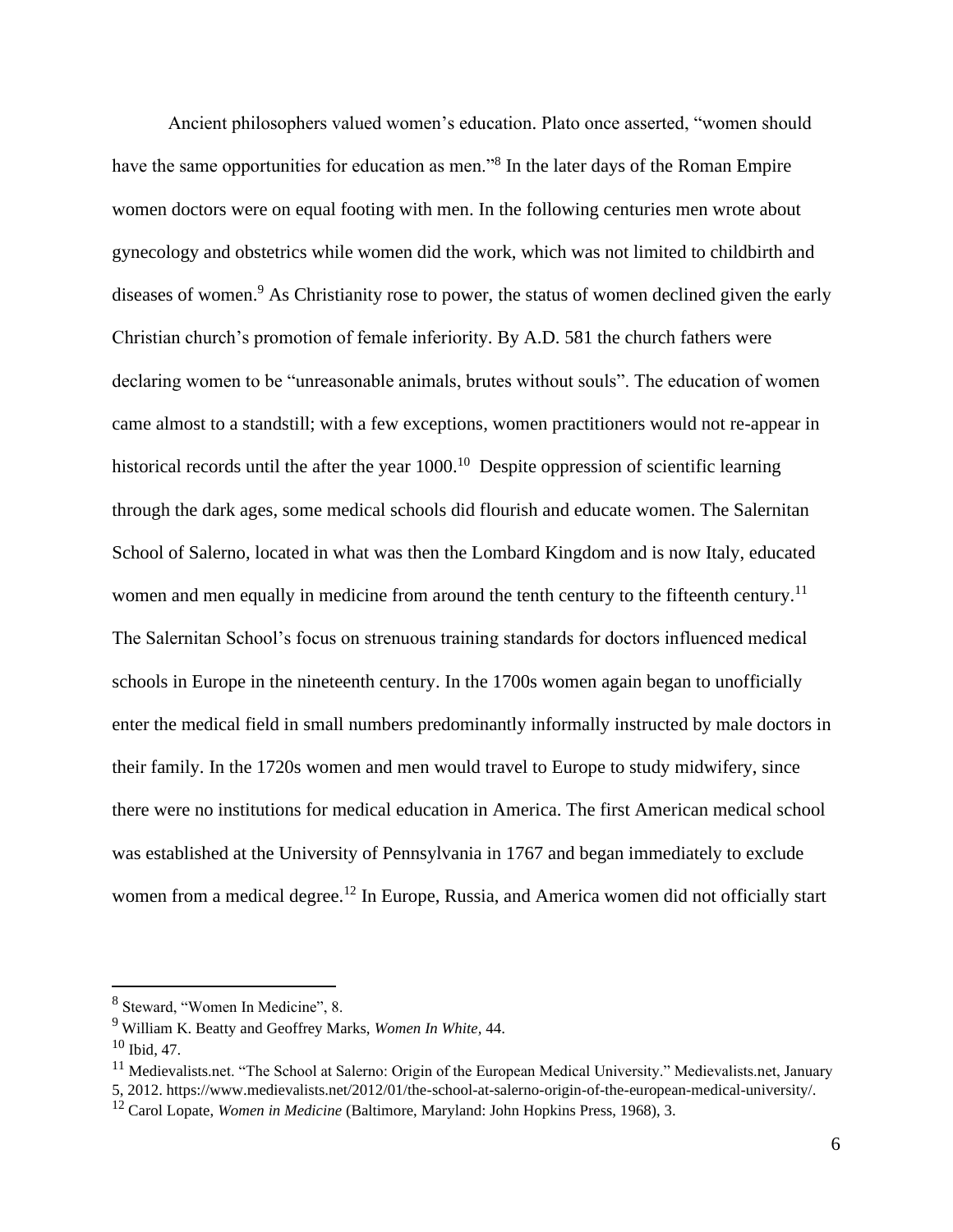Ancient philosophers valued women's education. Plato once asserted, "women should have the same opportunities for education as men."[8] In the later days of the Roman Empire women doctors were on equal footing with men. In the following centuries men wrote about gynecology and obstetrics while women did the work, which was not limited to childbirth and diseases of women.[9] As Christianity rose to power, the status of women declined given the early Christian church's promotion of female inferiority. By A.D. 581 the church fathers were declaring women to be "unreasonable animals, brutes without souls". The education of women came almost to a standstill; with a few exceptions, women practitioners would not re-appear in historical records until the after the year 1000.[10] Despite oppression of scientific learning through the dark ages, some medical schools did flourish and educate women. The Salernitan School of Salerno, located in what was then the Lombard Kingdom and is now Italy, educated women and men equally in medicine from around the tenth century to the fifteenth century.[11] The Salernitan School's focus on strenuous training standards for doctors influenced medical schools in Europe in the nineteenth century. In the 1700s women again began to unofficially enter the medical field in small numbers predominantly informally instructed by male doctors in their family. In the 1720s women and men would travel to Europe to study midwifery, since there were no institutions for medical education in America. The first American medical school was established at the University of Pennsylvania in 1767 and began immediately to exclude women from a medical degree.[12] In Europe, Russia, and America women did not officially start

---

[8] Steward, "Women In Medicine", 8.

[9] William K. Beatty and Geoffrey Marks, *Women In White,* 44.

[10] Ibid, 47.

[11] Medievalists.net. "The School at Salerno: Origin of the European Medical University." Medievalists.net, January 5, 2012. https://www.medievalists.net/2012/01/the-school-at-salerno-origin-of-the-european-medical-university/.

[12] Carol Lopate, *Women in Medicine* (Baltimore, Maryland: John Hopkins Press, 1968), 3.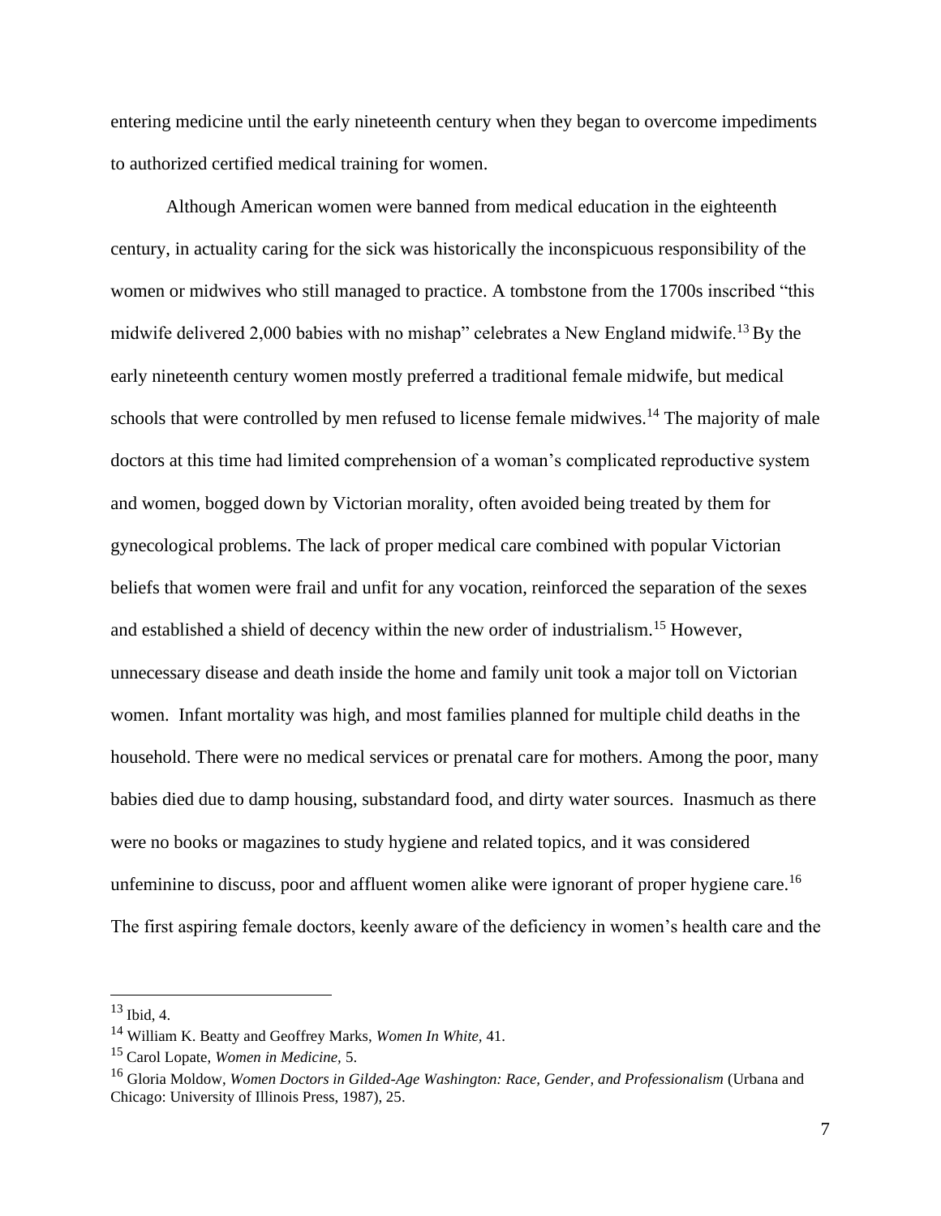entering medicine until the early nineteenth century when they began to overcome impediments to authorized certified medical training for women.

Although American women were banned from medical education in the eighteenth century, in actuality caring for the sick was historically the inconspicuous responsibility of the women or midwives who still managed to practice. A tombstone from the 1700s inscribed "this midwife delivered 2,000 babies with no mishap" celebrates a New England midwife.[13] By the early nineteenth century women mostly preferred a traditional female midwife, but medical schools that were controlled by men refused to license female midwives.[14] The majority of male doctors at this time had limited comprehension of a woman's complicated reproductive system and women, bogged down by Victorian morality, often avoided being treated by them for gynecological problems. The lack of proper medical care combined with popular Victorian beliefs that women were frail and unfit for any vocation, reinforced the separation of the sexes and established a shield of decency within the new order of industrialism.[15] However, unnecessary disease and death inside the home and family unit took a major toll on Victorian women. Infant mortality was high, and most families planned for multiple child deaths in the household. There were no medical services or prenatal care for mothers. Among the poor, many babies died due to damp housing, substandard food, and dirty water sources. Inasmuch as there were no books or magazines to study hygiene and related topics, and it was considered unfeminine to discuss, poor and affluent women alike were ignorant of proper hygiene care.[16] The first aspiring female doctors, keenly aware of the deficiency in women's health care and the

---

[13] Ibid, 4.

[14] William K. Beatty and Geoffrey Marks, *Women In White,* 41.

[15] Carol Lopate, *Women in Medicine,* 5.

[16] Gloria Moldow, *Women Doctors in Gilded-Age Washington: Race, Gender, and Professionalism* (Urbana and Chicago: University of Illinois Press, 1987), 25.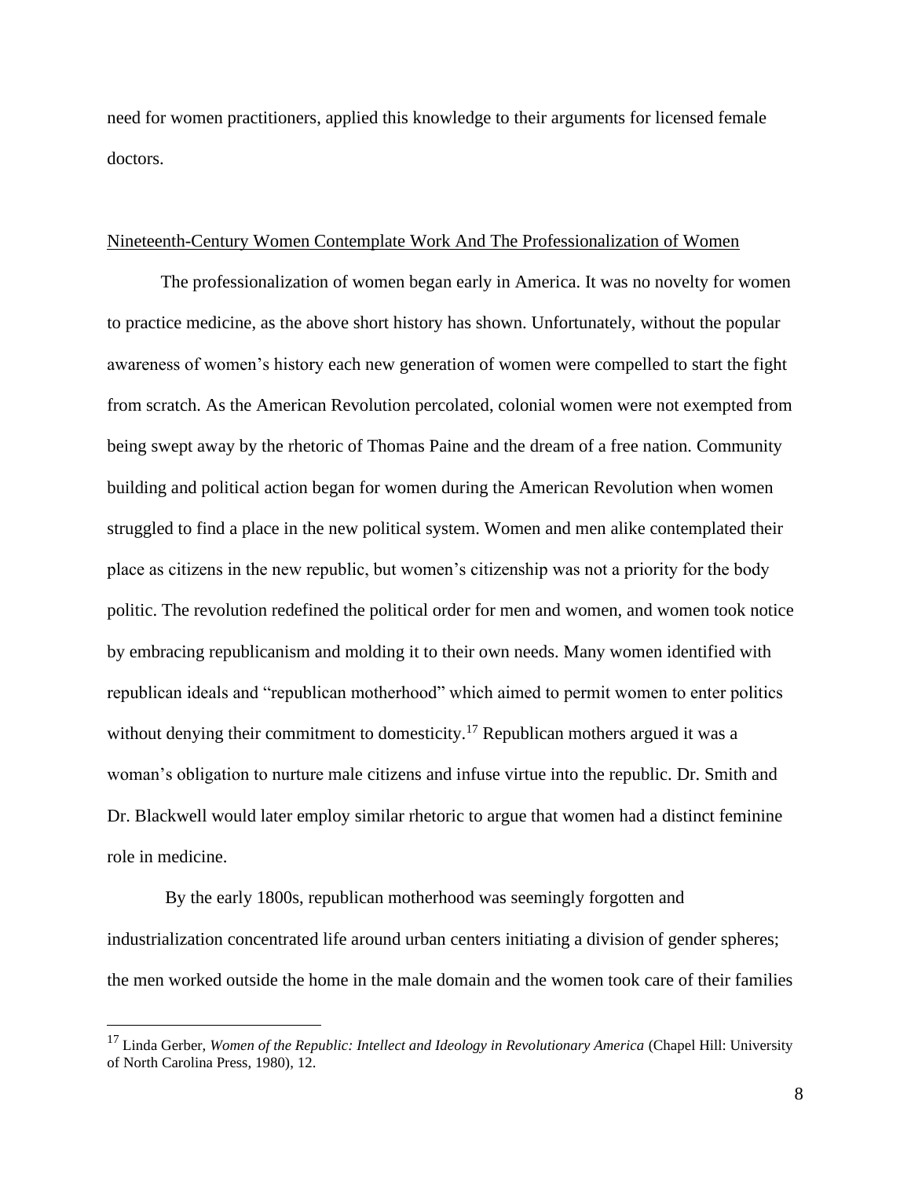need for women practitioners, applied this knowledge to their arguments for licensed female doctors.

## Nineteenth-Century Women Contemplate Work And The Professionalization of Women

The professionalization of women began early in America. It was no novelty for women to practice medicine, as the above short history has shown. Unfortunately, without the popular awareness of women's history each new generation of women were compelled to start the fight from scratch. As the American Revolution percolated, colonial women were not exempted from being swept away by the rhetoric of Thomas Paine and the dream of a free nation. Community building and political action began for women during the American Revolution when women struggled to find a place in the new political system. Women and men alike contemplated their place as citizens in the new republic, but women's citizenship was not a priority for the body politic. The revolution redefined the political order for men and women, and women took notice by embracing republicanism and molding it to their own needs. Many women identified with republican ideals and "republican motherhood" which aimed to permit women to enter politics without denying their commitment to domesticity.[17] Republican mothers argued it was a woman's obligation to nurture male citizens and infuse virtue into the republic. Dr. Smith and Dr. Blackwell would later employ similar rhetoric to argue that women had a distinct feminine role in medicine.

By the early 1800s, republican motherhood was seemingly forgotten and industrialization concentrated life around urban centers initiating a division of gender spheres; the men worked outside the home in the male domain and the women took care of their families

---

[17] Linda Gerber, *Women of the Republic: Intellect and Ideology in Revolutionary America* (Chapel Hill: University of North Carolina Press, 1980), 12.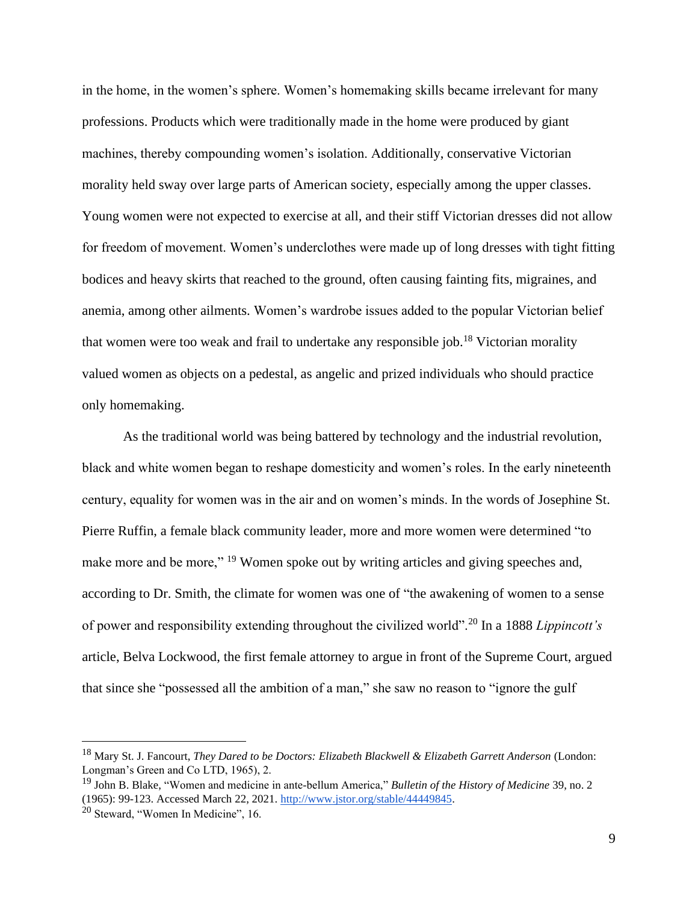in the home, in the women's sphere. Women's homemaking skills became irrelevant for many professions. Products which were traditionally made in the home were produced by giant machines, thereby compounding women's isolation. Additionally, conservative Victorian morality held sway over large parts of American society, especially among the upper classes. Young women were not expected to exercise at all, and their stiff Victorian dresses did not allow for freedom of movement. Women's underclothes were made up of long dresses with tight fitting bodices and heavy skirts that reached to the ground, often causing fainting fits, migraines, and anemia, among other ailments. Women's wardrobe issues added to the popular Victorian belief that women were too weak and frail to undertake any responsible job.[18] Victorian morality valued women as objects on a pedestal, as angelic and prized individuals who should practice only homemaking.

As the traditional world was being battered by technology and the industrial revolution, black and white women began to reshape domesticity and women's roles. In the early nineteenth century, equality for women was in the air and on women's minds. In the words of Josephine St. Pierre Ruffin, a female black community leader, more and more women were determined "to make more and be more," [19] Women spoke out by writing articles and giving speeches and, according to Dr. Smith, the climate for women was one of "the awakening of women to a sense of power and responsibility extending throughout the civilized world".[20] In a 1888 *Lippincott's* article, Belva Lockwood, the first female attorney to argue in front of the Supreme Court, argued that since she "possessed all the ambition of a man," she saw no reason to "ignore the gulf

---

[18] Mary St. J. Fancourt, *They Dared to be Doctors: Elizabeth Blackwell & Elizabeth Garrett Anderson* (London: Longman's Green and Co LTD, 1965), 2.

[19] John B. Blake, "Women and medicine in ante-bellum America," *Bulletin of the History of Medicine* 39, no. 2 (1965): 99-123. Accessed March 22, 2021. http://www.jstor.org/stable/44449845.

[20] Steward, "Women In Medicine", 16.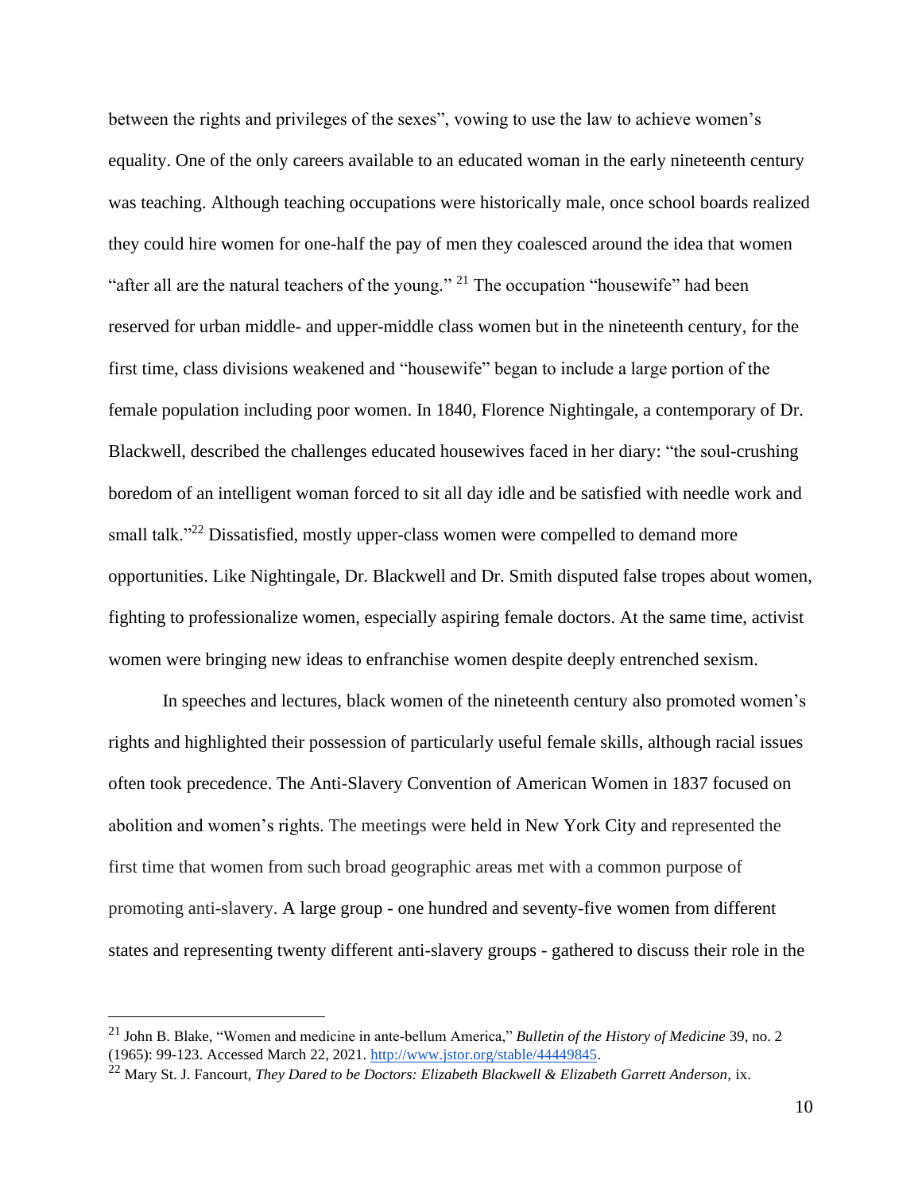between the rights and privileges of the sexes", vowing to use the law to achieve women's equality. One of the only careers available to an educated woman in the early nineteenth century was teaching. Although teaching occupations were historically male, once school boards realized they could hire women for one-half the pay of men they coalesced around the idea that women "after all are the natural teachers of the young." [21] The occupation "housewife" had been reserved for urban middle- and upper-middle class women but in the nineteenth century, for the first time, class divisions weakened and "housewife" began to include a large portion of the female population including poor women. In 1840, Florence Nightingale, a contemporary of Dr. Blackwell, described the challenges educated housewives faced in her diary: "the soul-crushing boredom of an intelligent woman forced to sit all day idle and be satisfied with needle work and small talk."[22] Dissatisfied, mostly upper-class women were compelled to demand more opportunities. Like Nightingale, Dr. Blackwell and Dr. Smith disputed false tropes about women, fighting to professionalize women, especially aspiring female doctors. At the same time, activist women were bringing new ideas to enfranchise women despite deeply entrenched sexism.

In speeches and lectures, black women of the nineteenth century also promoted women's rights and highlighted their possession of particularly useful female skills, although racial issues often took precedence. The Anti-Slavery Convention of American Women in 1837 focused on abolition and women's rights. The meetings were held in New York City and represented the first time that women from such broad geographic areas met with a common purpose of promoting anti-slavery. A large group - one hundred and seventy-five women from different states and representing twenty different anti-slavery groups - gathered to discuss their role in the

---

[21] John B. Blake, "Women and medicine in ante-bellum America," *Bulletin of the History of Medicine* 39, no. 2 (1965): 99-123. Accessed March 22, 2021. http://www.jstor.org/stable/44449845.

[22] Mary St. J. Fancourt, *They Dared to be Doctors: Elizabeth Blackwell & Elizabeth Garrett Anderson*, ix.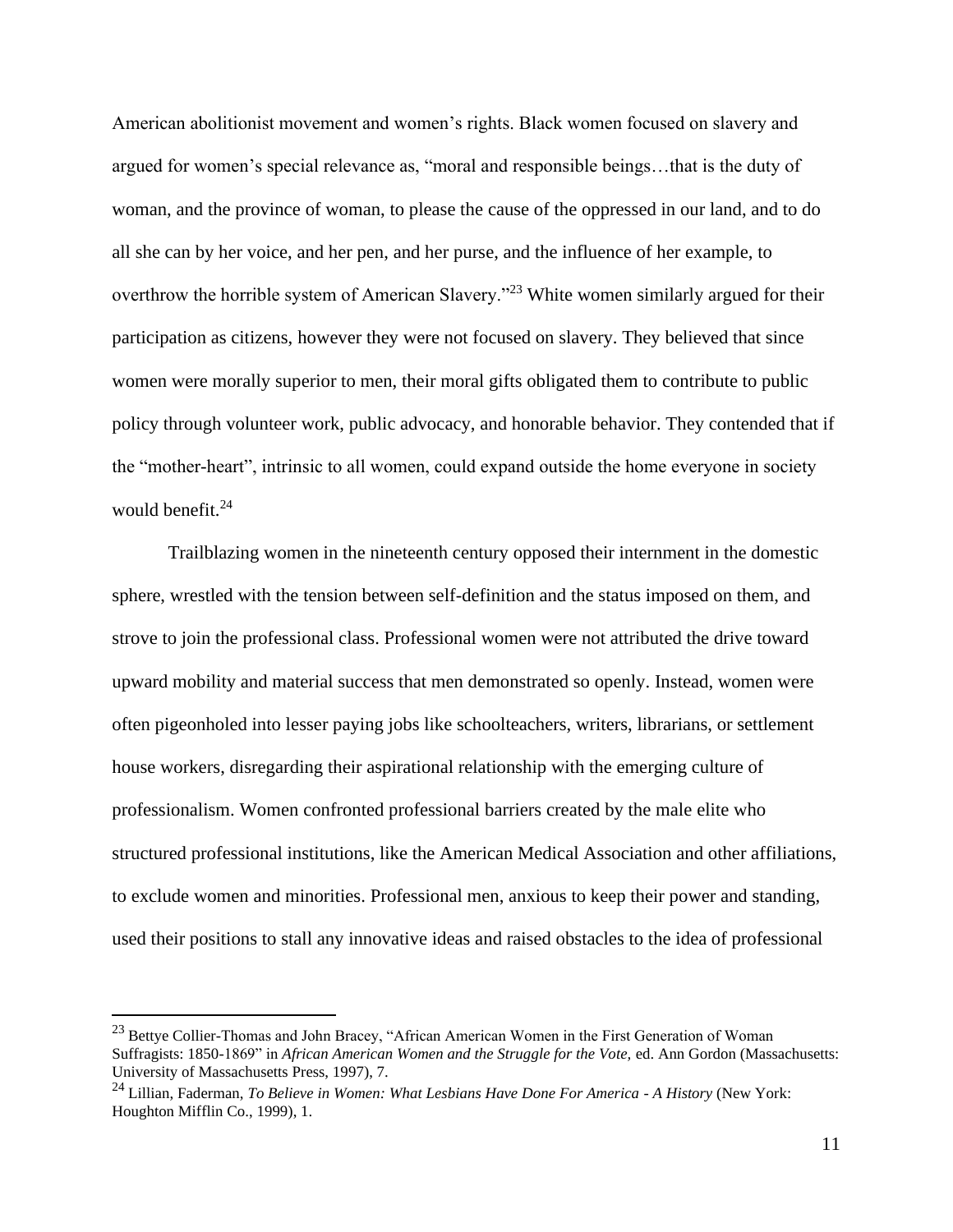American abolitionist movement and women's rights. Black women focused on slavery and argued for women's special relevance as, "moral and responsible beings…that is the duty of woman, and the province of woman, to please the cause of the oppressed in our land, and to do all she can by her voice, and her pen, and her purse, and the influence of her example, to overthrow the horrible system of American Slavery."[23] White women similarly argued for their participation as citizens, however they were not focused on slavery. They believed that since women were morally superior to men, their moral gifts obligated them to contribute to public policy through volunteer work, public advocacy, and honorable behavior. They contended that if the "mother-heart", intrinsic to all women, could expand outside the home everyone in society would benefit.[24]

Trailblazing women in the nineteenth century opposed their internment in the domestic sphere, wrestled with the tension between self-definition and the status imposed on them, and strove to join the professional class. Professional women were not attributed the drive toward upward mobility and material success that men demonstrated so openly. Instead, women were often pigeonholed into lesser paying jobs like schoolteachers, writers, librarians, or settlement house workers, disregarding their aspirational relationship with the emerging culture of professionalism. Women confronted professional barriers created by the male elite who structured professional institutions, like the American Medical Association and other affiliations, to exclude women and minorities. Professional men, anxious to keep their power and standing, used their positions to stall any innovative ideas and raised obstacles to the idea of professional

---

[23] Bettye Collier-Thomas and John Bracey, "African American Women in the First Generation of Woman Suffragists: 1850-1869" in *African American Women and the Struggle for the Vote,* ed. Ann Gordon (Massachusetts: University of Massachusetts Press, 1997), 7.

[24] Lillian, Faderman, *To Believe in Women: What Lesbians Have Done For America - A History* (New York: Houghton Mifflin Co., 1999), 1.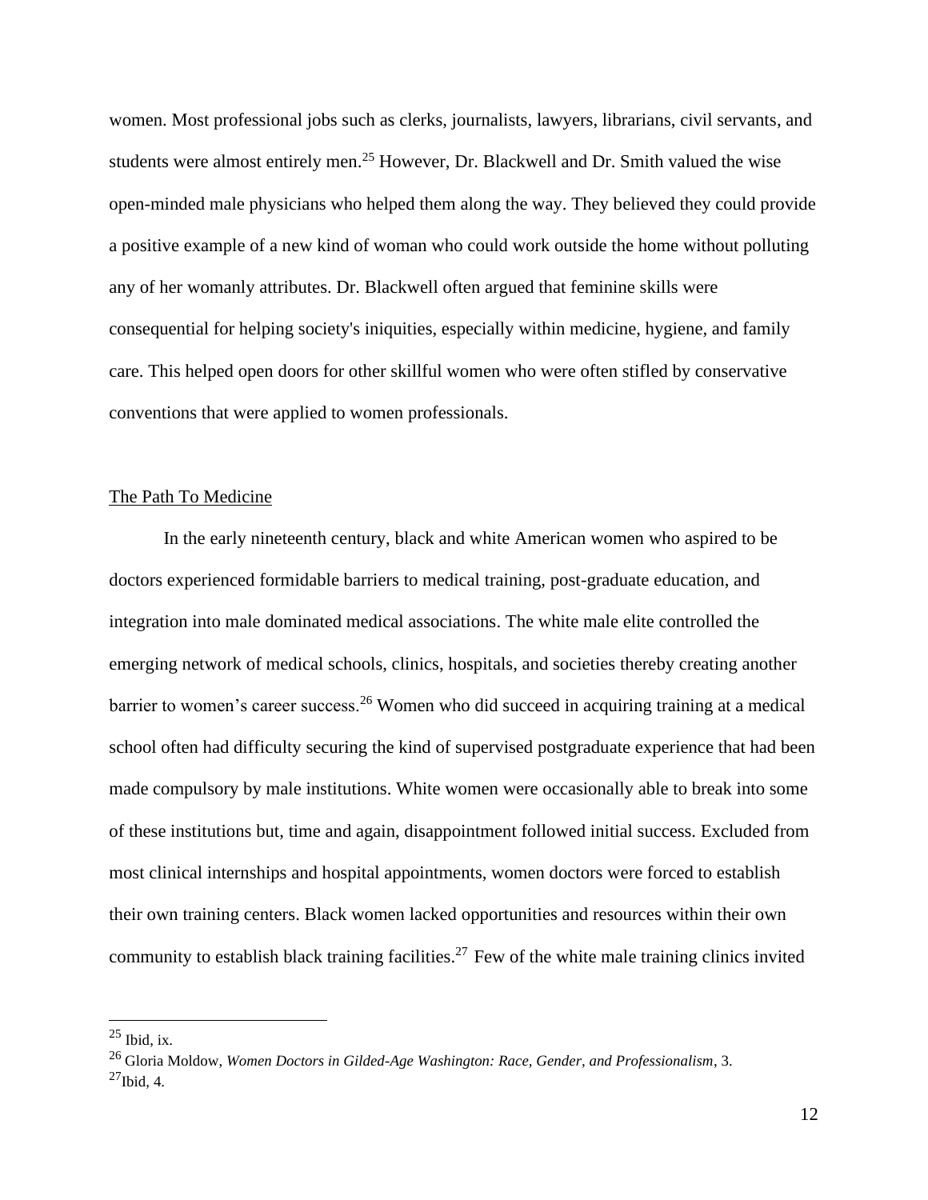women. Most professional jobs such as clerks, journalists, lawyers, librarians, civil servants, and students were almost entirely men.[25] However, Dr. Blackwell and Dr. Smith valued the wise open-minded male physicians who helped them along the way. They believed they could provide a positive example of a new kind of woman who could work outside the home without polluting any of her womanly attributes. Dr. Blackwell often argued that feminine skills were consequential for helping society's iniquities, especially within medicine, hygiene, and family care. This helped open doors for other skillful women who were often stifled by conservative conventions that were applied to women professionals.

## The Path To Medicine

In the early nineteenth century, black and white American women who aspired to be doctors experienced formidable barriers to medical training, post-graduate education, and integration into male dominated medical associations. The white male elite controlled the emerging network of medical schools, clinics, hospitals, and societies thereby creating another barrier to women's career success.[26] Women who did succeed in acquiring training at a medical school often had difficulty securing the kind of supervised postgraduate experience that had been made compulsory by male institutions. White women were occasionally able to break into some of these institutions but, time and again, disappointment followed initial success. Excluded from most clinical internships and hospital appointments, women doctors were forced to establish their own training centers. Black women lacked opportunities and resources within their own community to establish black training facilities.[27] Few of the white male training clinics invited

---

[25] Ibid, ix.

[26] Gloria Moldow, *Women Doctors in Gilded-Age Washington: Race, Gender, and Professionalism*, 3.

[27] Ibid, 4.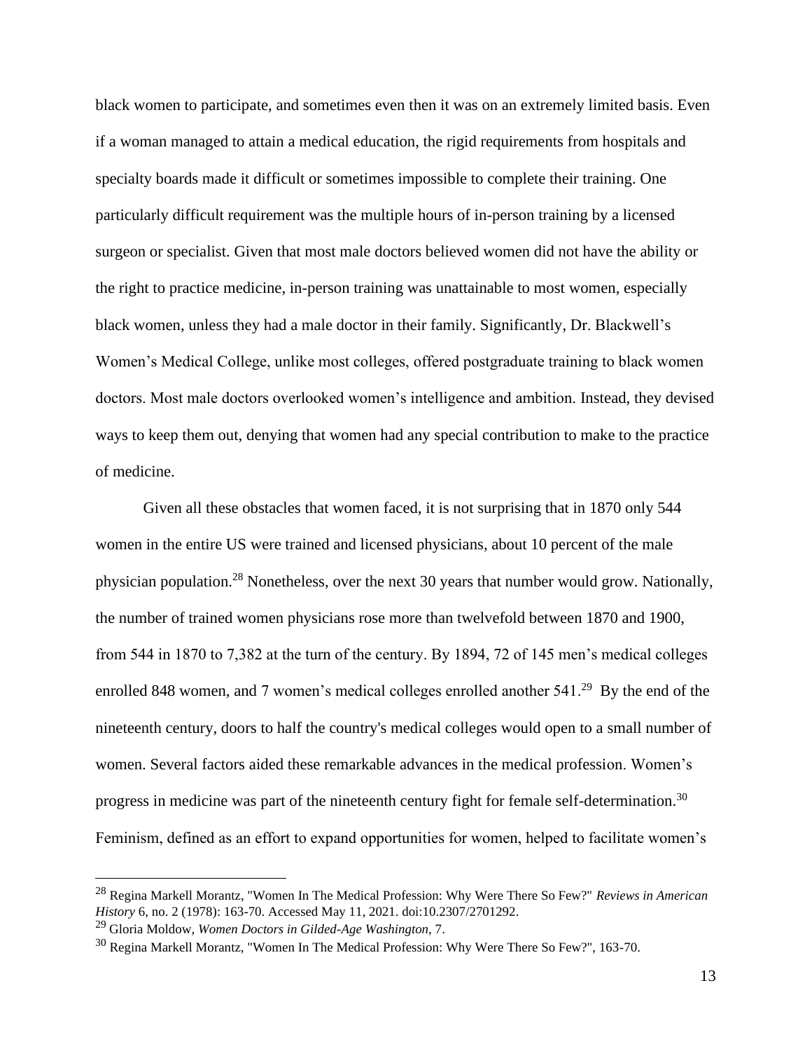black women to participate, and sometimes even then it was on an extremely limited basis. Even if a woman managed to attain a medical education, the rigid requirements from hospitals and specialty boards made it difficult or sometimes impossible to complete their training. One particularly difficult requirement was the multiple hours of in-person training by a licensed surgeon or specialist. Given that most male doctors believed women did not have the ability or the right to practice medicine, in-person training was unattainable to most women, especially black women, unless they had a male doctor in their family. Significantly, Dr. Blackwell's Women's Medical College, unlike most colleges, offered postgraduate training to black women doctors. Most male doctors overlooked women's intelligence and ambition. Instead, they devised ways to keep them out, denying that women had any special contribution to make to the practice of medicine.

Given all these obstacles that women faced, it is not surprising that in 1870 only 544 women in the entire US were trained and licensed physicians, about 10 percent of the male physician population.[28] Nonetheless, over the next 30 years that number would grow. Nationally, the number of trained women physicians rose more than twelvefold between 1870 and 1900, from 544 in 1870 to 7,382 at the turn of the century. By 1894, 72 of 145 men's medical colleges enrolled 848 women, and 7 women's medical colleges enrolled another 541.[29] By the end of the nineteenth century, doors to half the country's medical colleges would open to a small number of women. Several factors aided these remarkable advances in the medical profession. Women's progress in medicine was part of the nineteenth century fight for female self-determination.[30] Feminism, defined as an effort to expand opportunities for women, helped to facilitate women's

---

[28] Regina Markell Morantz, "Women In The Medical Profession: Why Were There So Few?" *Reviews in American History* 6, no. 2 (1978): 163-70. Accessed May 11, 2021. doi:10.2307/2701292.

[29] Gloria Moldow, *Women Doctors in Gilded-Age Washington*, 7.

[30] Regina Markell Morantz, "Women In The Medical Profession: Why Were There So Few?", 163-70.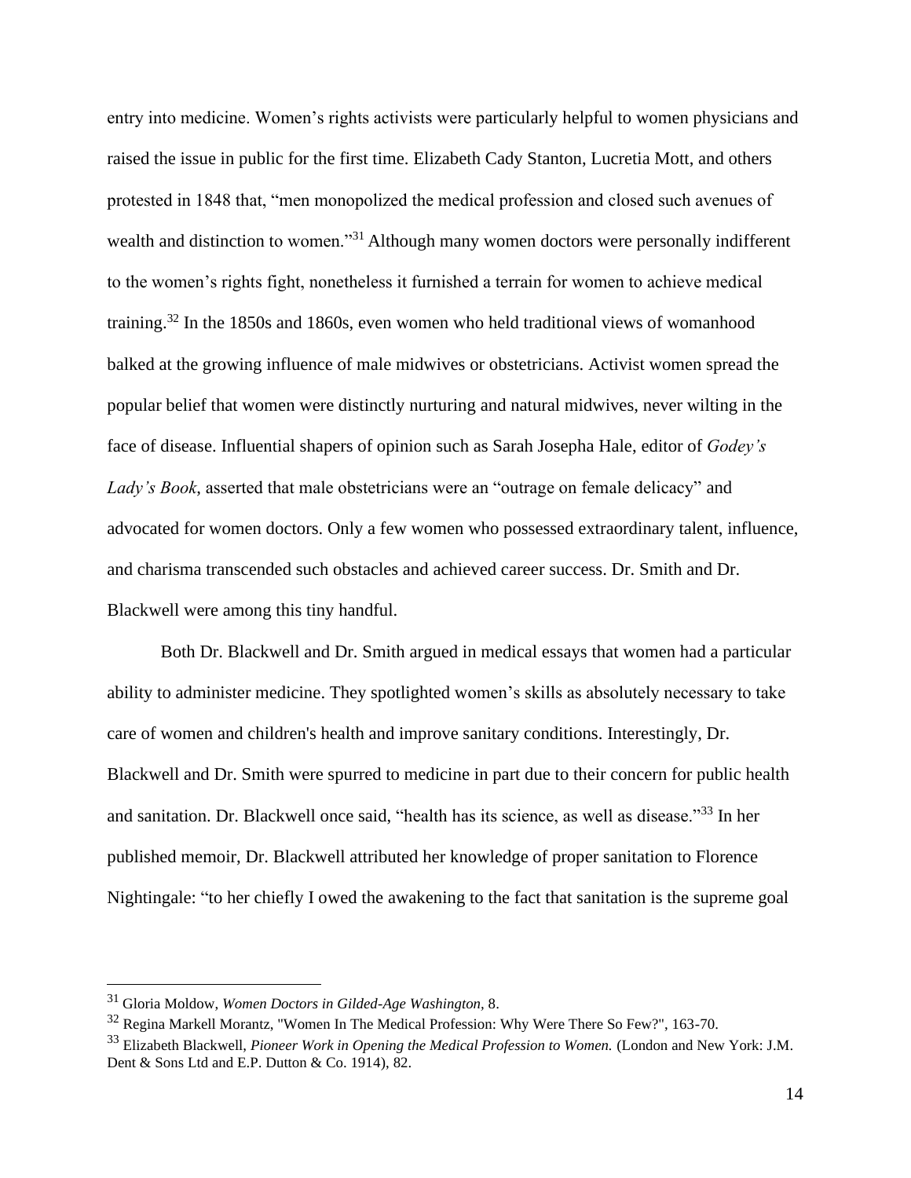entry into medicine. Women's rights activists were particularly helpful to women physicians and raised the issue in public for the first time. Elizabeth Cady Stanton, Lucretia Mott, and others protested in 1848 that, "men monopolized the medical profession and closed such avenues of wealth and distinction to women."[31] Although many women doctors were personally indifferent to the women's rights fight, nonetheless it furnished a terrain for women to achieve medical training.[32] In the 1850s and 1860s, even women who held traditional views of womanhood balked at the growing influence of male midwives or obstetricians. Activist women spread the popular belief that women were distinctly nurturing and natural midwives, never wilting in the face of disease. Influential shapers of opinion such as Sarah Josepha Hale, editor of *Godey's Lady's Book*, asserted that male obstetricians were an "outrage on female delicacy" and advocated for women doctors. Only a few women who possessed extraordinary talent, influence, and charisma transcended such obstacles and achieved career success. Dr. Smith and Dr. Blackwell were among this tiny handful.

Both Dr. Blackwell and Dr. Smith argued in medical essays that women had a particular ability to administer medicine. They spotlighted women's skills as absolutely necessary to take care of women and children's health and improve sanitary conditions. Interestingly, Dr. Blackwell and Dr. Smith were spurred to medicine in part due to their concern for public health and sanitation. Dr. Blackwell once said, "health has its science, as well as disease."[33] In her published memoir, Dr. Blackwell attributed her knowledge of proper sanitation to Florence Nightingale: "to her chiefly I owed the awakening to the fact that sanitation is the supreme goal

---

[31] Gloria Moldow, *Women Doctors in Gilded-Age Washington,* 8.

[32] Regina Markell Morantz, "Women In The Medical Profession: Why Were There So Few?", 163-70.

[33] Elizabeth Blackwell, *Pioneer Work in Opening the Medical Profession to Women.* (London and New York: J.M. Dent & Sons Ltd and E.P. Dutton & Co. 1914), 82.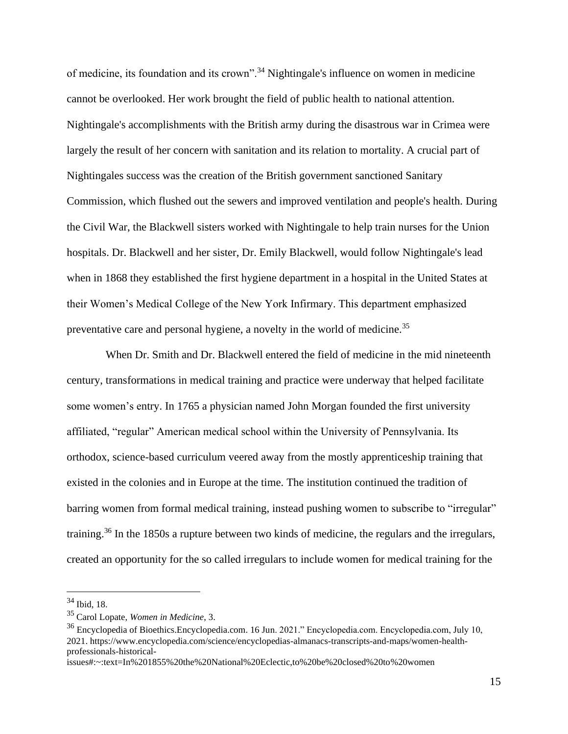of medicine, its foundation and its crown".[34] Nightingale's influence on women in medicine cannot be overlooked. Her work brought the field of public health to national attention. Nightingale's accomplishments with the British army during the disastrous war in Crimea were largely the result of her concern with sanitation and its relation to mortality. A crucial part of Nightingales success was the creation of the British government sanctioned Sanitary Commission, which flushed out the sewers and improved ventilation and people's health. During the Civil War, the Blackwell sisters worked with Nightingale to help train nurses for the Union hospitals. Dr. Blackwell and her sister, Dr. Emily Blackwell, would follow Nightingale's lead when in 1868 they established the first hygiene department in a hospital in the United States at their Women's Medical College of the New York Infirmary. This department emphasized preventative care and personal hygiene, a novelty in the world of medicine.[35]

When Dr. Smith and Dr. Blackwell entered the field of medicine in the mid nineteenth century, transformations in medical training and practice were underway that helped facilitate some women's entry. In 1765 a physician named John Morgan founded the first university affiliated, "regular" American medical school within the University of Pennsylvania. Its orthodox, science-based curriculum veered away from the mostly apprenticeship training that existed in the colonies and in Europe at the time. The institution continued the tradition of barring women from formal medical training, instead pushing women to subscribe to "irregular" training.[36] In the 1850s a rupture between two kinds of medicine, the regulars and the irregulars, created an opportunity for the so called irregulars to include women for medical training for the

---

[34] Ibid, 18.

[35] Carol Lopate, *Women in Medicine*, 3.

[36] Encyclopedia of Bioethics.Encyclopedia.com. 16 Jun. 2021." Encyclopedia.com. Encyclopedia.com, July 10, 2021. https://www.encyclopedia.com/science/encyclopedias-almanacs-transcripts-and-maps/women-health-professionals-historical-issues#:~:text=In%201855%20the%20National%20Eclectic,to%20be%20closed%20to%20women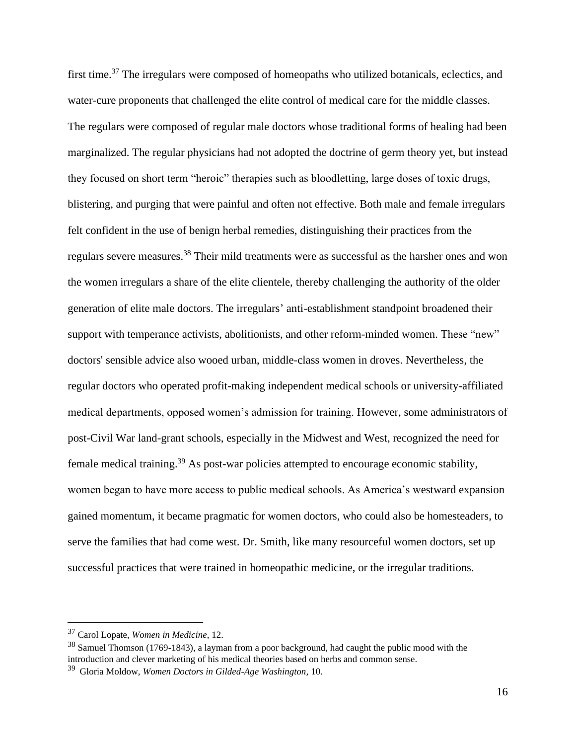first time.[37] The irregulars were composed of homeopaths who utilized botanicals, eclectics, and water-cure proponents that challenged the elite control of medical care for the middle classes. The regulars were composed of regular male doctors whose traditional forms of healing had been marginalized. The regular physicians had not adopted the doctrine of germ theory yet, but instead they focused on short term "heroic" therapies such as bloodletting, large doses of toxic drugs, blistering, and purging that were painful and often not effective. Both male and female irregulars felt confident in the use of benign herbal remedies, distinguishing their practices from the regulars severe measures.[38] Their mild treatments were as successful as the harsher ones and won the women irregulars a share of the elite clientele, thereby challenging the authority of the older generation of elite male doctors. The irregulars' anti-establishment standpoint broadened their support with temperance activists, abolitionists, and other reform-minded women. These "new" doctors' sensible advice also wooed urban, middle-class women in droves. Nevertheless, the regular doctors who operated profit-making independent medical schools or university-affiliated medical departments, opposed women's admission for training. However, some administrators of post-Civil War land-grant schools, especially in the Midwest and West, recognized the need for female medical training.[39] As post-war policies attempted to encourage economic stability, women began to have more access to public medical schools. As America's westward expansion gained momentum, it became pragmatic for women doctors, who could also be homesteaders, to serve the families that had come west. Dr. Smith, like many resourceful women doctors, set up successful practices that were trained in homeopathic medicine, or the irregular traditions.

---

[37] Carol Lopate, *Women in Medicine*, 12.

[38] Samuel Thomson (1769-1843), a layman from a poor background, had caught the public mood with the introduction and clever marketing of his medical theories based on herbs and common sense.

[39] Gloria Moldow, *Women Doctors in Gilded-Age Washington*, 10.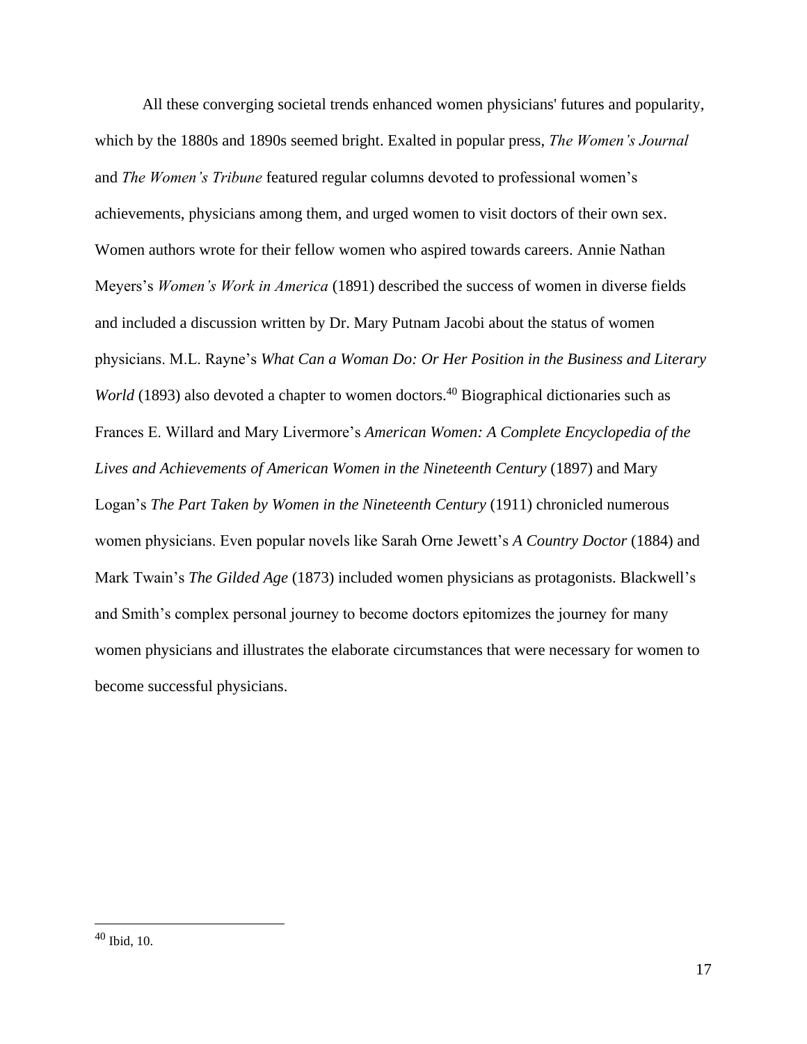All these converging societal trends enhanced women physicians' futures and popularity, which by the 1880s and 1890s seemed bright. Exalted in popular press, *The Women's Journal* and *The Women's Tribune* featured regular columns devoted to professional women's achievements, physicians among them, and urged women to visit doctors of their own sex. Women authors wrote for their fellow women who aspired towards careers. Annie Nathan Meyers's *Women's Work in America* (1891) described the success of women in diverse fields and included a discussion written by Dr. Mary Putnam Jacobi about the status of women physicians. M.L. Rayne's *What Can a Woman Do: Or Her Position in the Business and Literary World* (1893) also devoted a chapter to women doctors.[40] Biographical dictionaries such as Frances E. Willard and Mary Livermore's *American Women: A Complete Encyclopedia of the Lives and Achievements of American Women in the Nineteenth Century* (1897) and Mary Logan's *The Part Taken by Women in the Nineteenth Century* (1911) chronicled numerous women physicians. Even popular novels like Sarah Orne Jewett's *A Country Doctor* (1884) and Mark Twain's *The Gilded Age* (1873) included women physicians as protagonists. Blackwell's and Smith's complex personal journey to become doctors epitomizes the journey for many women physicians and illustrates the elaborate circumstances that were necessary for women to become successful physicians.

---

[40] Ibid, 10.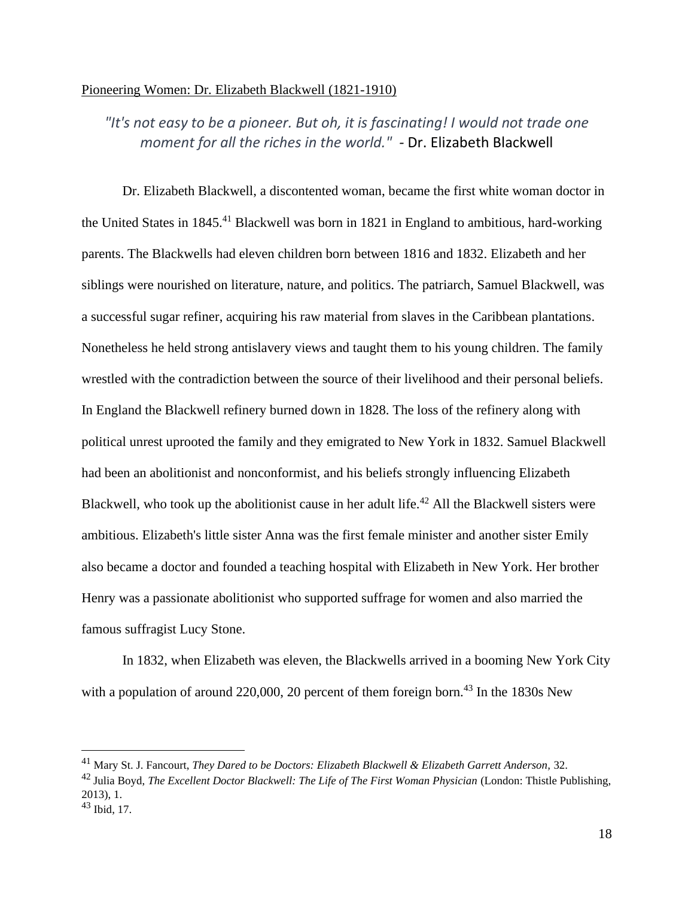Pioneering Women: Dr. Elizabeth Blackwell (1821-1910)

*"It's not easy to be a pioneer. But oh, it is fascinating! I would not trade one moment for all the riches in the world."* - Dr. Elizabeth Blackwell

Dr. Elizabeth Blackwell, a discontented woman, became the first white woman doctor in the United States in 1845.[41] Blackwell was born in 1821 in England to ambitious, hard-working parents. The Blackwells had eleven children born between 1816 and 1832. Elizabeth and her siblings were nourished on literature, nature, and politics. The patriarch, Samuel Blackwell, was a successful sugar refiner, acquiring his raw material from slaves in the Caribbean plantations. Nonetheless he held strong antislavery views and taught them to his young children. The family wrestled with the contradiction between the source of their livelihood and their personal beliefs. In England the Blackwell refinery burned down in 1828. The loss of the refinery along with political unrest uprooted the family and they emigrated to New York in 1832. Samuel Blackwell had been an abolitionist and nonconformist, and his beliefs strongly influencing Elizabeth Blackwell, who took up the abolitionist cause in her adult life.[42] All the Blackwell sisters were ambitious. Elizabeth's little sister Anna was the first female minister and another sister Emily also became a doctor and founded a teaching hospital with Elizabeth in New York. Her brother Henry was a passionate abolitionist who supported suffrage for women and also married the famous suffragist Lucy Stone.

In 1832, when Elizabeth was eleven, the Blackwells arrived in a booming New York City with a population of around 220,000, 20 percent of them foreign born.[43] In the 1830s New

---

[41] Mary St. J. Fancourt, *They Dared to be Doctors: Elizabeth Blackwell & Elizabeth Garrett Anderson*, 32.

[42] Julia Boyd, *The Excellent Doctor Blackwell: The Life of The First Woman Physician* (London: Thistle Publishing, 2013), 1.

[43] Ibid, 17.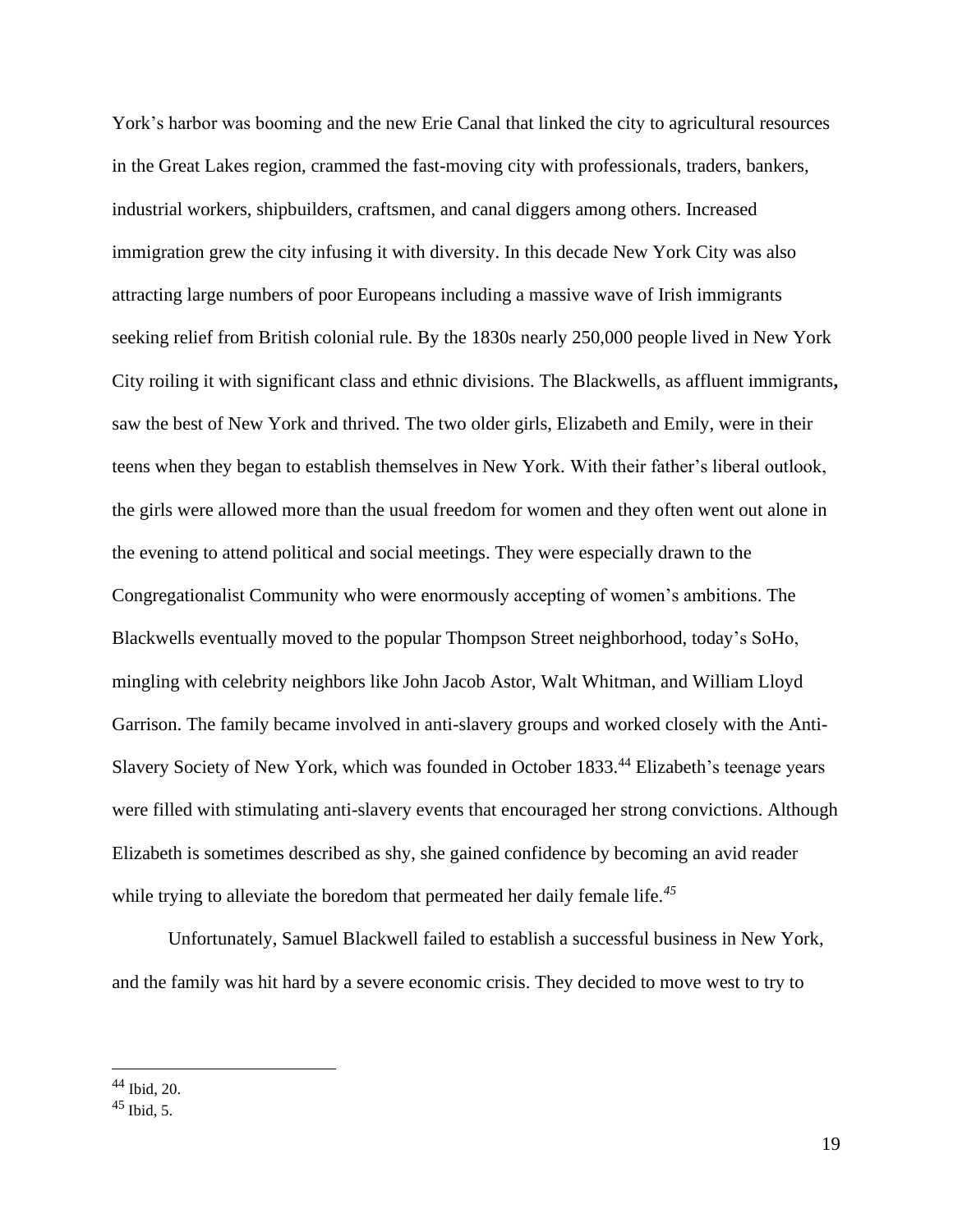York's harbor was booming and the new Erie Canal that linked the city to agricultural resources in the Great Lakes region, crammed the fast-moving city with professionals, traders, bankers, industrial workers, shipbuilders, craftsmen, and canal diggers among others. Increased immigration grew the city infusing it with diversity. In this decade New York City was also attracting large numbers of poor Europeans including a massive wave of Irish immigrants seeking relief from British colonial rule. By the 1830s nearly 250,000 people lived in New York City roiling it with significant class and ethnic divisions. The Blackwells, as affluent immigrants**,** saw the best of New York and thrived. The two older girls, Elizabeth and Emily, were in their teens when they began to establish themselves in New York. With their father's liberal outlook, the girls were allowed more than the usual freedom for women and they often went out alone in the evening to attend political and social meetings. They were especially drawn to the Congregationalist Community who were enormously accepting of women's ambitions. The Blackwells eventually moved to the popular Thompson Street neighborhood, today's SoHo, mingling with celebrity neighbors like John Jacob Astor, Walt Whitman, and William Lloyd Garrison. The family became involved in anti-slavery groups and worked closely with the Anti-Slavery Society of New York, which was founded in October 1833.[44] Elizabeth's teenage years were filled with stimulating anti-slavery events that encouraged her strong convictions. Although Elizabeth is sometimes described as shy, she gained confidence by becoming an avid reader while trying to alleviate the boredom that permeated her daily female life.[45]

Unfortunately, Samuel Blackwell failed to establish a successful business in New York, and the family was hit hard by a severe economic crisis. They decided to move west to try to

---

[44] Ibid, 20.

[45] Ibid, 5.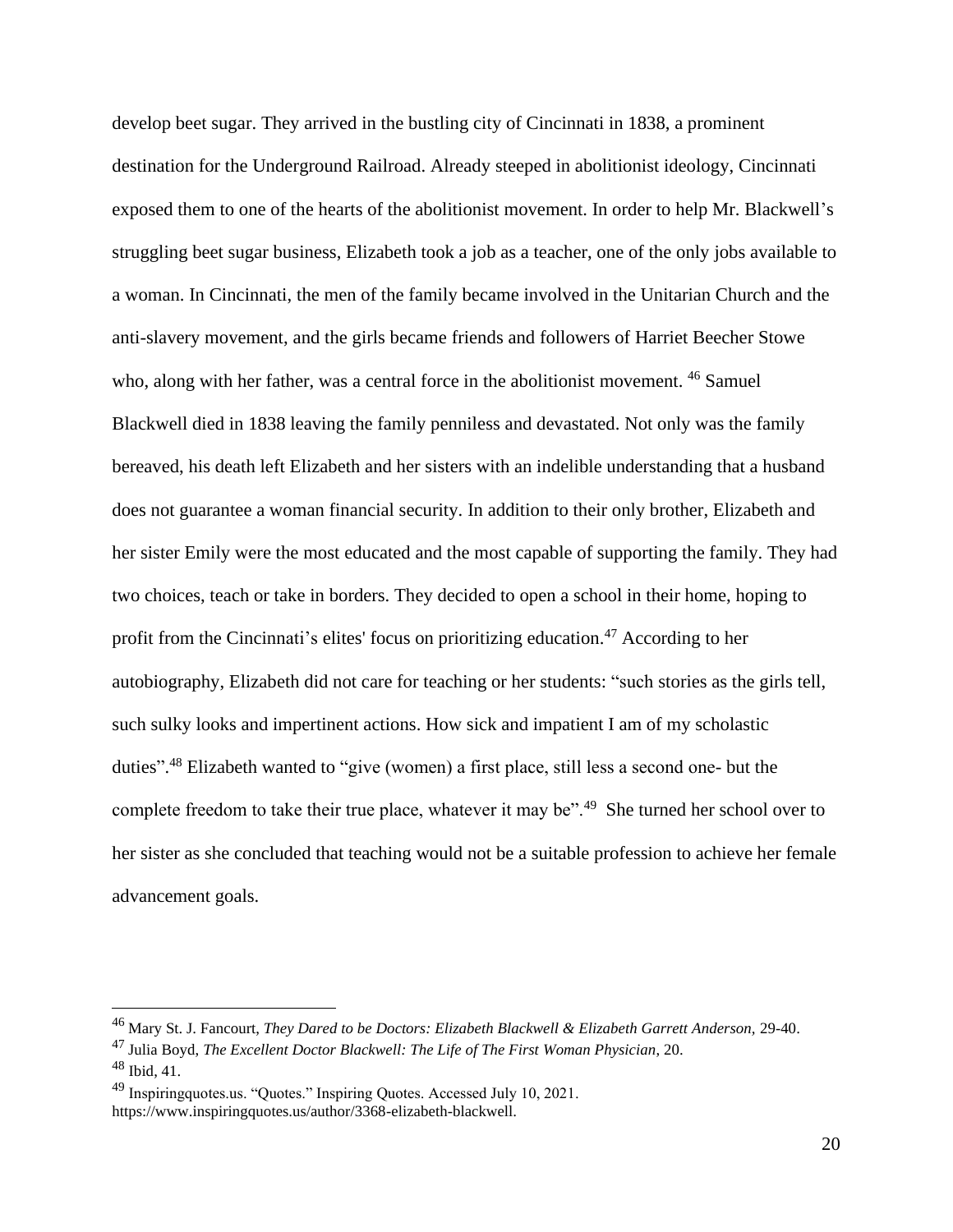develop beet sugar. They arrived in the bustling city of Cincinnati in 1838, a prominent destination for the Underground Railroad. Already steeped in abolitionist ideology, Cincinnati exposed them to one of the hearts of the abolitionist movement. In order to help Mr. Blackwell's struggling beet sugar business, Elizabeth took a job as a teacher, one of the only jobs available to a woman. In Cincinnati, the men of the family became involved in the Unitarian Church and the anti-slavery movement, and the girls became friends and followers of Harriet Beecher Stowe who, along with her father, was a central force in the abolitionist movement. [46] Samuel Blackwell died in 1838 leaving the family penniless and devastated. Not only was the family bereaved, his death left Elizabeth and her sisters with an indelible understanding that a husband does not guarantee a woman financial security. In addition to their only brother, Elizabeth and her sister Emily were the most educated and the most capable of supporting the family. They had two choices, teach or take in borders. They decided to open a school in their home, hoping to profit from the Cincinnati's elites' focus on prioritizing education.[47] According to her autobiography, Elizabeth did not care for teaching or her students: "such stories as the girls tell, such sulky looks and impertinent actions. How sick and impatient I am of my scholastic duties".[48] Elizabeth wanted to "give (women) a first place, still less a second one- but the complete freedom to take their true place, whatever it may be".[49] She turned her school over to her sister as she concluded that teaching would not be a suitable profession to achieve her female advancement goals.

---

[46] Mary St. J. Fancourt, *They Dared to be Doctors: Elizabeth Blackwell & Elizabeth Garrett Anderson,* 29-40.

[47] Julia Boyd, *The Excellent Doctor Blackwell: The Life of The First Woman Physician*, 20.

[48] Ibid, 41.

[49] Inspiringquotes.us. "Quotes." Inspiring Quotes. Accessed July 10, 2021. https://www.inspiringquotes.us/author/3368-elizabeth-blackwell.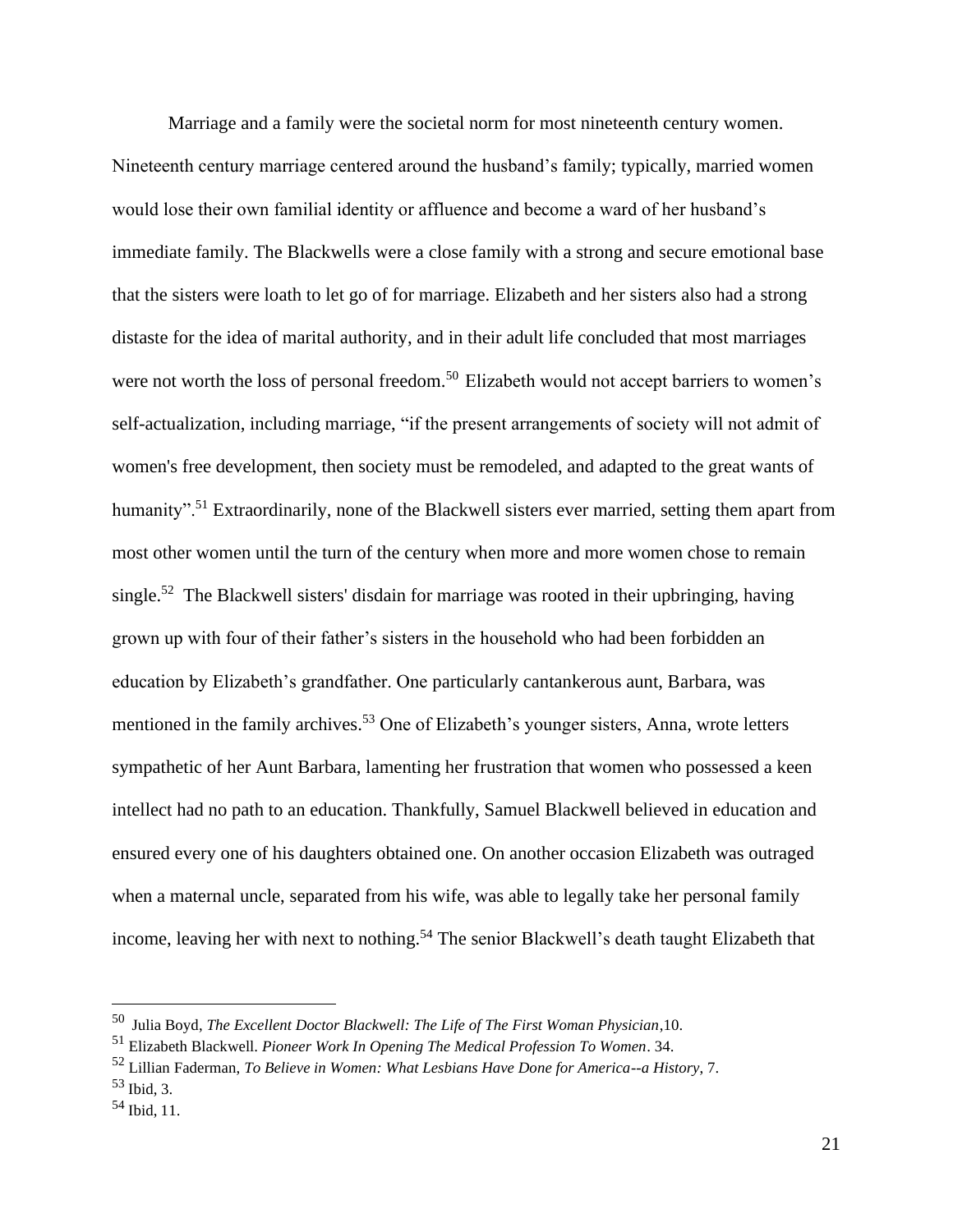Marriage and a family were the societal norm for most nineteenth century women. Nineteenth century marriage centered around the husband's family; typically, married women would lose their own familial identity or affluence and become a ward of her husband's immediate family. The Blackwells were a close family with a strong and secure emotional base that the sisters were loath to let go of for marriage. Elizabeth and her sisters also had a strong distaste for the idea of marital authority, and in their adult life concluded that most marriages were not worth the loss of personal freedom.[50] Elizabeth would not accept barriers to women's self-actualization, including marriage, "if the present arrangements of society will not admit of women's free development, then society must be remodeled, and adapted to the great wants of humanity".[51] Extraordinarily, none of the Blackwell sisters ever married, setting them apart from most other women until the turn of the century when more and more women chose to remain single.[52] The Blackwell sisters' disdain for marriage was rooted in their upbringing, having grown up with four of their father's sisters in the household who had been forbidden an education by Elizabeth's grandfather. One particularly cantankerous aunt, Barbara, was mentioned in the family archives.[53] One of Elizabeth's younger sisters, Anna, wrote letters sympathetic of her Aunt Barbara, lamenting her frustration that women who possessed a keen intellect had no path to an education. Thankfully, Samuel Blackwell believed in education and ensured every one of his daughters obtained one. On another occasion Elizabeth was outraged when a maternal uncle, separated from his wife, was able to legally take her personal family income, leaving her with next to nothing.[54] The senior Blackwell's death taught Elizabeth that

---

[50] Julia Boyd, *The Excellent Doctor Blackwell: The Life of The First Woman Physician*,10.

[51] Elizabeth Blackwell. *Pioneer Work In Opening The Medical Profession To Women*. 34.

[52] Lillian Faderman, *To Believe in Women: What Lesbians Have Done for America--a History*, 7.

[53] Ibid, 3.

[54] Ibid, 11.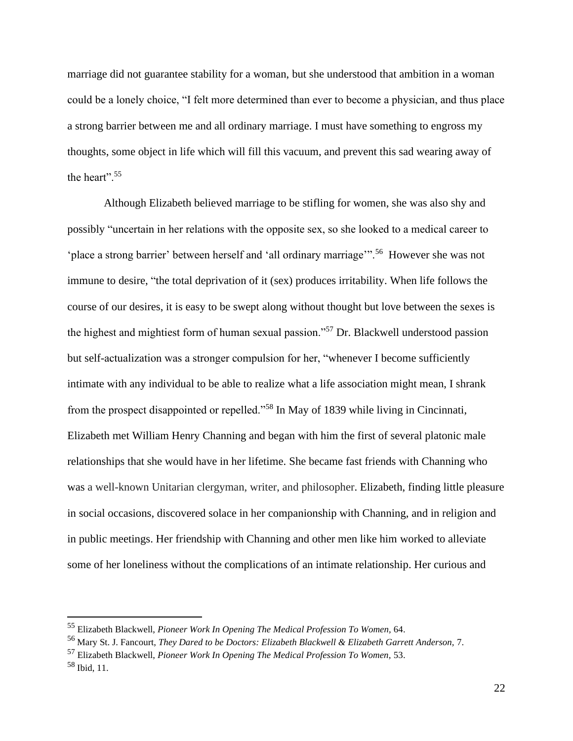marriage did not guarantee stability for a woman, but she understood that ambition in a woman could be a lonely choice, "I felt more determined than ever to become a physician, and thus place a strong barrier between me and all ordinary marriage. I must have something to engross my thoughts, some object in life which will fill this vacuum, and prevent this sad wearing away of the heart".[55]

Although Elizabeth believed marriage to be stifling for women, she was also shy and possibly "uncertain in her relations with the opposite sex, so she looked to a medical career to 'place a strong barrier' between herself and 'all ordinary marriage'".[56] However she was not immune to desire, "the total deprivation of it (sex) produces irritability. When life follows the course of our desires, it is easy to be swept along without thought but love between the sexes is the highest and mightiest form of human sexual passion."[57] Dr. Blackwell understood passion but self-actualization was a stronger compulsion for her, "whenever I become sufficiently intimate with any individual to be able to realize what a life association might mean, I shrank from the prospect disappointed or repelled."[58] In May of 1839 while living in Cincinnati, Elizabeth met William Henry Channing and began with him the first of several platonic male relationships that she would have in her lifetime. She became fast friends with Channing who was a well-known Unitarian clergyman, writer, and philosopher. Elizabeth, finding little pleasure in social occasions, discovered solace in her companionship with Channing, and in religion and in public meetings. Her friendship with Channing and other men like him worked to alleviate some of her loneliness without the complications of an intimate relationship. Her curious and

---

[55] Elizabeth Blackwell, *Pioneer Work In Opening The Medical Profession To Women,* 64.

[56] Mary St. J. Fancourt, *They Dared to be Doctors: Elizabeth Blackwell & Elizabeth Garrett Anderson,* 7.

[57] Elizabeth Blackwell, *Pioneer Work In Opening The Medical Profession To Women,* 53.

[58] Ibid, 11.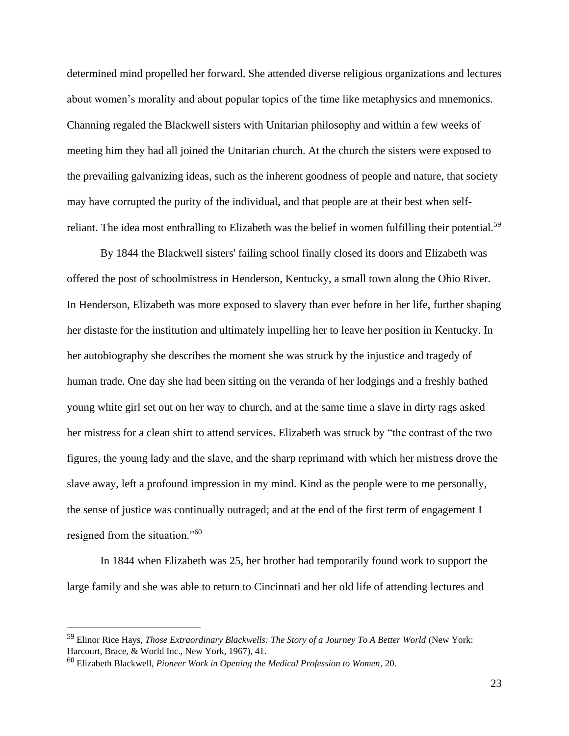determined mind propelled her forward. She attended diverse religious organizations and lectures about women's morality and about popular topics of the time like metaphysics and mnemonics. Channing regaled the Blackwell sisters with Unitarian philosophy and within a few weeks of meeting him they had all joined the Unitarian church. At the church the sisters were exposed to the prevailing galvanizing ideas, such as the inherent goodness of people and nature, that society may have corrupted the purity of the individual, and that people are at their best when self-reliant. The idea most enthralling to Elizabeth was the belief in women fulfilling their potential.[59]

By 1844 the Blackwell sisters' failing school finally closed its doors and Elizabeth was offered the post of schoolmistress in Henderson, Kentucky, a small town along the Ohio River. In Henderson, Elizabeth was more exposed to slavery than ever before in her life, further shaping her distaste for the institution and ultimately impelling her to leave her position in Kentucky. In her autobiography she describes the moment she was struck by the injustice and tragedy of human trade. One day she had been sitting on the veranda of her lodgings and a freshly bathed young white girl set out on her way to church, and at the same time a slave in dirty rags asked her mistress for a clean shirt to attend services. Elizabeth was struck by "the contrast of the two figures, the young lady and the slave, and the sharp reprimand with which her mistress drove the slave away, left a profound impression in my mind. Kind as the people were to me personally, the sense of justice was continually outraged; and at the end of the first term of engagement I resigned from the situation."[60]

In 1844 when Elizabeth was 25, her brother had temporarily found work to support the large family and she was able to return to Cincinnati and her old life of attending lectures and

---

[59] Elinor Rice Hays, *Those Extraordinary Blackwells: The Story of a Journey To A Better World* (New York: Harcourt, Brace, & World Inc., New York, 1967), 41.

[60] Elizabeth Blackwell, *Pioneer Work in Opening the Medical Profession to Women*, 20.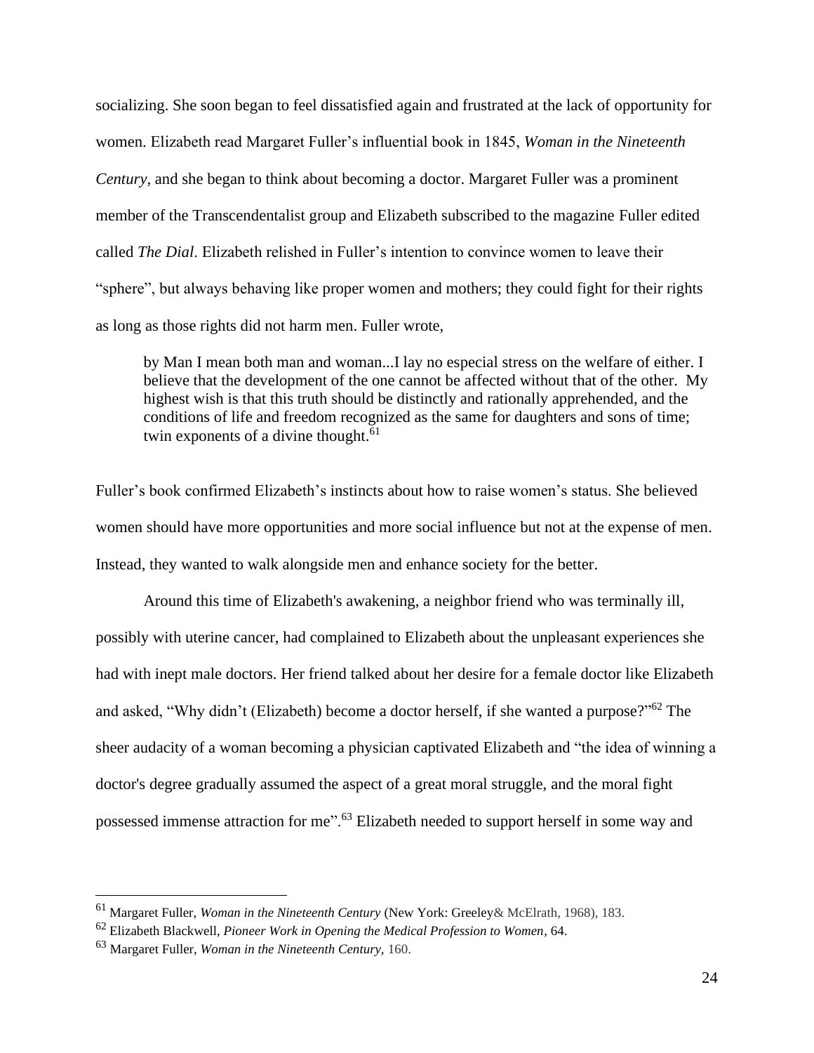socializing. She soon began to feel dissatisfied again and frustrated at the lack of opportunity for women. Elizabeth read Margaret Fuller's influential book in 1845, *Woman in the Nineteenth Century*, and she began to think about becoming a doctor. Margaret Fuller was a prominent member of the Transcendentalist group and Elizabeth subscribed to the magazine Fuller edited called *The Dial*. Elizabeth relished in Fuller's intention to convince women to leave their "sphere", but always behaving like proper women and mothers; they could fight for their rights as long as those rights did not harm men. Fuller wrote,

> by Man I mean both man and woman...I lay no especial stress on the welfare of either. I believe that the development of the one cannot be affected without that of the other. My highest wish is that this truth should be distinctly and rationally apprehended, and the conditions of life and freedom recognized as the same for daughters and sons of time; twin exponents of a divine thought.[61]

Fuller's book confirmed Elizabeth's instincts about how to raise women's status. She believed women should have more opportunities and more social influence but not at the expense of men. Instead, they wanted to walk alongside men and enhance society for the better.

Around this time of Elizabeth's awakening, a neighbor friend who was terminally ill, possibly with uterine cancer, had complained to Elizabeth about the unpleasant experiences she had with inept male doctors. Her friend talked about her desire for a female doctor like Elizabeth and asked, "Why didn't (Elizabeth) become a doctor herself, if she wanted a purpose?"[62] The sheer audacity of a woman becoming a physician captivated Elizabeth and "the idea of winning a doctor's degree gradually assumed the aspect of a great moral struggle, and the moral fight possessed immense attraction for me".[63] Elizabeth needed to support herself in some way and

---

[61] Margaret Fuller, *Woman in the Nineteenth Century* (New York: Greeley& McElrath, 1968), 183.

[62] Elizabeth Blackwell, *Pioneer Work in Opening the Medical Profession to Women*, 64.

[63] Margaret Fuller, *Woman in the Nineteenth Century,* 160.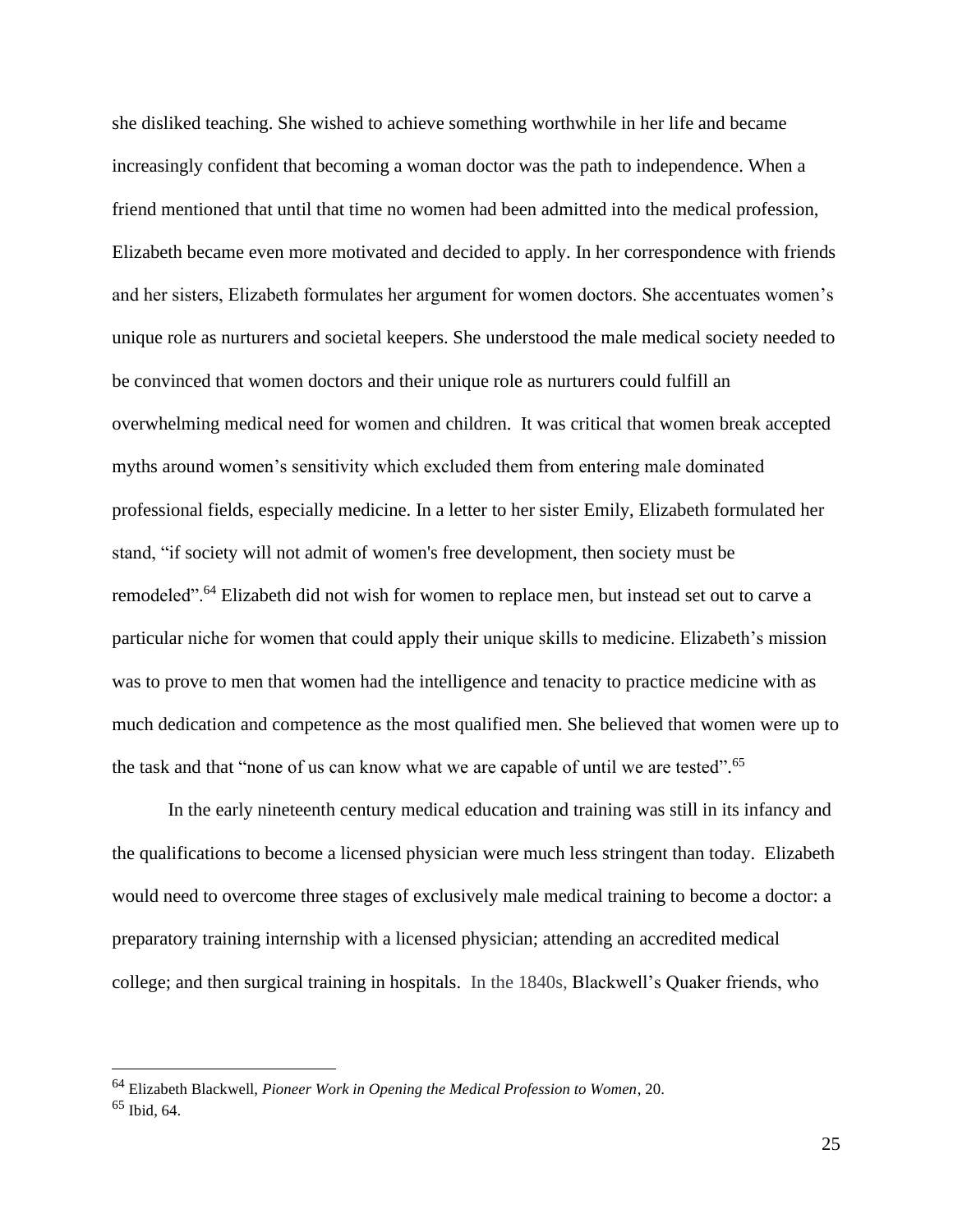she disliked teaching. She wished to achieve something worthwhile in her life and became increasingly confident that becoming a woman doctor was the path to independence. When a friend mentioned that until that time no women had been admitted into the medical profession, Elizabeth became even more motivated and decided to apply. In her correspondence with friends and her sisters, Elizabeth formulates her argument for women doctors. She accentuates women's unique role as nurturers and societal keepers. She understood the male medical society needed to be convinced that women doctors and their unique role as nurturers could fulfill an overwhelming medical need for women and children. It was critical that women break accepted myths around women's sensitivity which excluded them from entering male dominated professional fields, especially medicine. In a letter to her sister Emily, Elizabeth formulated her stand, "if society will not admit of women's free development, then society must be remodeled".[64] Elizabeth did not wish for women to replace men, but instead set out to carve a particular niche for women that could apply their unique skills to medicine. Elizabeth's mission was to prove to men that women had the intelligence and tenacity to practice medicine with as much dedication and competence as the most qualified men. She believed that women were up to the task and that "none of us can know what we are capable of until we are tested".[65]

In the early nineteenth century medical education and training was still in its infancy and the qualifications to become a licensed physician were much less stringent than today. Elizabeth would need to overcome three stages of exclusively male medical training to become a doctor: a preparatory training internship with a licensed physician; attending an accredited medical college; and then surgical training in hospitals. In the 1840s, Blackwell's Quaker friends, who

---

[64] Elizabeth Blackwell, *Pioneer Work in Opening the Medical Profession to Women*, 20.

[65] Ibid, 64.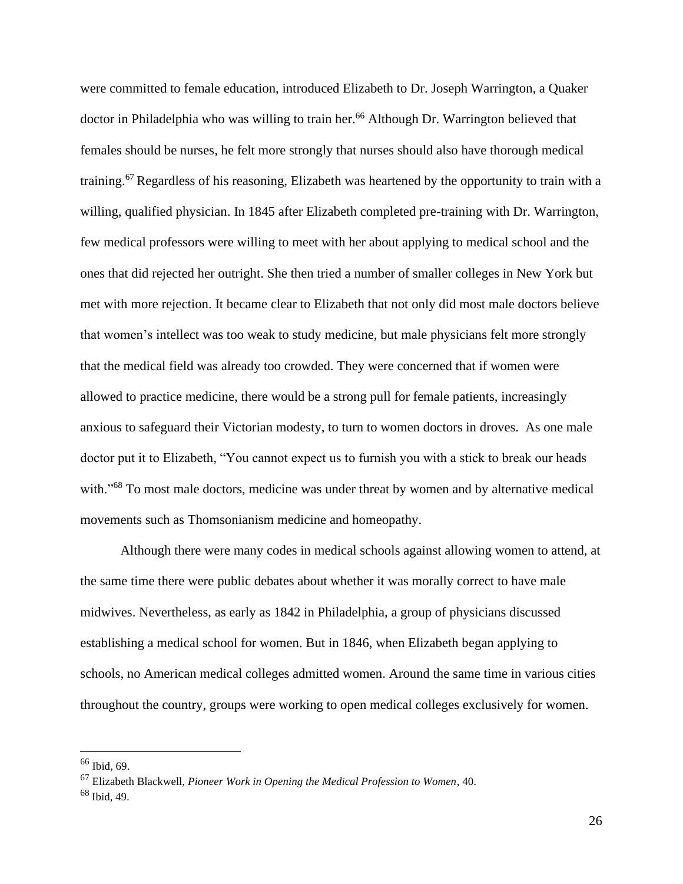were committed to female education, introduced Elizabeth to Dr. Joseph Warrington, a Quaker doctor in Philadelphia who was willing to train her.[66] Although Dr. Warrington believed that females should be nurses, he felt more strongly that nurses should also have thorough medical training.[67] Regardless of his reasoning, Elizabeth was heartened by the opportunity to train with a willing, qualified physician. In 1845 after Elizabeth completed pre-training with Dr. Warrington, few medical professors were willing to meet with her about applying to medical school and the ones that did rejected her outright. She then tried a number of smaller colleges in New York but met with more rejection. It became clear to Elizabeth that not only did most male doctors believe that women's intellect was too weak to study medicine, but male physicians felt more strongly that the medical field was already too crowded. They were concerned that if women were allowed to practice medicine, there would be a strong pull for female patients, increasingly anxious to safeguard their Victorian modesty, to turn to women doctors in droves. As one male doctor put it to Elizabeth, "You cannot expect us to furnish you with a stick to break our heads with."[68] To most male doctors, medicine was under threat by women and by alternative medical movements such as Thomsonianism medicine and homeopathy.

Although there were many codes in medical schools against allowing women to attend, at the same time there were public debates about whether it was morally correct to have male midwives. Nevertheless, as early as 1842 in Philadelphia, a group of physicians discussed establishing a medical school for women. But in 1846, when Elizabeth began applying to schools, no American medical colleges admitted women. Around the same time in various cities throughout the country, groups were working to open medical colleges exclusively for women.

---

[66] Ibid, 69.

[67] Elizabeth Blackwell, *Pioneer Work in Opening the Medical Profession to Women*, 40.

[68] Ibid, 49.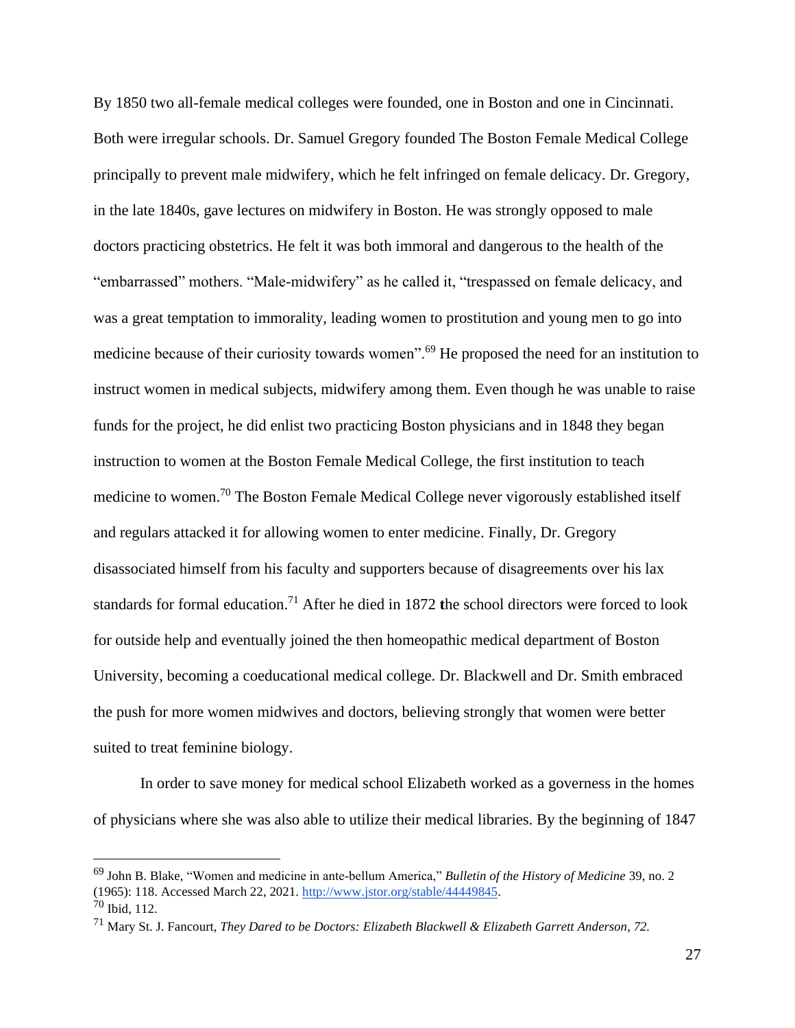By 1850 two all-female medical colleges were founded, one in Boston and one in Cincinnati. Both were irregular schools. Dr. Samuel Gregory founded The Boston Female Medical College principally to prevent male midwifery, which he felt infringed on female delicacy. Dr. Gregory, in the late 1840s, gave lectures on midwifery in Boston. He was strongly opposed to male doctors practicing obstetrics. He felt it was both immoral and dangerous to the health of the "embarrassed" mothers. "Male-midwifery" as he called it, "trespassed on female delicacy, and was a great temptation to immorality, leading women to prostitution and young men to go into medicine because of their curiosity towards women".[69] He proposed the need for an institution to instruct women in medical subjects, midwifery among them. Even though he was unable to raise funds for the project, he did enlist two practicing Boston physicians and in 1848 they began instruction to women at the Boston Female Medical College, the first institution to teach medicine to women.[70] The Boston Female Medical College never vigorously established itself and regulars attacked it for allowing women to enter medicine. Finally, Dr. Gregory disassociated himself from his faculty and supporters because of disagreements over his lax standards for formal education.[71] After he died in 1872 the school directors were forced to look for outside help and eventually joined the then homeopathic medical department of Boston University, becoming a coeducational medical college. Dr. Blackwell and Dr. Smith embraced the push for more women midwives and doctors, believing strongly that women were better suited to treat feminine biology.

In order to save money for medical school Elizabeth worked as a governess in the homes of physicians where she was also able to utilize their medical libraries. By the beginning of 1847

---

[69] John B. Blake, "Women and medicine in ante-bellum America," *Bulletin of the History of Medicine* 39, no. 2 (1965): 118. Accessed March 22, 2021. http://www.jstor.org/stable/44449845.

[70] Ibid, 112.

[71] Mary St. J. Fancourt, *They Dared to be Doctors: Elizabeth Blackwell & Elizabeth Garrett Anderson, 72.*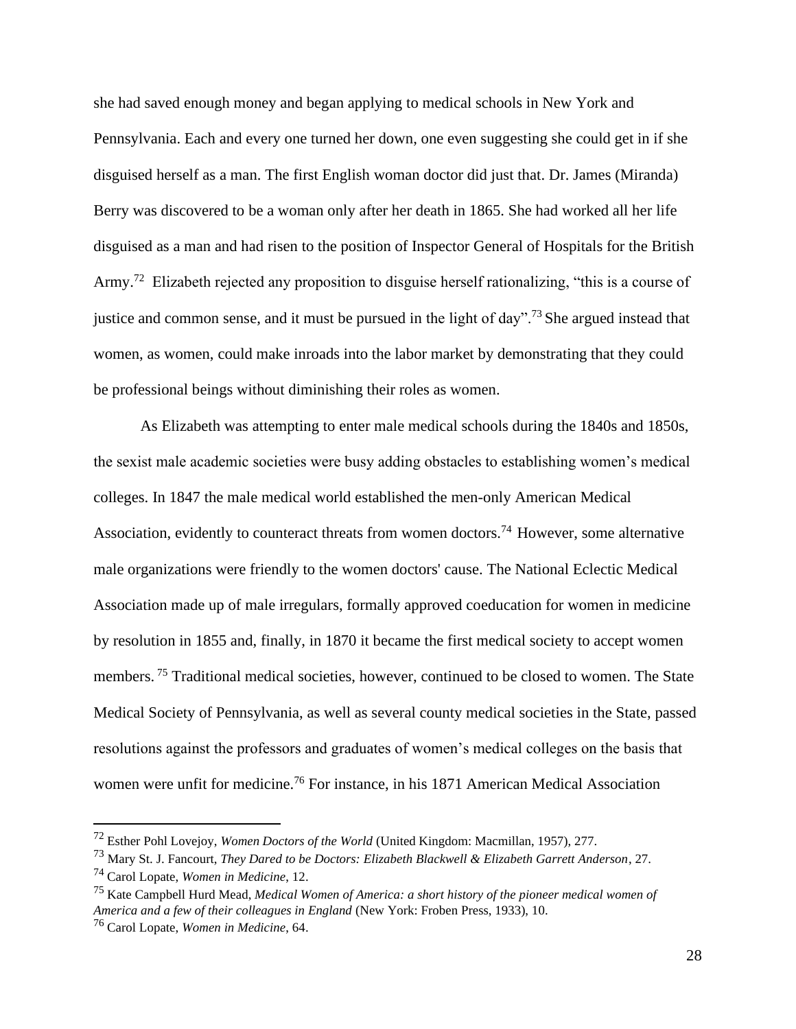she had saved enough money and began applying to medical schools in New York and Pennsylvania. Each and every one turned her down, one even suggesting she could get in if she disguised herself as a man. The first English woman doctor did just that. Dr. James (Miranda) Berry was discovered to be a woman only after her death in 1865. She had worked all her life disguised as a man and had risen to the position of Inspector General of Hospitals for the British Army.[72] Elizabeth rejected any proposition to disguise herself rationalizing, "this is a course of justice and common sense, and it must be pursued in the light of day".[73] She argued instead that women, as women, could make inroads into the labor market by demonstrating that they could be professional beings without diminishing their roles as women.

As Elizabeth was attempting to enter male medical schools during the 1840s and 1850s, the sexist male academic societies were busy adding obstacles to establishing women's medical colleges. In 1847 the male medical world established the men-only American Medical Association, evidently to counteract threats from women doctors.[74] However, some alternative male organizations were friendly to the women doctors' cause. The National Eclectic Medical Association made up of male irregulars, formally approved coeducation for women in medicine by resolution in 1855 and, finally, in 1870 it became the first medical society to accept women members.[75] Traditional medical societies, however, continued to be closed to women. The State Medical Society of Pennsylvania, as well as several county medical societies in the State, passed resolutions against the professors and graduates of women's medical colleges on the basis that women were unfit for medicine.[76] For instance, in his 1871 American Medical Association

---

[72] Esther Pohl Lovejoy, *Women Doctors of the World* (United Kingdom: Macmillan, 1957), 277.

[73] Mary St. J. Fancourt, *They Dared to be Doctors: Elizabeth Blackwell & Elizabeth Garrett Anderson*, 27.

[74] Carol Lopate, *Women in Medicine*, 12.

[75] Kate Campbell Hurd Mead, *Medical Women of America: a short history of the pioneer medical women of America and a few of their colleagues in England* (New York: Froben Press, 1933), 10.

[76] Carol Lopate, *Women in Medicine*, 64.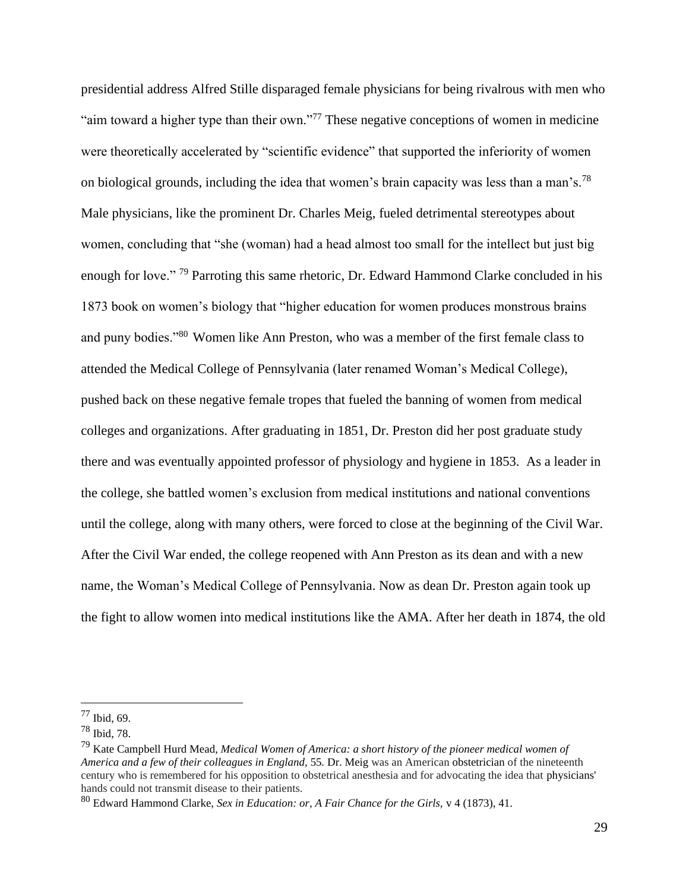presidential address Alfred Stille disparaged female physicians for being rivalrous with men who "aim toward a higher type than their own."[77] These negative conceptions of women in medicine were theoretically accelerated by "scientific evidence" that supported the inferiority of women on biological grounds, including the idea that women's brain capacity was less than a man's.[78] Male physicians, like the prominent Dr. Charles Meig, fueled detrimental stereotypes about women, concluding that "she (woman) had a head almost too small for the intellect but just big enough for love." [79] Parroting this same rhetoric, Dr. Edward Hammond Clarke concluded in his 1873 book on women's biology that "higher education for women produces monstrous brains and puny bodies."[80] Women like Ann Preston, who was a member of the first female class to attended the Medical College of Pennsylvania (later renamed Woman's Medical College), pushed back on these negative female tropes that fueled the banning of women from medical colleges and organizations. After graduating in 1851, Dr. Preston did her post graduate study there and was eventually appointed professor of physiology and hygiene in 1853. As a leader in the college, she battled women's exclusion from medical institutions and national conventions until the college, along with many others, were forced to close at the beginning of the Civil War. After the Civil War ended, the college reopened with Ann Preston as its dean and with a new name, the Woman's Medical College of Pennsylvania. Now as dean Dr. Preston again took up the fight to allow women into medical institutions like the AMA. After her death in 1874, the old

---

[77] Ibid, 69.

[78] Ibid, 78.

[79] Kate Campbell Hurd Mead, *Medical Women of America: a short history of the pioneer medical women of America and a few of their colleagues in England*, 55. Dr. Meig was an American obstetrician of the nineteenth century who is remembered for his opposition to obstetrical anesthesia and for advocating the idea that physicians' hands could not transmit disease to their patients.

[80] Edward Hammond Clarke, *Sex in Education: or, A Fair Chance for the Girls,* v 4 (1873), 41.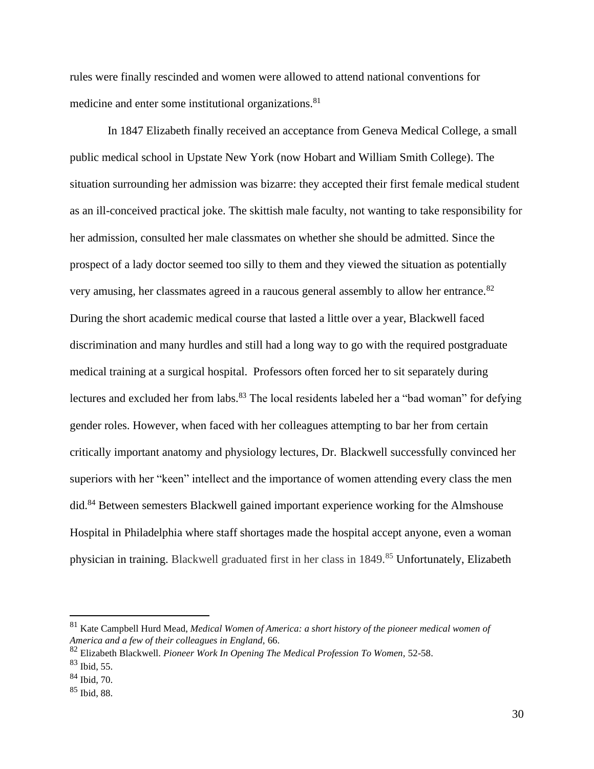rules were finally rescinded and women were allowed to attend national conventions for medicine and enter some institutional organizations.[81]

In 1847 Elizabeth finally received an acceptance from Geneva Medical College, a small public medical school in Upstate New York (now Hobart and William Smith College). The situation surrounding her admission was bizarre: they accepted their first female medical student as an ill-conceived practical joke. The skittish male faculty, not wanting to take responsibility for her admission, consulted her male classmates on whether she should be admitted. Since the prospect of a lady doctor seemed too silly to them and they viewed the situation as potentially very amusing, her classmates agreed in a raucous general assembly to allow her entrance.[82] During the short academic medical course that lasted a little over a year, Blackwell faced discrimination and many hurdles and still had a long way to go with the required postgraduate medical training at a surgical hospital. Professors often forced her to sit separately during lectures and excluded her from labs.[83] The local residents labeled her a "bad woman" for defying gender roles. However, when faced with her colleagues attempting to bar her from certain critically important anatomy and physiology lectures, Dr. Blackwell successfully convinced her superiors with her "keen" intellect and the importance of women attending every class the men did.[84] Between semesters Blackwell gained important experience working for the Almshouse Hospital in Philadelphia where staff shortages made the hospital accept anyone, even a woman physician in training. Blackwell graduated first in her class in 1849.[85] Unfortunately, Elizabeth

---

[81] Kate Campbell Hurd Mead, *Medical Women of America: a short history of the pioneer medical women of America and a few of their colleagues in England,* 66.

[82] Elizabeth Blackwell. *Pioneer Work In Opening The Medical Profession To Women,* 52-58.

[83] Ibid, 55.

[84] Ibid, 70.

[85] Ibid, 88.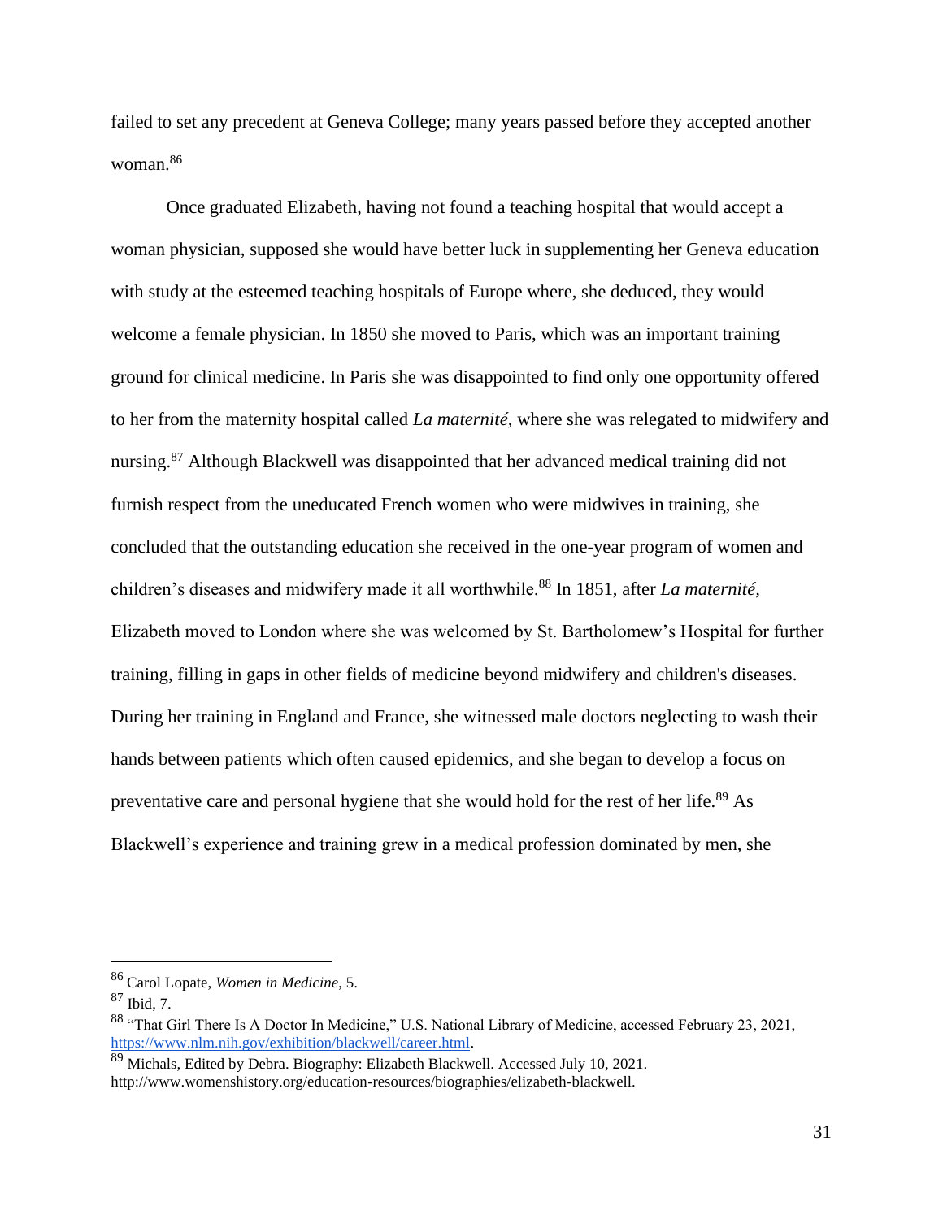failed to set any precedent at Geneva College; many years passed before they accepted another woman.[86]

Once graduated Elizabeth, having not found a teaching hospital that would accept a woman physician, supposed she would have better luck in supplementing her Geneva education with study at the esteemed teaching hospitals of Europe where, she deduced, they would welcome a female physician. In 1850 she moved to Paris, which was an important training ground for clinical medicine. In Paris she was disappointed to find only one opportunity offered to her from the maternity hospital called *La maternité,* where she was relegated to midwifery and nursing.[87] Although Blackwell was disappointed that her advanced medical training did not furnish respect from the uneducated French women who were midwives in training, she concluded that the outstanding education she received in the one-year program of women and children's diseases and midwifery made it all worthwhile.[88] In 1851, after *La maternité,* Elizabeth moved to London where she was welcomed by St. Bartholomew's Hospital for further training, filling in gaps in other fields of medicine beyond midwifery and children's diseases. During her training in England and France, she witnessed male doctors neglecting to wash their hands between patients which often caused epidemics, and she began to develop a focus on preventative care and personal hygiene that she would hold for the rest of her life.[89] As Blackwell's experience and training grew in a medical profession dominated by men, she

---

[86] Carol Lopate, *Women in Medicine*, 5.

[87] Ibid, 7.

[88] "That Girl There Is A Doctor In Medicine," U.S. National Library of Medicine, accessed February 23, 2021, https://www.nlm.nih.gov/exhibition/blackwell/career.html.

[89] Michals, Edited by Debra. Biography: Elizabeth Blackwell. Accessed July 10, 2021. http://www.womenshistory.org/education-resources/biographies/elizabeth-blackwell.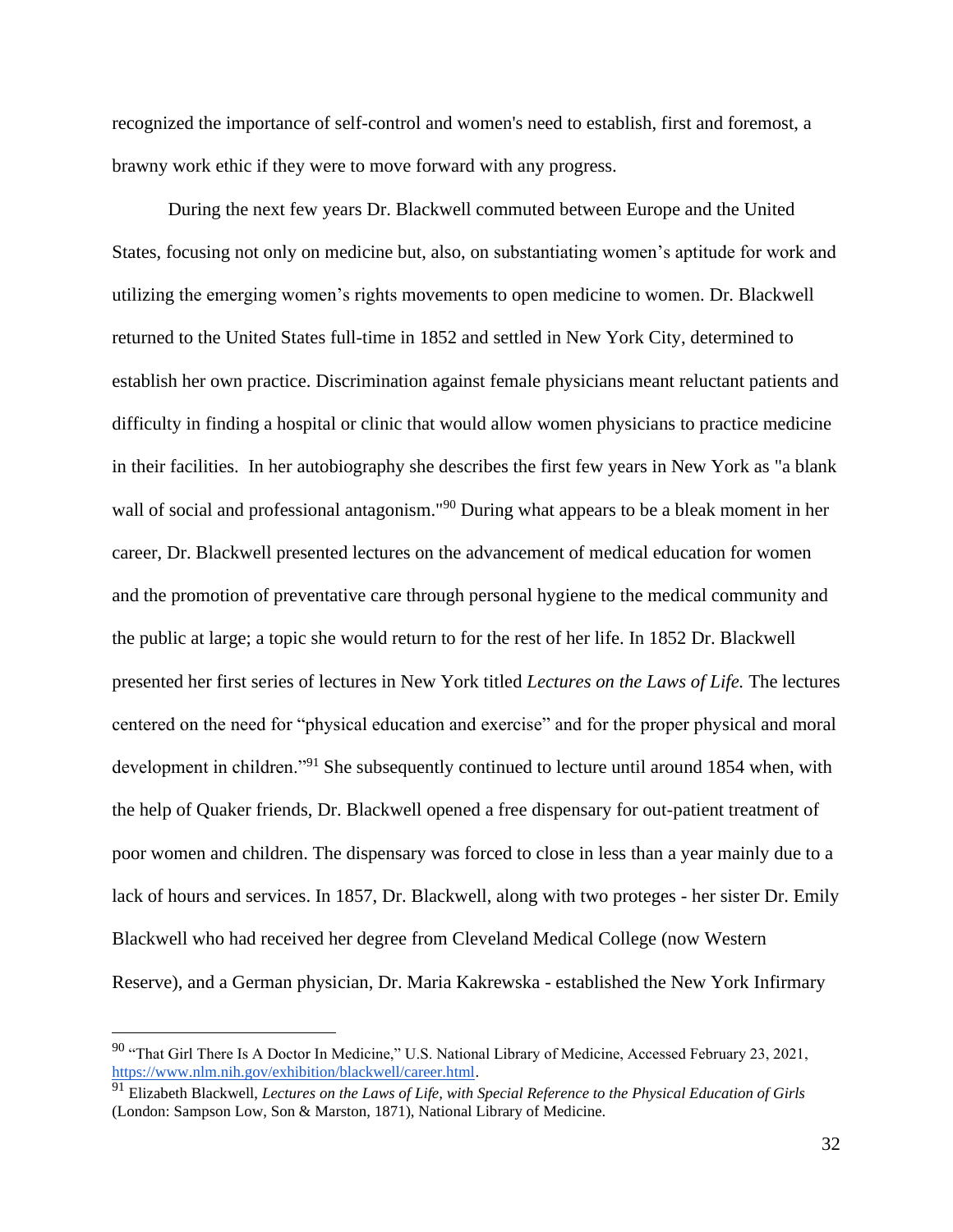recognized the importance of self-control and women's need to establish, first and foremost, a brawny work ethic if they were to move forward with any progress.

During the next few years Dr. Blackwell commuted between Europe and the United States, focusing not only on medicine but, also, on substantiating women's aptitude for work and utilizing the emerging women's rights movements to open medicine to women. Dr. Blackwell returned to the United States full-time in 1852 and settled in New York City, determined to establish her own practice. Discrimination against female physicians meant reluctant patients and difficulty in finding a hospital or clinic that would allow women physicians to practice medicine in their facilities. In her autobiography she describes the first few years in New York as "a blank wall of social and professional antagonism."[90] During what appears to be a bleak moment in her career, Dr. Blackwell presented lectures on the advancement of medical education for women and the promotion of preventative care through personal hygiene to the medical community and the public at large; a topic she would return to for the rest of her life. In 1852 Dr. Blackwell presented her first series of lectures in New York titled *Lectures on the Laws of Life.* The lectures centered on the need for "physical education and exercise" and for the proper physical and moral development in children."[91] She subsequently continued to lecture until around 1854 when, with the help of Quaker friends, Dr. Blackwell opened a free dispensary for out-patient treatment of poor women and children. The dispensary was forced to close in less than a year mainly due to a lack of hours and services. In 1857, Dr. Blackwell, along with two proteges - her sister Dr. Emily Blackwell who had received her degree from Cleveland Medical College (now Western Reserve), and a German physician, Dr. Maria Kakrewska - established the New York Infirmary

---

[90] "That Girl There Is A Doctor In Medicine," U.S. National Library of Medicine, Accessed February 23, 2021, https://www.nlm.nih.gov/exhibition/blackwell/career.html.

[91] Elizabeth Blackwell, *Lectures on the Laws of Life, with Special Reference to the Physical Education of Girls* (London: Sampson Low, Son & Marston, 1871), National Library of Medicine.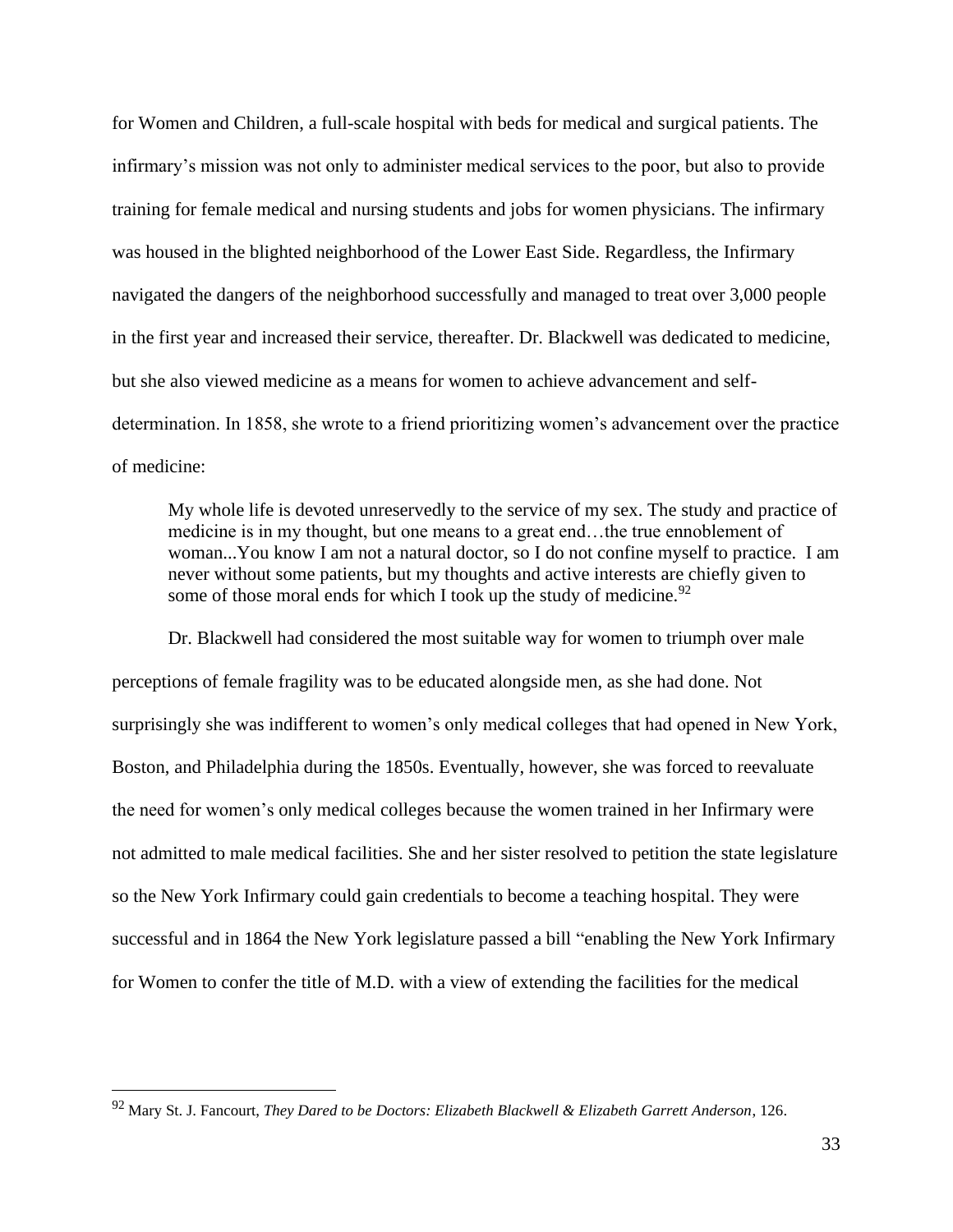for Women and Children, a full-scale hospital with beds for medical and surgical patients. The infirmary's mission was not only to administer medical services to the poor, but also to provide training for female medical and nursing students and jobs for women physicians. The infirmary was housed in the blighted neighborhood of the Lower East Side. Regardless, the Infirmary navigated the dangers of the neighborhood successfully and managed to treat over 3,000 people in the first year and increased their service, thereafter. Dr. Blackwell was dedicated to medicine, but she also viewed medicine as a means for women to achieve advancement and self-determination. In 1858, she wrote to a friend prioritizing women's advancement over the practice of medicine:

> My whole life is devoted unreservedly to the service of my sex. The study and practice of medicine is in my thought, but one means to a great end…the true ennoblement of woman...You know I am not a natural doctor, so I do not confine myself to practice. I am never without some patients, but my thoughts and active interests are chiefly given to some of those moral ends for which I took up the study of medicine.[92]

Dr. Blackwell had considered the most suitable way for women to triumph over male perceptions of female fragility was to be educated alongside men, as she had done. Not surprisingly she was indifferent to women's only medical colleges that had opened in New York, Boston, and Philadelphia during the 1850s. Eventually, however, she was forced to reevaluate the need for women's only medical colleges because the women trained in her Infirmary were not admitted to male medical facilities. She and her sister resolved to petition the state legislature so the New York Infirmary could gain credentials to become a teaching hospital. They were successful and in 1864 the New York legislature passed a bill "enabling the New York Infirmary for Women to confer the title of M.D. with a view of extending the facilities for the medical

---

[92] Mary St. J. Fancourt, *They Dared to be Doctors: Elizabeth Blackwell & Elizabeth Garrett Anderson*, 126.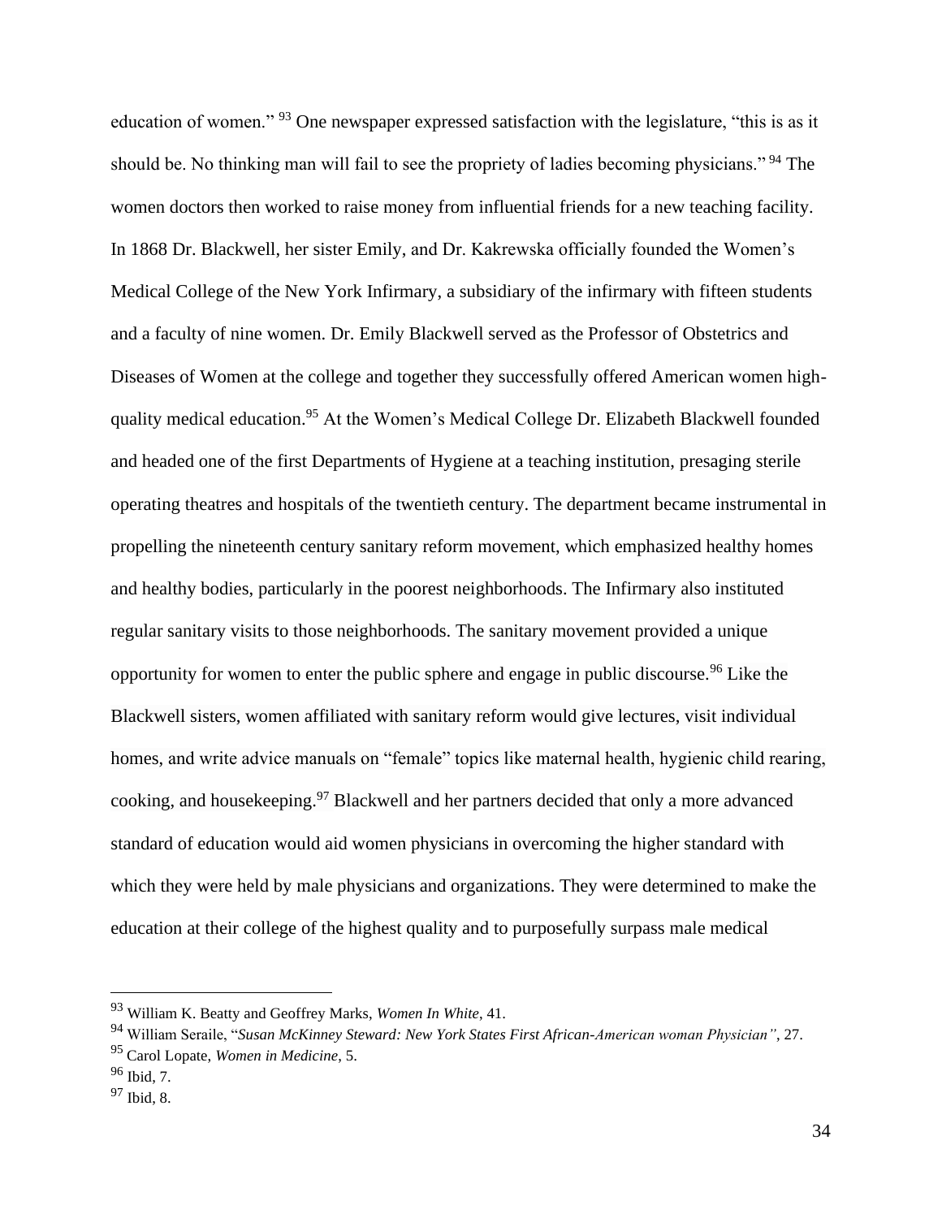education of women." [93] One newspaper expressed satisfaction with the legislature, "this is as it should be. No thinking man will fail to see the propriety of ladies becoming physicians." [94] The women doctors then worked to raise money from influential friends for a new teaching facility. In 1868 Dr. Blackwell, her sister Emily, and Dr. Kakrewska officially founded the Women's Medical College of the New York Infirmary, a subsidiary of the infirmary with fifteen students and a faculty of nine women. Dr. Emily Blackwell served as the Professor of Obstetrics and Diseases of Women at the college and together they successfully offered American women high-quality medical education.[95] At the Women's Medical College Dr. Elizabeth Blackwell founded and headed one of the first Departments of Hygiene at a teaching institution, presaging sterile operating theatres and hospitals of the twentieth century. The department became instrumental in propelling the nineteenth century sanitary reform movement, which emphasized healthy homes and healthy bodies, particularly in the poorest neighborhoods. The Infirmary also instituted regular sanitary visits to those neighborhoods. The sanitary movement provided a unique opportunity for women to enter the public sphere and engage in public discourse.[96] Like the Blackwell sisters, women affiliated with sanitary reform would give lectures, visit individual homes, and write advice manuals on "female" topics like maternal health, hygienic child rearing, cooking, and housekeeping.[97] Blackwell and her partners decided that only a more advanced standard of education would aid women physicians in overcoming the higher standard with which they were held by male physicians and organizations. They were determined to make the education at their college of the highest quality and to purposefully surpass male medical

---

[93] William K. Beatty and Geoffrey Marks, *Women In White*, 41.

[94] William Seraile, "*Susan McKinney Steward: New York States First African-American woman Physician"*, 27.

[95] Carol Lopate, *Women in Medicine*, 5.

[96] Ibid, 7.

[97] Ibid, 8.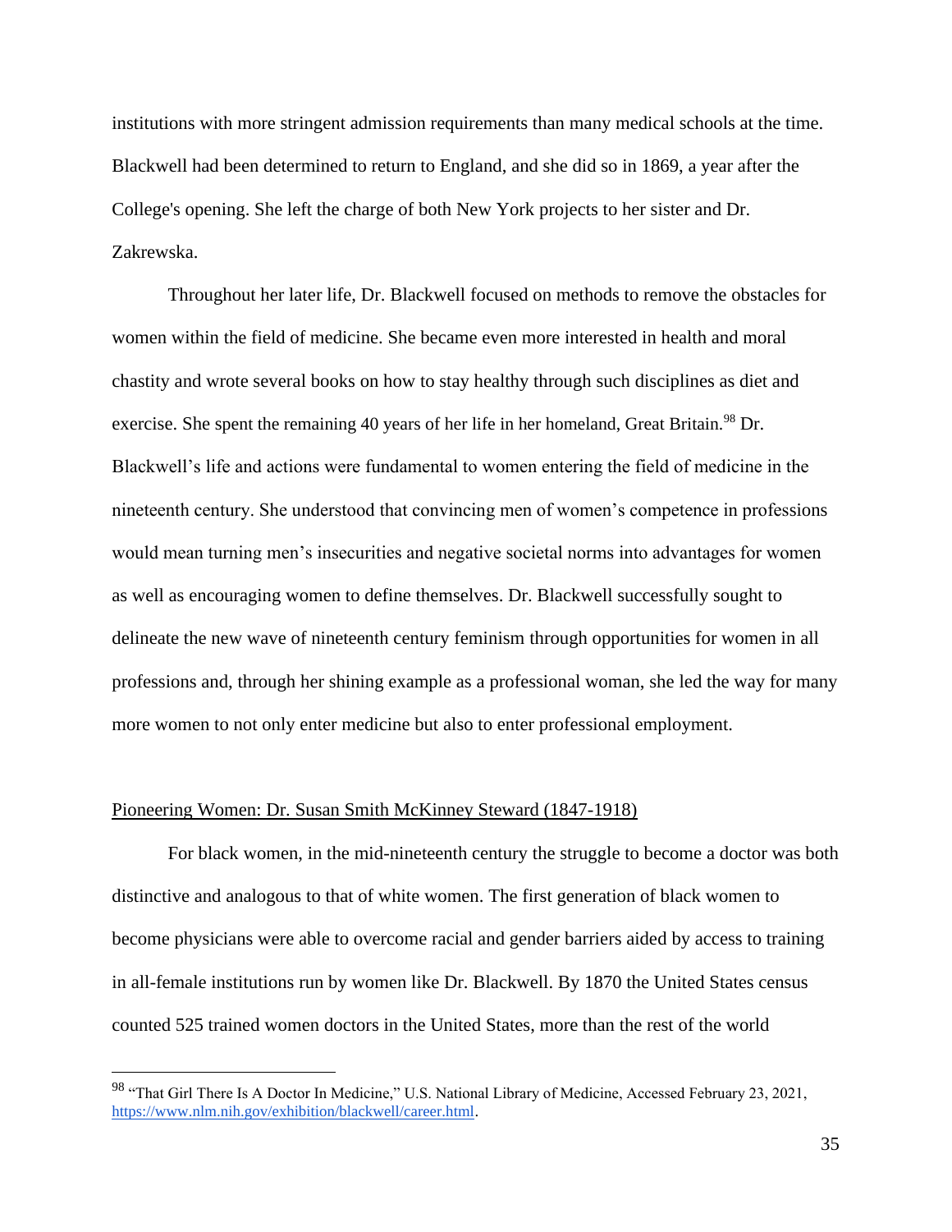institutions with more stringent admission requirements than many medical schools at the time. Blackwell had been determined to return to England, and she did so in 1869, a year after the College's opening. She left the charge of both New York projects to her sister and Dr. Zakrewska.

Throughout her later life, Dr. Blackwell focused on methods to remove the obstacles for women within the field of medicine. She became even more interested in health and moral chastity and wrote several books on how to stay healthy through such disciplines as diet and exercise. She spent the remaining 40 years of her life in her homeland, Great Britain.[98] Dr. Blackwell's life and actions were fundamental to women entering the field of medicine in the nineteenth century. She understood that convincing men of women's competence in professions would mean turning men's insecurities and negative societal norms into advantages for women as well as encouraging women to define themselves. Dr. Blackwell successfully sought to delineate the new wave of nineteenth century feminism through opportunities for women in all professions and, through her shining example as a professional woman, she led the way for many more women to not only enter medicine but also to enter professional employment.

## Pioneering Women: Dr. Susan Smith McKinney Steward (1847-1918)

For black women, in the mid-nineteenth century the struggle to become a doctor was both distinctive and analogous to that of white women. The first generation of black women to become physicians were able to overcome racial and gender barriers aided by access to training in all-female institutions run by women like Dr. Blackwell. By 1870 the United States census counted 525 trained women doctors in the United States, more than the rest of the world

---

[98] "That Girl There Is A Doctor In Medicine," U.S. National Library of Medicine, Accessed February 23, 2021, https://www.nlm.nih.gov/exhibition/blackwell/career.html.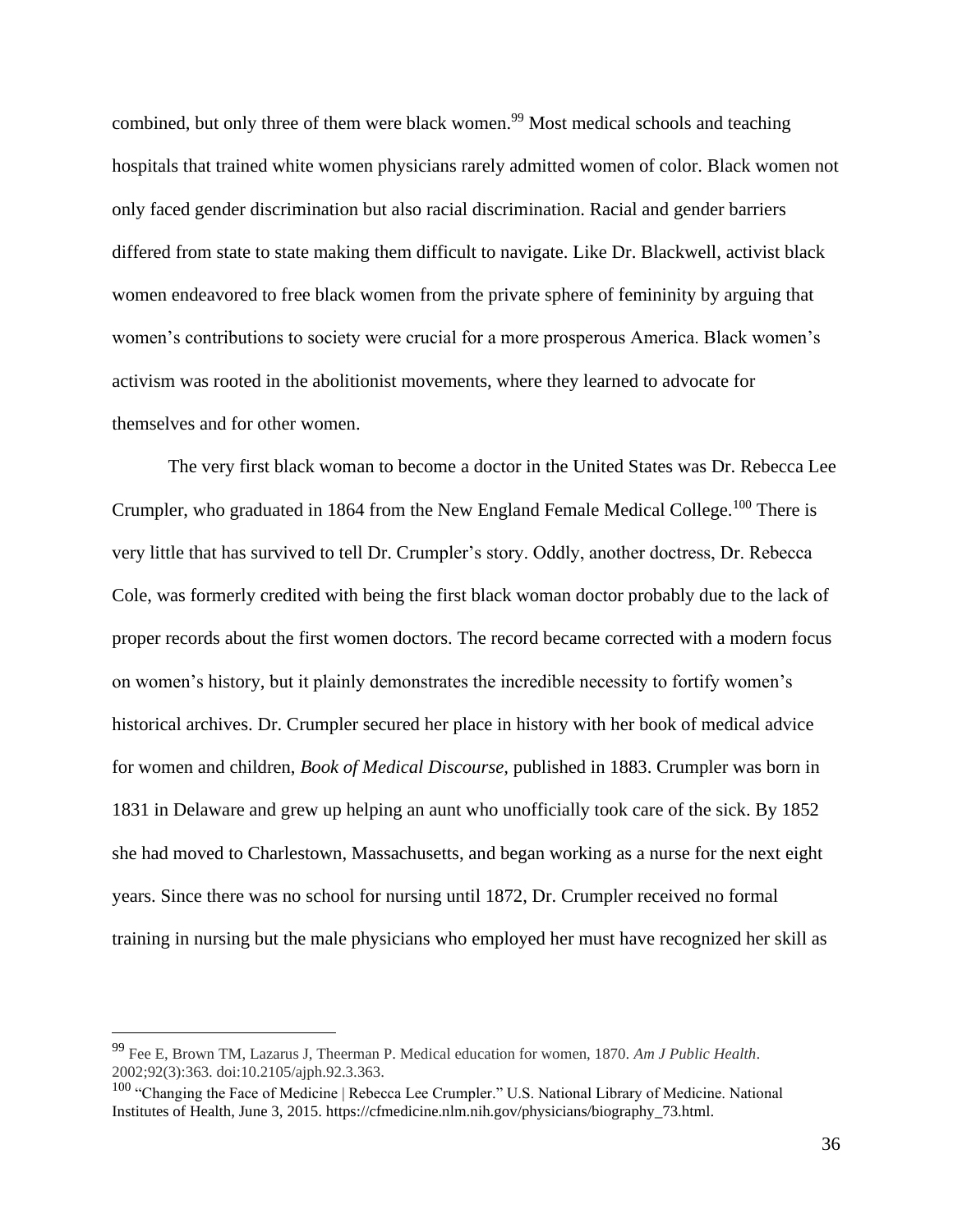combined, but only three of them were black women.[99] Most medical schools and teaching hospitals that trained white women physicians rarely admitted women of color. Black women not only faced gender discrimination but also racial discrimination. Racial and gender barriers differed from state to state making them difficult to navigate. Like Dr. Blackwell, activist black women endeavored to free black women from the private sphere of femininity by arguing that women's contributions to society were crucial for a more prosperous America. Black women's activism was rooted in the abolitionist movements, where they learned to advocate for themselves and for other women.

The very first black woman to become a doctor in the United States was Dr. Rebecca Lee Crumpler, who graduated in 1864 from the New England Female Medical College.[100] There is very little that has survived to tell Dr. Crumpler's story. Oddly, another doctress, Dr. Rebecca Cole, was formerly credited with being the first black woman doctor probably due to the lack of proper records about the first women doctors. The record became corrected with a modern focus on women's history, but it plainly demonstrates the incredible necessity to fortify women's historical archives. Dr. Crumpler secured her place in history with her book of medical advice for women and children, *Book of Medical Discourse,* published in 1883. Crumpler was born in 1831 in Delaware and grew up helping an aunt who unofficially took care of the sick. By 1852 she had moved to Charlestown, Massachusetts, and began working as a nurse for the next eight years. Since there was no school for nursing until 1872, Dr. Crumpler received no formal training in nursing but the male physicians who employed her must have recognized her skill as

---

[99] Fee E, Brown TM, Lazarus J, Theerman P. Medical education for women, 1870. *Am J Public Health*. 2002;92(3):363. doi:10.2105/ajph.92.3.363.

[100] "Changing the Face of Medicine | Rebecca Lee Crumpler." U.S. National Library of Medicine. National Institutes of Health, June 3, 2015. https://cfmedicine.nlm.nih.gov/physicians/biography_73.html.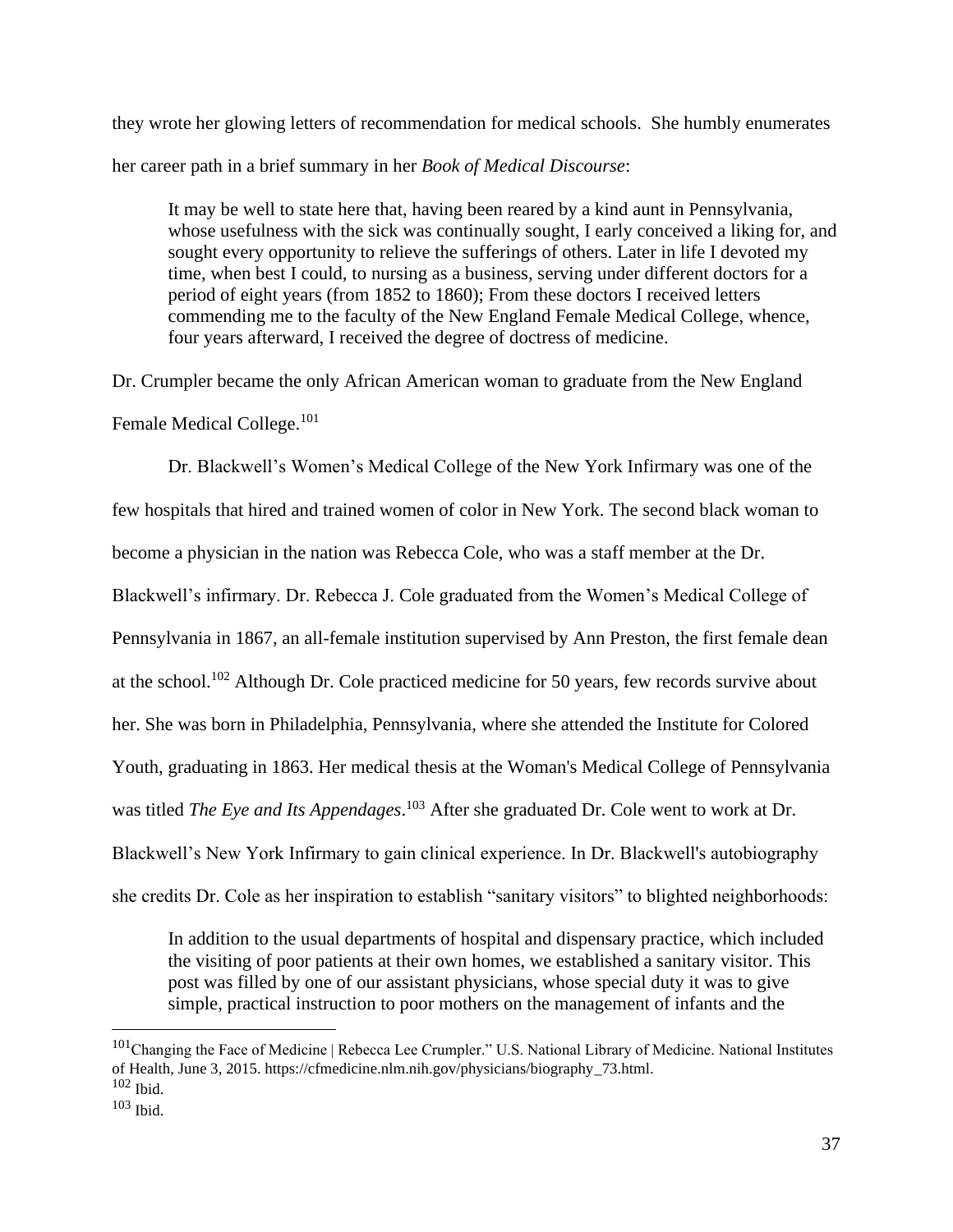they wrote her glowing letters of recommendation for medical schools. She humbly enumerates her career path in a brief summary in her *Book of Medical Discourse*:

> It may be well to state here that, having been reared by a kind aunt in Pennsylvania, whose usefulness with the sick was continually sought, I early conceived a liking for, and sought every opportunity to relieve the sufferings of others. Later in life I devoted my time, when best I could, to nursing as a business, serving under different doctors for a period of eight years (from 1852 to 1860); From these doctors I received letters commending me to the faculty of the New England Female Medical College, whence, four years afterward, I received the degree of doctress of medicine.

Dr. Crumpler became the only African American woman to graduate from the New England Female Medical College.[101]

Dr. Blackwell's Women's Medical College of the New York Infirmary was one of the few hospitals that hired and trained women of color in New York. The second black woman to become a physician in the nation was Rebecca Cole, who was a staff member at the Dr. Blackwell's infirmary. Dr. Rebecca J. Cole graduated from the Women's Medical College of Pennsylvania in 1867, an all-female institution supervised by Ann Preston, the first female dean at the school.[102] Although Dr. Cole practiced medicine for 50 years, few records survive about her. She was born in Philadelphia, Pennsylvania, where she attended the Institute for Colored Youth, graduating in 1863. Her medical thesis at the Woman's Medical College of Pennsylvania was titled *The Eye and Its Appendages*.[103] After she graduated Dr. Cole went to work at Dr. Blackwell's New York Infirmary to gain clinical experience. In Dr. Blackwell's autobiography she credits Dr. Cole as her inspiration to establish "sanitary visitors" to blighted neighborhoods:

> In addition to the usual departments of hospital and dispensary practice, which included the visiting of poor patients at their own homes, we established a sanitary visitor. This post was filled by one of our assistant physicians, whose special duty it was to give simple, practical instruction to poor mothers on the management of infants and the

---

[101] Changing the Face of Medicine | Rebecca Lee Crumpler." U.S. National Library of Medicine. National Institutes of Health, June 3, 2015. https://cfmedicine.nlm.nih.gov/physicians/biography_73.html.

[102] Ibid.

[103] Ibid.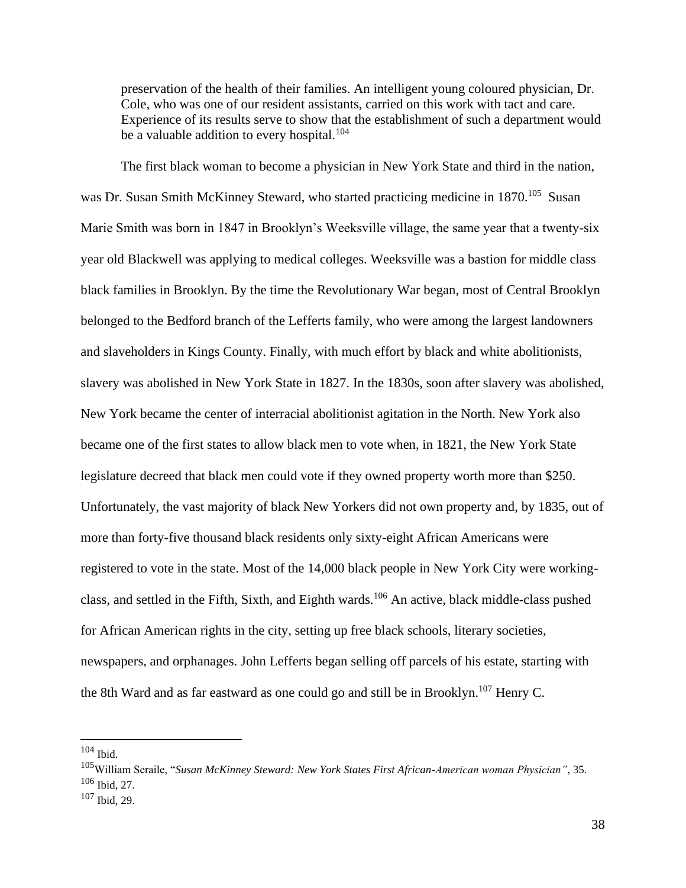preservation of the health of their families. An intelligent young coloured physician, Dr. Cole, who was one of our resident assistants, carried on this work with tact and care. Experience of its results serve to show that the establishment of such a department would be a valuable addition to every hospital.[104]

The first black woman to become a physician in New York State and third in the nation, was Dr. Susan Smith McKinney Steward, who started practicing medicine in 1870.[105] Susan Marie Smith was born in 1847 in Brooklyn's Weeksville village, the same year that a twenty-six year old Blackwell was applying to medical colleges. Weeksville was a bastion for middle class black families in Brooklyn. By the time the Revolutionary War began, most of Central Brooklyn belonged to the Bedford branch of the Lefferts family, who were among the largest landowners and slaveholders in Kings County. Finally, with much effort by black and white abolitionists, slavery was abolished in New York State in 1827. In the 1830s, soon after slavery was abolished, New York became the center of interracial abolitionist agitation in the North. New York also became one of the first states to allow black men to vote when, in 1821, the New York State legislature decreed that black men could vote if they owned property worth more than $250. Unfortunately, the vast majority of black New Yorkers did not own property and, by 1835, out of more than forty-five thousand black residents only sixty-eight African Americans were registered to vote in the state. Most of the 14,000 black people in New York City were working-class, and settled in the Fifth, Sixth, and Eighth wards.[106] An active, black middle-class pushed for African American rights in the city, setting up free black schools, literary societies, newspapers, and orphanages. John Lefferts began selling off parcels of his estate, starting with the 8th Ward and as far eastward as one could go and still be in Brooklyn.[107] Henry C.

---

[104] Ibid.

[105] William Seraile, "*Susan McKinney Steward: New York States First African-American woman Physician"*, 35.

[106] Ibid, 27.

[107] Ibid, 29.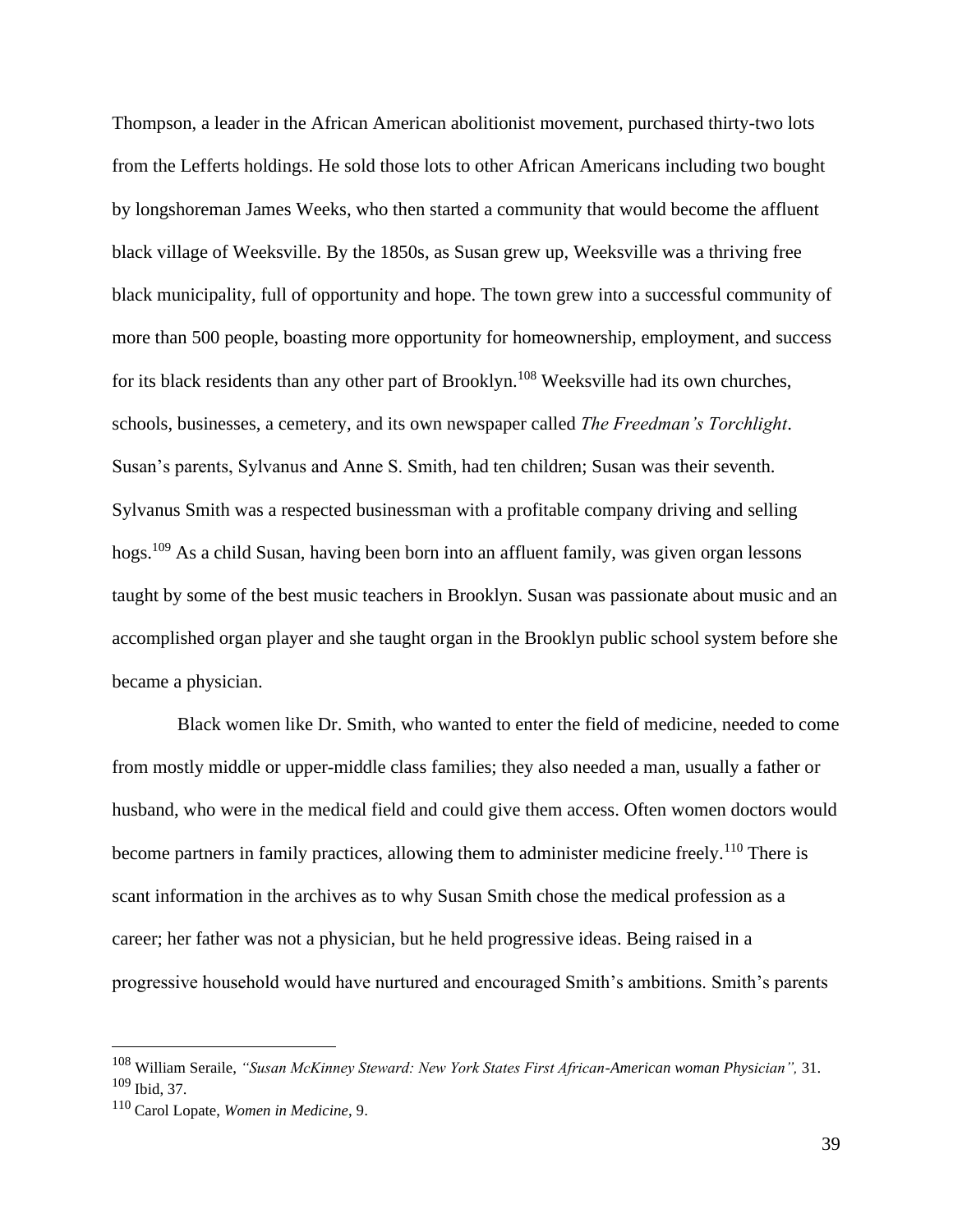Thompson, a leader in the African American abolitionist movement, purchased thirty-two lots from the Lefferts holdings. He sold those lots to other African Americans including two bought by longshoreman James Weeks, who then started a community that would become the affluent black village of Weeksville. By the 1850s, as Susan grew up, Weeksville was a thriving free black municipality, full of opportunity and hope. The town grew into a successful community of more than 500 people, boasting more opportunity for homeownership, employment, and success for its black residents than any other part of Brooklyn.[108] Weeksville had its own churches, schools, businesses, a cemetery, and its own newspaper called *The Freedman's Torchlight*. Susan's parents, Sylvanus and Anne S. Smith, had ten children; Susan was their seventh. Sylvanus Smith was a respected businessman with a profitable company driving and selling hogs.[109] As a child Susan, having been born into an affluent family, was given organ lessons taught by some of the best music teachers in Brooklyn. Susan was passionate about music and an accomplished organ player and she taught organ in the Brooklyn public school system before she became a physician.

Black women like Dr. Smith, who wanted to enter the field of medicine, needed to come from mostly middle or upper-middle class families; they also needed a man, usually a father or husband, who were in the medical field and could give them access. Often women doctors would become partners in family practices, allowing them to administer medicine freely.[110] There is scant information in the archives as to why Susan Smith chose the medical profession as a career; her father was not a physician, but he held progressive ideas. Being raised in a progressive household would have nurtured and encouraged Smith's ambitions. Smith's parents

---

[108] William Seraile, *"Susan McKinney Steward: New York States First African-American woman Physician",* 31.
[109] Ibid, 37.
[110] Carol Lopate, *Women in Medicine*, 9.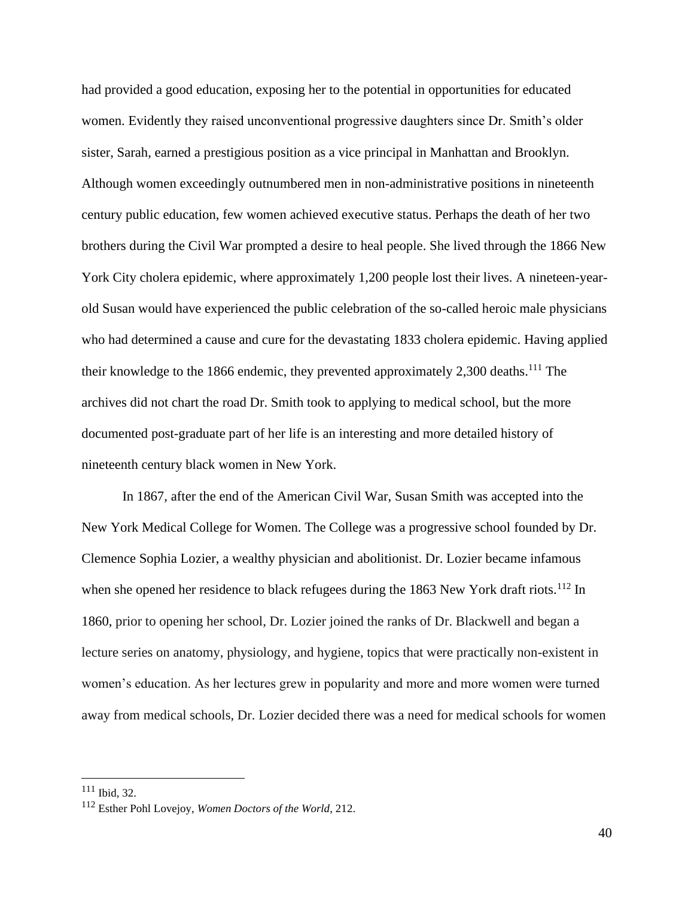had provided a good education, exposing her to the potential in opportunities for educated women. Evidently they raised unconventional progressive daughters since Dr. Smith's older sister, Sarah, earned a prestigious position as a vice principal in Manhattan and Brooklyn. Although women exceedingly outnumbered men in non-administrative positions in nineteenth century public education, few women achieved executive status. Perhaps the death of her two brothers during the Civil War prompted a desire to heal people. She lived through the 1866 New York City cholera epidemic, where approximately 1,200 people lost their lives. A nineteen-year-old Susan would have experienced the public celebration of the so-called heroic male physicians who had determined a cause and cure for the devastating 1833 cholera epidemic. Having applied their knowledge to the 1866 endemic, they prevented approximately 2,300 deaths.[111] The archives did not chart the road Dr. Smith took to applying to medical school, but the more documented post-graduate part of her life is an interesting and more detailed history of nineteenth century black women in New York.

In 1867, after the end of the American Civil War, Susan Smith was accepted into the New York Medical College for Women. The College was a progressive school founded by Dr. Clemence Sophia Lozier, a wealthy physician and abolitionist. Dr. Lozier became infamous when she opened her residence to black refugees during the 1863 New York draft riots.[112] In 1860, prior to opening her school, Dr. Lozier joined the ranks of Dr. Blackwell and began a lecture series on anatomy, physiology, and hygiene, topics that were practically non-existent in women's education. As her lectures grew in popularity and more and more women were turned away from medical schools, Dr. Lozier decided there was a need for medical schools for women

---

[111] Ibid, 32.

[112] Esther Pohl Lovejoy, *Women Doctors of the World*, 212.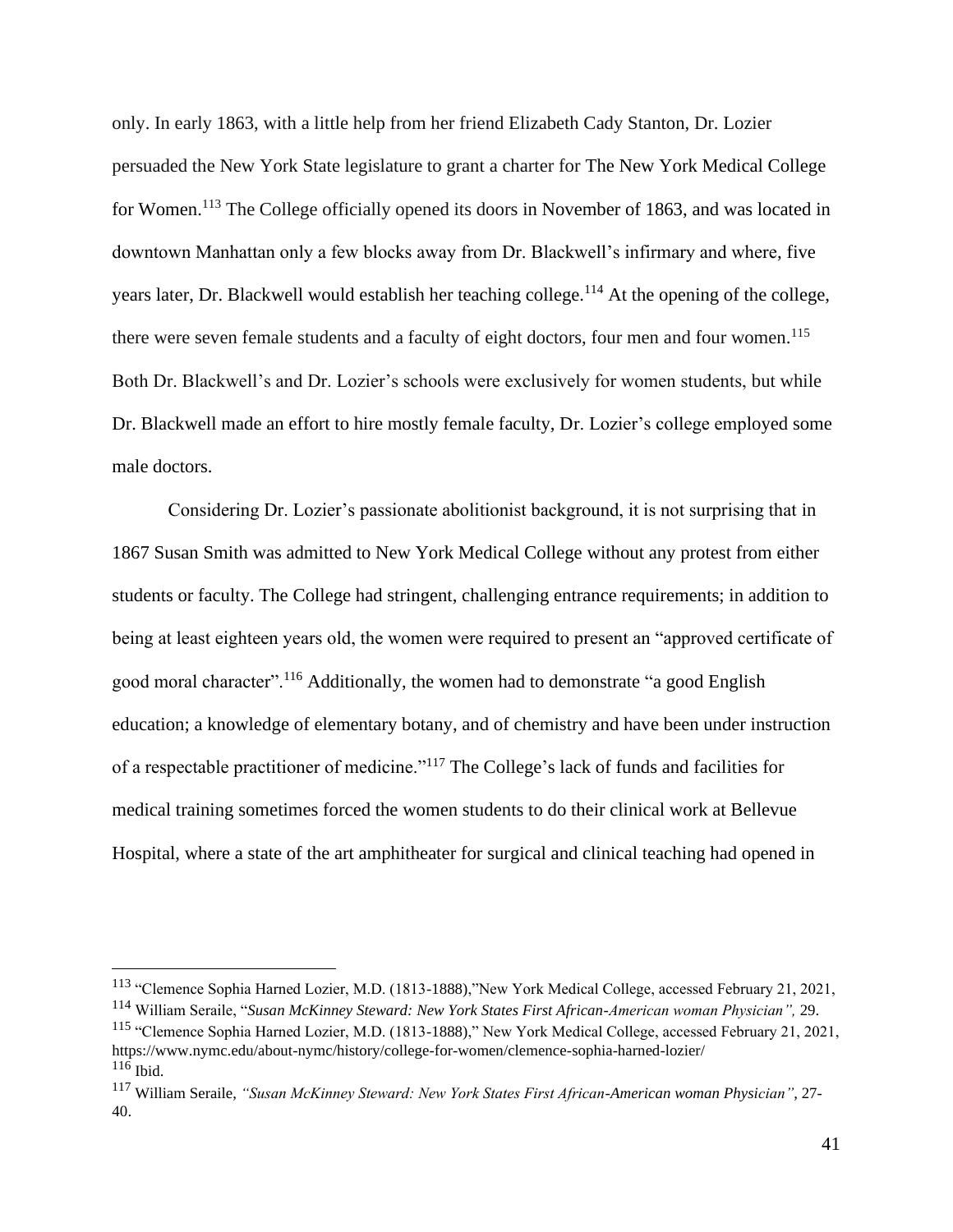only. In early 1863, with a little help from her friend Elizabeth Cady Stanton, Dr. Lozier persuaded the New York State legislature to grant a charter for The New York Medical College for Women.[113] The College officially opened its doors in November of 1863, and was located in downtown Manhattan only a few blocks away from Dr. Blackwell's infirmary and where, five years later, Dr. Blackwell would establish her teaching college.[114] At the opening of the college, there were seven female students and a faculty of eight doctors, four men and four women.[115] Both Dr. Blackwell's and Dr. Lozier's schools were exclusively for women students, but while Dr. Blackwell made an effort to hire mostly female faculty, Dr. Lozier's college employed some male doctors.

Considering Dr. Lozier's passionate abolitionist background, it is not surprising that in 1867 Susan Smith was admitted to New York Medical College without any protest from either students or faculty. The College had stringent, challenging entrance requirements; in addition to being at least eighteen years old, the women were required to present an "approved certificate of good moral character".[116] Additionally, the women had to demonstrate "a good English education; a knowledge of elementary botany, and of chemistry and have been under instruction of a respectable practitioner of medicine."[117] The College's lack of funds and facilities for medical training sometimes forced the women students to do their clinical work at Bellevue Hospital, where a state of the art amphitheater for surgical and clinical teaching had opened in

---

[113] "Clemence Sophia Harned Lozier, M.D. (1813-1888),"New York Medical College, accessed February 21, 2021,

[114] William Seraile, "*Susan McKinney Steward: New York States First African-American woman Physician",* 29.

[115] "Clemence Sophia Harned Lozier, M.D. (1813-1888)," New York Medical College, accessed February 21, 2021, https://www.nymc.edu/about-nymc/history/college-for-women/clemence-sophia-harned-lozier/

[116] Ibid.

[117] William Seraile, *"Susan McKinney Steward: New York States First African-American woman Physician"*, 27-40.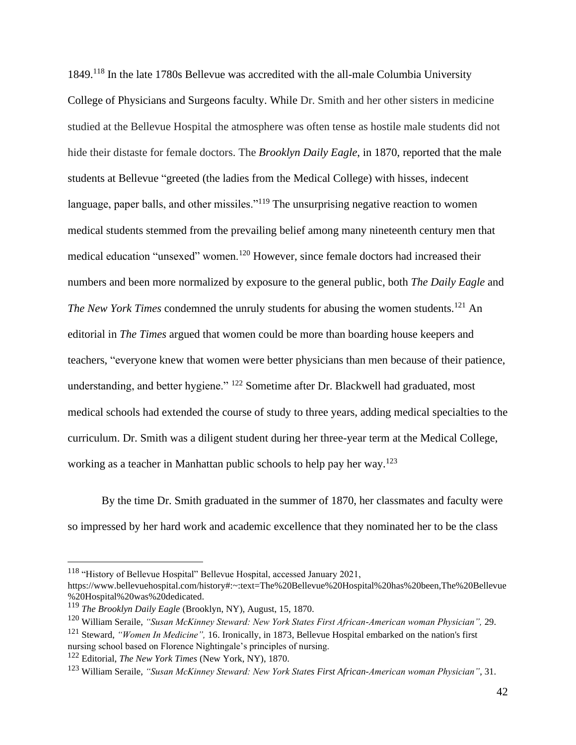1849.[118] In the late 1780s Bellevue was accredited with the all-male Columbia University College of Physicians and Surgeons faculty. While Dr. Smith and her other sisters in medicine studied at the Bellevue Hospital the atmosphere was often tense as hostile male students did not hide their distaste for female doctors. The *Brooklyn Daily Eagle*, in 1870, reported that the male students at Bellevue "greeted (the ladies from the Medical College) with hisses, indecent language, paper balls, and other missiles."[119] The unsurprising negative reaction to women medical students stemmed from the prevailing belief among many nineteenth century men that medical education "unsexed" women.[120] However, since female doctors had increased their numbers and been more normalized by exposure to the general public, both *The Daily Eagle* and *The New York Times* condemned the unruly students for abusing the women students.[121] An editorial in *The Times* argued that women could be more than boarding house keepers and teachers, "everyone knew that women were better physicians than men because of their patience, understanding, and better hygiene." [122] Sometime after Dr. Blackwell had graduated, most medical schools had extended the course of study to three years, adding medical specialties to the curriculum. Dr. Smith was a diligent student during her three-year term at the Medical College, working as a teacher in Manhattan public schools to help pay her way.[123]

By the time Dr. Smith graduated in the summer of 1870, her classmates and faculty were so impressed by her hard work and academic excellence that they nominated her to be the class

---

[118] "History of Bellevue Hospital" Bellevue Hospital, accessed January 2021, https://www.bellevuehospital.com/history#:~:text=The%20Bellevue%20Hospital%20has%20been,The%20Bellevue%20Hospital%20was%20dedicated.

[119] *The Brooklyn Daily Eagle* (Brooklyn, NY), August, 15, 1870.

[120] William Seraile, *"Susan McKinney Steward: New York States First African-American woman Physician",* 29.

[121] Steward, *"Women In Medicine",* 16. Ironically, in 1873, Bellevue Hospital embarked on the nation's first nursing school based on Florence Nightingale's principles of nursing.

[122] Editorial, *The New York Times* (New York, NY), 1870.

[123] William Seraile, *"Susan McKinney Steward: New York States First African-American woman Physician"*, 31.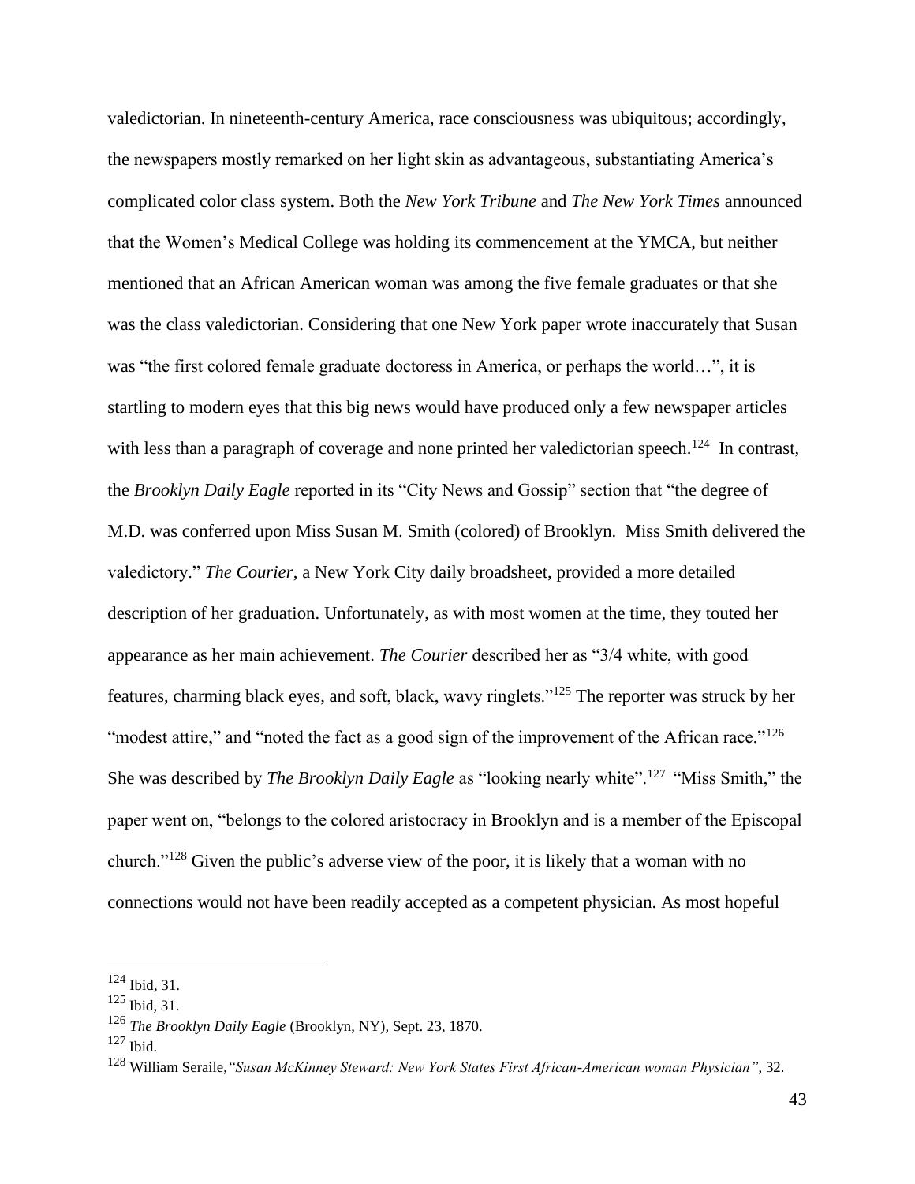valedictorian. In nineteenth-century America, race consciousness was ubiquitous; accordingly, the newspapers mostly remarked on her light skin as advantageous, substantiating America's complicated color class system. Both the *New York Tribune* and *The New York Times* announced that the Women's Medical College was holding its commencement at the YMCA, but neither mentioned that an African American woman was among the five female graduates or that she was the class valedictorian. Considering that one New York paper wrote inaccurately that Susan was "the first colored female graduate doctoress in America, or perhaps the world…", it is startling to modern eyes that this big news would have produced only a few newspaper articles with less than a paragraph of coverage and none printed her valedictorian speech.[124] In contrast, the *Brooklyn Daily Eagle* reported in its "City News and Gossip" section that "the degree of M.D. was conferred upon Miss Susan M. Smith (colored) of Brooklyn. Miss Smith delivered the valedictory." *The Courier*, a New York City daily broadsheet, provided a more detailed description of her graduation. Unfortunately, as with most women at the time, they touted her appearance as her main achievement. *The Courier* described her as "3/4 white, with good features, charming black eyes, and soft, black, wavy ringlets."[125] The reporter was struck by her "modest attire," and "noted the fact as a good sign of the improvement of the African race."[126] She was described by *The Brooklyn Daily Eagle* as "looking nearly white".[127] "Miss Smith," the paper went on, "belongs to the colored aristocracy in Brooklyn and is a member of the Episcopal church."[128] Given the public's adverse view of the poor, it is likely that a woman with no connections would not have been readily accepted as a competent physician. As most hopeful

---

[124] Ibid, 31.

[125] Ibid, 31.

[126] *The Brooklyn Daily Eagle* (Brooklyn, NY), Sept. 23, 1870.

[127] Ibid.

[128] William Seraile,*"Susan McKinney Steward: New York States First African-American woman Physician"*, 32.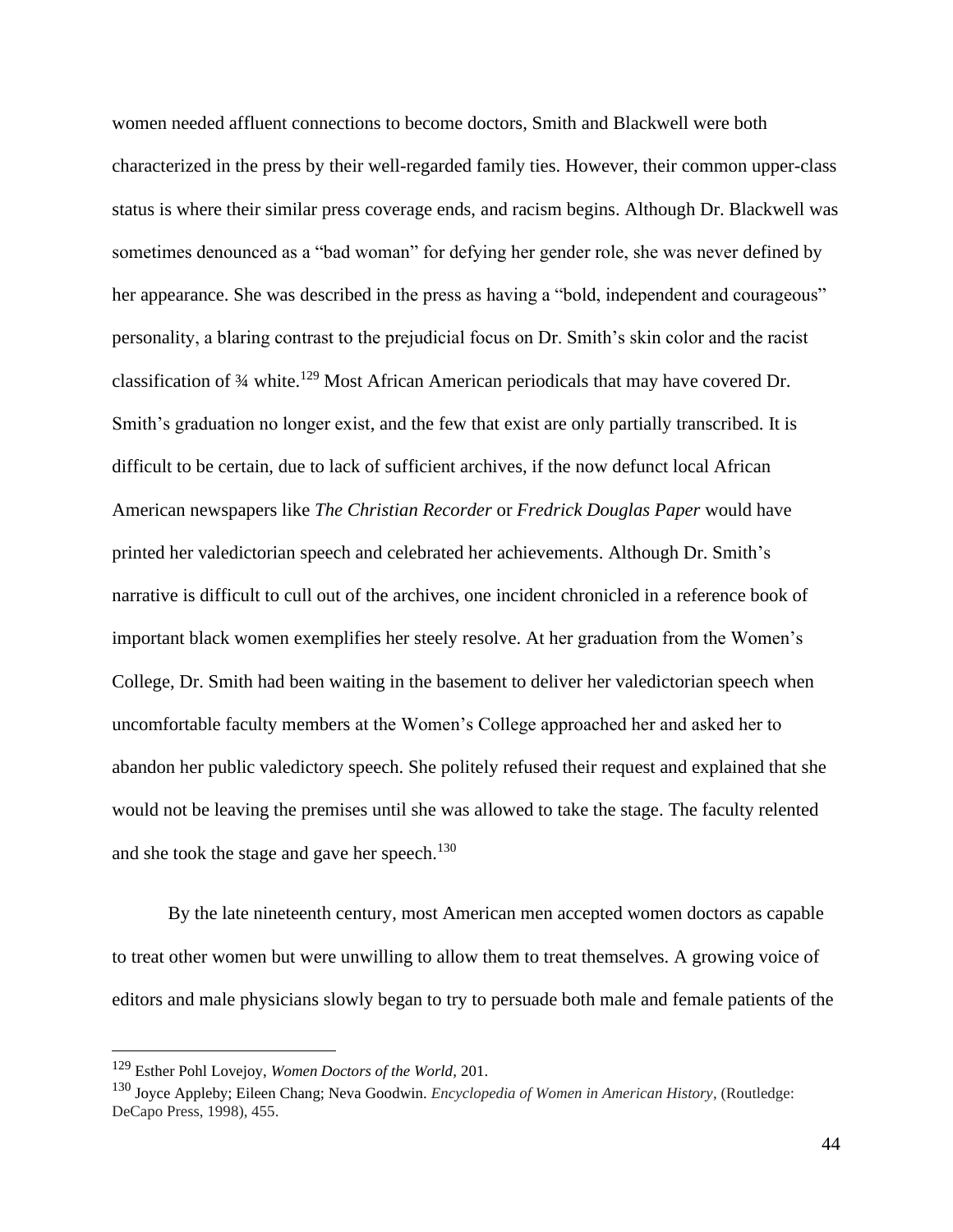women needed affluent connections to become doctors, Smith and Blackwell were both characterized in the press by their well-regarded family ties. However, their common upper-class status is where their similar press coverage ends, and racism begins. Although Dr. Blackwell was sometimes denounced as a "bad woman" for defying her gender role, she was never defined by her appearance. She was described in the press as having a "bold, independent and courageous" personality, a blaring contrast to the prejudicial focus on Dr. Smith's skin color and the racist classification of ¾ white.[129] Most African American periodicals that may have covered Dr. Smith's graduation no longer exist, and the few that exist are only partially transcribed. It is difficult to be certain, due to lack of sufficient archives, if the now defunct local African American newspapers like *The Christian Recorder* or *Fredrick Douglas Paper* would have printed her valedictorian speech and celebrated her achievements. Although Dr. Smith's narrative is difficult to cull out of the archives, one incident chronicled in a reference book of important black women exemplifies her steely resolve. At her graduation from the Women's College, Dr. Smith had been waiting in the basement to deliver her valedictorian speech when uncomfortable faculty members at the Women's College approached her and asked her to abandon her public valedictory speech. She politely refused their request and explained that she would not be leaving the premises until she was allowed to take the stage. The faculty relented and she took the stage and gave her speech.[130]

By the late nineteenth century, most American men accepted women doctors as capable to treat other women but were unwilling to allow them to treat themselves. A growing voice of editors and male physicians slowly began to try to persuade both male and female patients of the

---

[129] Esther Pohl Lovejoy, *Women Doctors of the World*, 201.

[130] Joyce Appleby; Eileen Chang; Neva Goodwin. *Encyclopedia of Women in American History*, (Routledge: DeCapo Press, 1998), 455.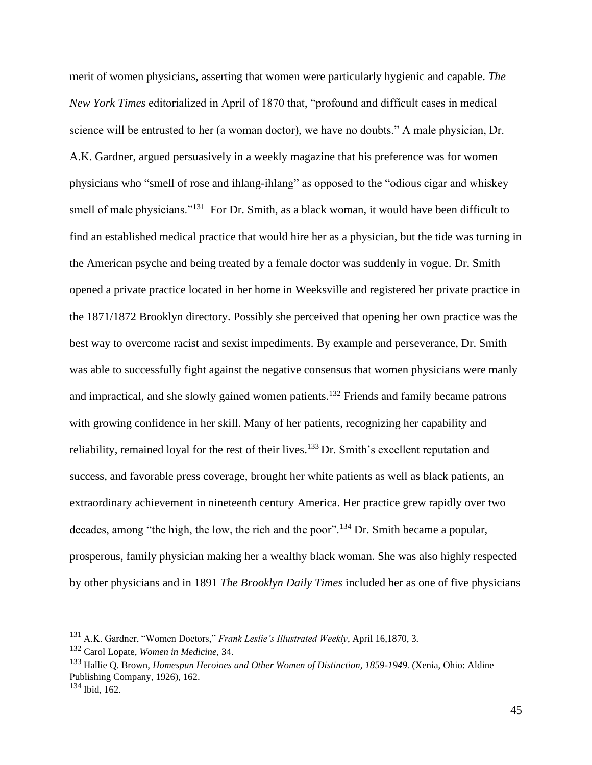merit of women physicians, asserting that women were particularly hygienic and capable. *The New York Times* editorialized in April of 1870 that, "profound and difficult cases in medical science will be entrusted to her (a woman doctor), we have no doubts." A male physician, Dr. A.K. Gardner, argued persuasively in a weekly magazine that his preference was for women physicians who "smell of rose and ihlang-ihlang" as opposed to the "odious cigar and whiskey smell of male physicians."[131] For Dr. Smith, as a black woman, it would have been difficult to find an established medical practice that would hire her as a physician, but the tide was turning in the American psyche and being treated by a female doctor was suddenly in vogue. Dr. Smith opened a private practice located in her home in Weeksville and registered her private practice in the 1871/1872 Brooklyn directory. Possibly she perceived that opening her own practice was the best way to overcome racist and sexist impediments. By example and perseverance, Dr. Smith was able to successfully fight against the negative consensus that women physicians were manly and impractical, and she slowly gained women patients.[132] Friends and family became patrons with growing confidence in her skill. Many of her patients, recognizing her capability and reliability, remained loyal for the rest of their lives.[133] Dr. Smith's excellent reputation and success, and favorable press coverage, brought her white patients as well as black patients, an extraordinary achievement in nineteenth century America. Her practice grew rapidly over two decades, among "the high, the low, the rich and the poor".[134] Dr. Smith became a popular, prosperous, family physician making her a wealthy black woman. She was also highly respected by other physicians and in 1891 *The Brooklyn Daily Times* included her as one of five physicians

---

[131] A.K. Gardner, "Women Doctors," *Frank Leslie's Illustrated Weekly*, April 16,1870, 3.

[132] Carol Lopate, *Women in Medicine*, 34.

[133] Hallie Q. Brown, *Homespun Heroines and Other Women of Distinction, 1859-1949.* (Xenia, Ohio: Aldine Publishing Company, 1926), 162.

[134] Ibid, 162.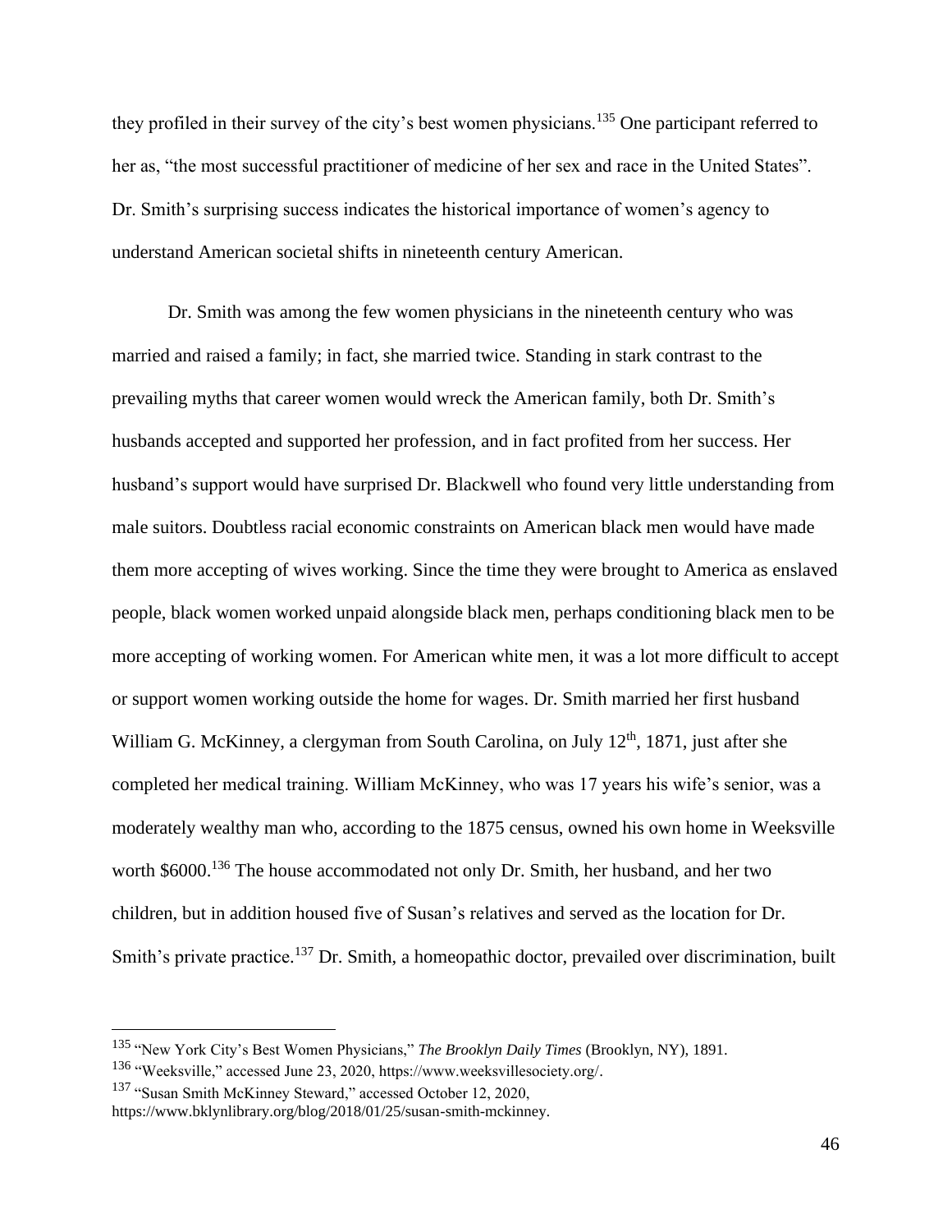they profiled in their survey of the city's best women physicians.[135] One participant referred to her as, "the most successful practitioner of medicine of her sex and race in the United States". Dr. Smith's surprising success indicates the historical importance of women's agency to understand American societal shifts in nineteenth century American.

Dr. Smith was among the few women physicians in the nineteenth century who was married and raised a family; in fact, she married twice. Standing in stark contrast to the prevailing myths that career women would wreck the American family, both Dr. Smith's husbands accepted and supported her profession, and in fact profited from her success. Her husband's support would have surprised Dr. Blackwell who found very little understanding from male suitors. Doubtless racial economic constraints on American black men would have made them more accepting of wives working. Since the time they were brought to America as enslaved people, black women worked unpaid alongside black men, perhaps conditioning black men to be more accepting of working women. For American white men, it was a lot more difficult to accept or support women working outside the home for wages. Dr. Smith married her first husband William G. McKinney, a clergyman from South Carolina, on July 12th, 1871, just after she completed her medical training. William McKinney, who was 17 years his wife's senior, was a moderately wealthy man who, according to the 1875 census, owned his own home in Weeksville worth $6000.[136] The house accommodated not only Dr. Smith, her husband, and her two children, but in addition housed five of Susan's relatives and served as the location for Dr. Smith's private practice.[137] Dr. Smith, a homeopathic doctor, prevailed over discrimination, built

---

[135] "New York City's Best Women Physicians," *The Brooklyn Daily Times* (Brooklyn, NY), 1891.

[136] "Weeksville," accessed June 23, 2020, https://www.weeksvillesociety.org/.

[137] "Susan Smith McKinney Steward," accessed October 12, 2020, https://www.bklynlibrary.org/blog/2018/01/25/susan-smith-mckinney.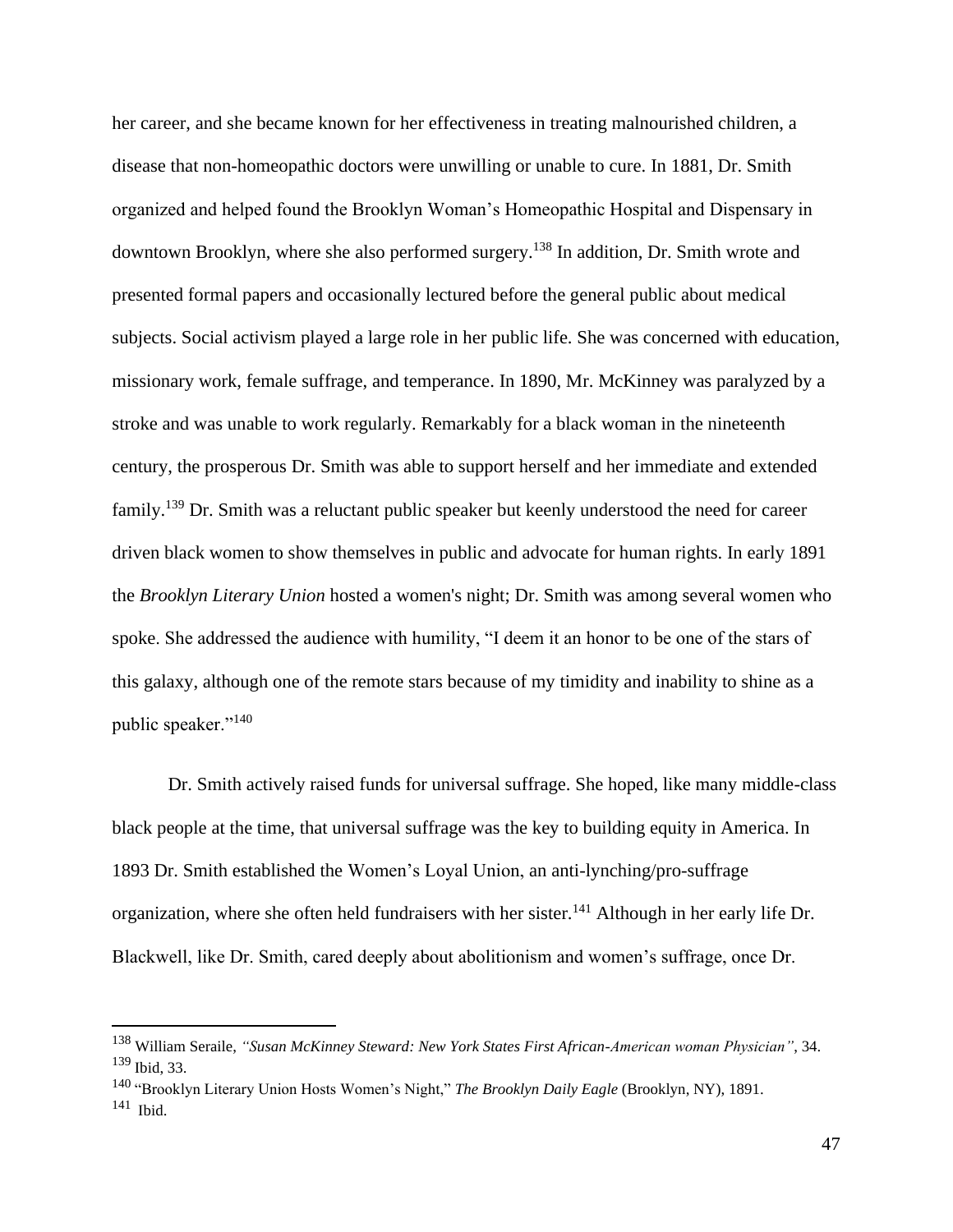her career, and she became known for her effectiveness in treating malnourished children, a disease that non-homeopathic doctors were unwilling or unable to cure. In 1881, Dr. Smith organized and helped found the Brooklyn Woman's Homeopathic Hospital and Dispensary in downtown Brooklyn, where she also performed surgery.[138] In addition, Dr. Smith wrote and presented formal papers and occasionally lectured before the general public about medical subjects. Social activism played a large role in her public life. She was concerned with education, missionary work, female suffrage, and temperance. In 1890, Mr. McKinney was paralyzed by a stroke and was unable to work regularly. Remarkably for a black woman in the nineteenth century, the prosperous Dr. Smith was able to support herself and her immediate and extended family.[139] Dr. Smith was a reluctant public speaker but keenly understood the need for career driven black women to show themselves in public and advocate for human rights. In early 1891 the *Brooklyn Literary Union* hosted a women's night; Dr. Smith was among several women who spoke. She addressed the audience with humility, "I deem it an honor to be one of the stars of this galaxy, although one of the remote stars because of my timidity and inability to shine as a public speaker."[140]

Dr. Smith actively raised funds for universal suffrage. She hoped, like many middle-class black people at the time, that universal suffrage was the key to building equity in America. In 1893 Dr. Smith established the Women's Loyal Union, an anti-lynching/pro-suffrage organization, where she often held fundraisers with her sister.[141] Although in her early life Dr. Blackwell, like Dr. Smith, cared deeply about abolitionism and women's suffrage, once Dr.

---

[138] William Seraile, *"Susan McKinney Steward: New York States First African-American woman Physician"*, 34.
[139] Ibid, 33.
[140] "Brooklyn Literary Union Hosts Women's Night," *The Brooklyn Daily Eagle* (Brooklyn, NY), 1891.
[141] Ibid.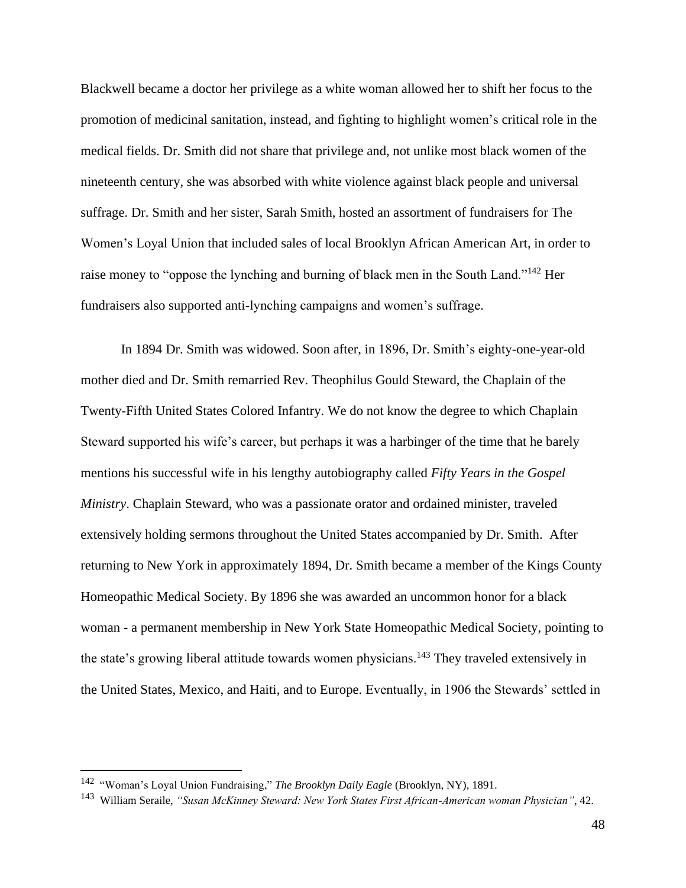Blackwell became a doctor her privilege as a white woman allowed her to shift her focus to the promotion of medicinal sanitation, instead, and fighting to highlight women's critical role in the medical fields. Dr. Smith did not share that privilege and, not unlike most black women of the nineteenth century, she was absorbed with white violence against black people and universal suffrage. Dr. Smith and her sister, Sarah Smith, hosted an assortment of fundraisers for The Women's Loyal Union that included sales of local Brooklyn African American Art, in order to raise money to "oppose the lynching and burning of black men in the South Land."[142] Her fundraisers also supported anti-lynching campaigns and women's suffrage.

In 1894 Dr. Smith was widowed. Soon after, in 1896, Dr. Smith's eighty-one-year-old mother died and Dr. Smith remarried Rev. Theophilus Gould Steward, the Chaplain of the Twenty-Fifth United States Colored Infantry. We do not know the degree to which Chaplain Steward supported his wife's career, but perhaps it was a harbinger of the time that he barely mentions his successful wife in his lengthy autobiography called *Fifty Years in the Gospel Ministry*. Chaplain Steward, who was a passionate orator and ordained minister, traveled extensively holding sermons throughout the United States accompanied by Dr. Smith. After returning to New York in approximately 1894, Dr. Smith became a member of the Kings County Homeopathic Medical Society. By 1896 she was awarded an uncommon honor for a black woman - a permanent membership in New York State Homeopathic Medical Society, pointing to the state's growing liberal attitude towards women physicians.[143] They traveled extensively in the United States, Mexico, and Haiti, and to Europe. Eventually, in 1906 the Stewards' settled in

---

[142] "Woman's Loyal Union Fundraising," *The Brooklyn Daily Eagle* (Brooklyn, NY), 1891.

[143] William Seraile, *"Susan McKinney Steward: New York States First African-American woman Physician"*, 42.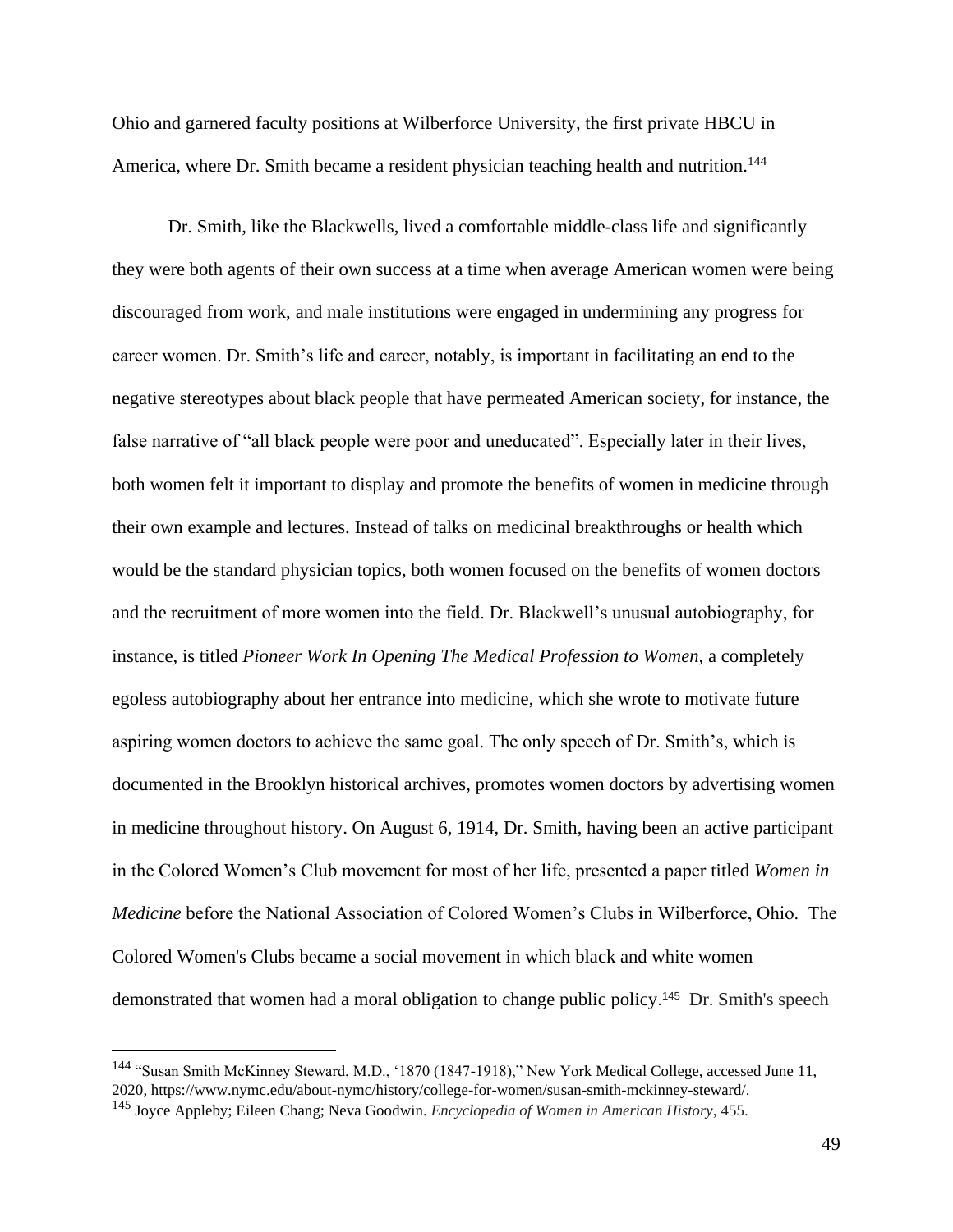Ohio and garnered faculty positions at Wilberforce University, the first private HBCU in America, where Dr. Smith became a resident physician teaching health and nutrition.[144]

Dr. Smith, like the Blackwells, lived a comfortable middle-class life and significantly they were both agents of their own success at a time when average American women were being discouraged from work, and male institutions were engaged in undermining any progress for career women. Dr. Smith's life and career, notably, is important in facilitating an end to the negative stereotypes about black people that have permeated American society, for instance, the false narrative of "all black people were poor and uneducated". Especially later in their lives, both women felt it important to display and promote the benefits of women in medicine through their own example and lectures. Instead of talks on medicinal breakthroughs or health which would be the standard physician topics, both women focused on the benefits of women doctors and the recruitment of more women into the field. Dr. Blackwell's unusual autobiography, for instance, is titled *Pioneer Work In Opening The Medical Profession to Women,* a completely egoless autobiography about her entrance into medicine, which she wrote to motivate future aspiring women doctors to achieve the same goal. The only speech of Dr. Smith's, which is documented in the Brooklyn historical archives, promotes women doctors by advertising women in medicine throughout history. On August 6, 1914, Dr. Smith, having been an active participant in the Colored Women's Club movement for most of her life, presented a paper titled *Women in Medicine* before the National Association of Colored Women's Clubs in Wilberforce, Ohio. The Colored Women's Clubs became a social movement in which black and white women demonstrated that women had a moral obligation to change public policy.[145] Dr. Smith's speech

---

[144] "Susan Smith McKinney Steward, M.D., '1870 (1847-1918)," New York Medical College, accessed June 11, 2020, https://www.nymc.edu/about-nymc/history/college-for-women/susan-smith-mckinney-steward/.

[145] Joyce Appleby; Eileen Chang; Neva Goodwin. *Encyclopedia of Women in American History*, 455.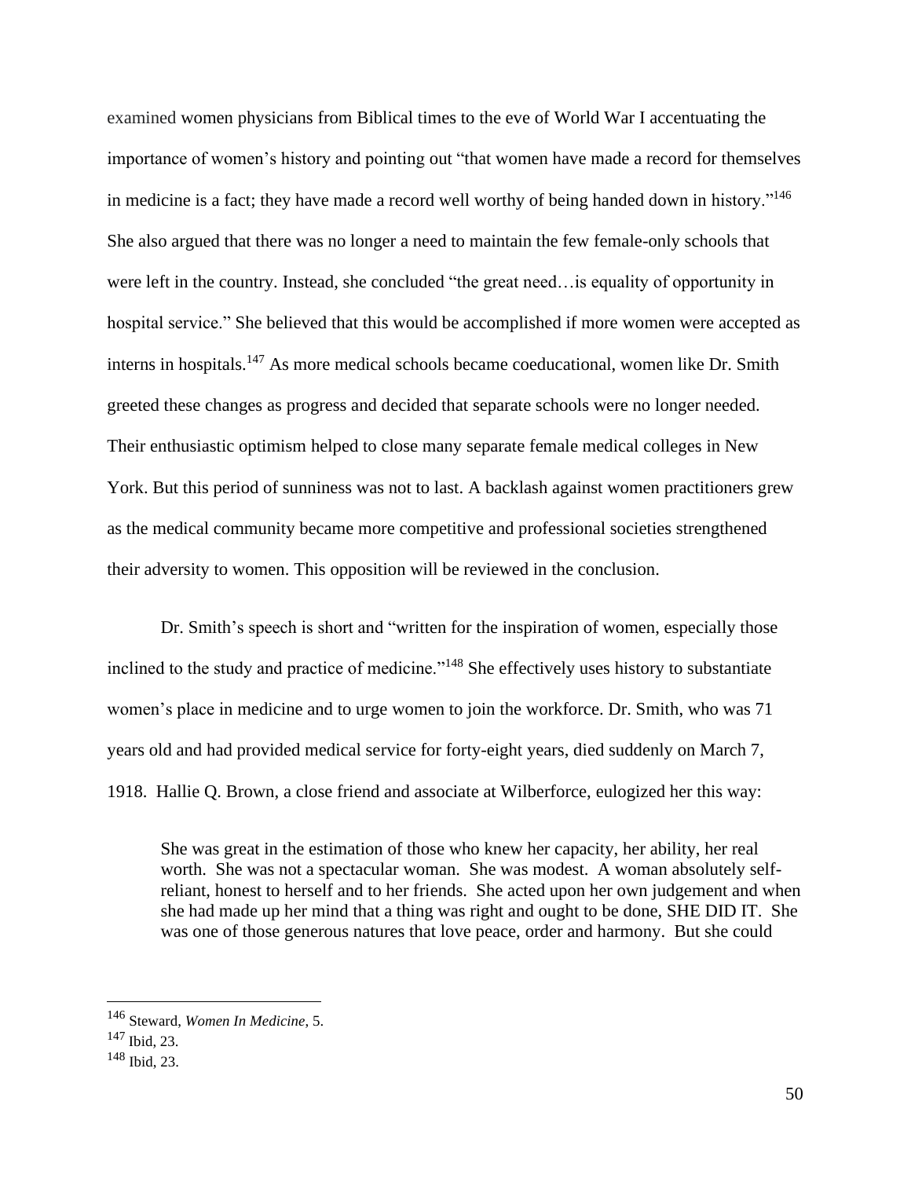examined women physicians from Biblical times to the eve of World War I accentuating the importance of women's history and pointing out "that women have made a record for themselves in medicine is a fact; they have made a record well worthy of being handed down in history."[146] She also argued that there was no longer a need to maintain the few female-only schools that were left in the country. Instead, she concluded "the great need…is equality of opportunity in hospital service." She believed that this would be accomplished if more women were accepted as interns in hospitals.[147] As more medical schools became coeducational, women like Dr. Smith greeted these changes as progress and decided that separate schools were no longer needed. Their enthusiastic optimism helped to close many separate female medical colleges in New York. But this period of sunniness was not to last. A backlash against women practitioners grew as the medical community became more competitive and professional societies strengthened their adversity to women. This opposition will be reviewed in the conclusion.

Dr. Smith's speech is short and "written for the inspiration of women, especially those inclined to the study and practice of medicine."[148] She effectively uses history to substantiate women's place in medicine and to urge women to join the workforce. Dr. Smith, who was 71 years old and had provided medical service for forty-eight years, died suddenly on March 7, 1918. Hallie Q. Brown, a close friend and associate at Wilberforce, eulogized her this way:

> She was great in the estimation of those who knew her capacity, her ability, her real worth. She was not a spectacular woman. She was modest. A woman absolutely self-reliant, honest to herself and to her friends. She acted upon her own judgement and when she had made up her mind that a thing was right and ought to be done, SHE DID IT. She was one of those generous natures that love peace, order and harmony. But she could

---

[146] Steward, *Women In Medicine*, 5.

[147] Ibid, 23.

[148] Ibid, 23.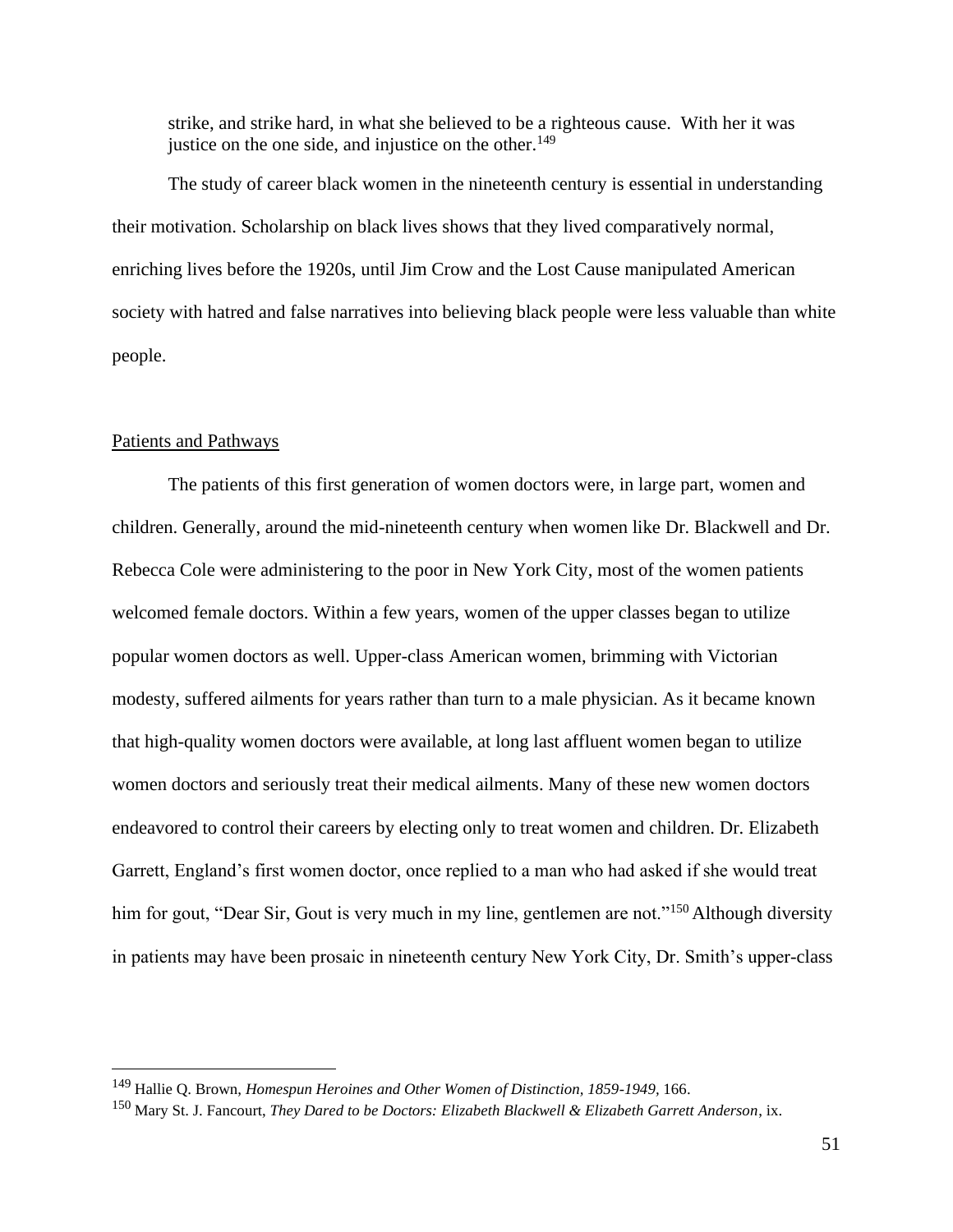strike, and strike hard, in what she believed to be a righteous cause. With her it was justice on the one side, and injustice on the other.[149]

The study of career black women in the nineteenth century is essential in understanding their motivation. Scholarship on black lives shows that they lived comparatively normal, enriching lives before the 1920s, until Jim Crow and the Lost Cause manipulated American society with hatred and false narratives into believing black people were less valuable than white people.

## Patients and Pathways

The patients of this first generation of women doctors were, in large part, women and children. Generally, around the mid-nineteenth century when women like Dr. Blackwell and Dr. Rebecca Cole were administering to the poor in New York City, most of the women patients welcomed female doctors. Within a few years, women of the upper classes began to utilize popular women doctors as well. Upper-class American women, brimming with Victorian modesty, suffered ailments for years rather than turn to a male physician. As it became known that high-quality women doctors were available, at long last affluent women began to utilize women doctors and seriously treat their medical ailments. Many of these new women doctors endeavored to control their careers by electing only to treat women and children. Dr. Elizabeth Garrett, England's first women doctor, once replied to a man who had asked if she would treat him for gout, "Dear Sir, Gout is very much in my line, gentlemen are not."[150] Although diversity in patients may have been prosaic in nineteenth century New York City, Dr. Smith's upper-class

---

[149] Hallie Q. Brown, *Homespun Heroines and Other Women of Distinction, 1859-1949*, 166.

[150] Mary St. J. Fancourt, *They Dared to be Doctors: Elizabeth Blackwell & Elizabeth Garrett Anderson*, ix.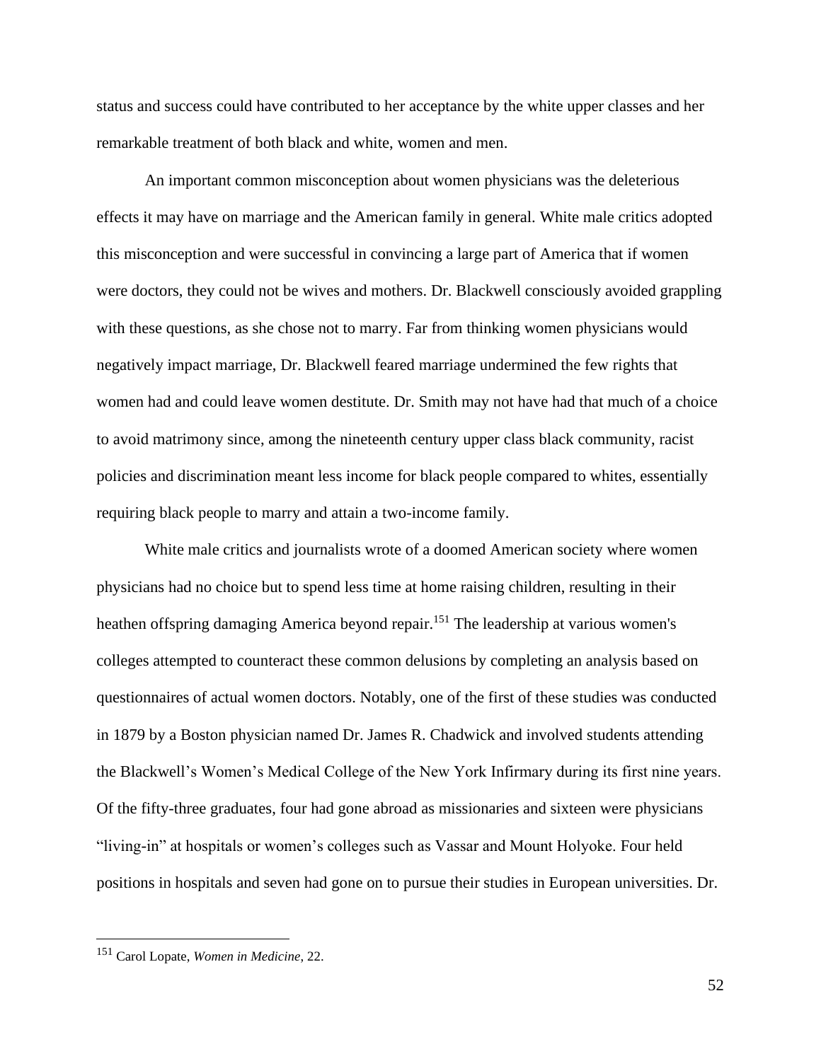status and success could have contributed to her acceptance by the white upper classes and her remarkable treatment of both black and white, women and men.

An important common misconception about women physicians was the deleterious effects it may have on marriage and the American family in general. White male critics adopted this misconception and were successful in convincing a large part of America that if women were doctors, they could not be wives and mothers. Dr. Blackwell consciously avoided grappling with these questions, as she chose not to marry. Far from thinking women physicians would negatively impact marriage, Dr. Blackwell feared marriage undermined the few rights that women had and could leave women destitute. Dr. Smith may not have had that much of a choice to avoid matrimony since, among the nineteenth century upper class black community, racist policies and discrimination meant less income for black people compared to whites, essentially requiring black people to marry and attain a two-income family.

White male critics and journalists wrote of a doomed American society where women physicians had no choice but to spend less time at home raising children, resulting in their heathen offspring damaging America beyond repair.[151] The leadership at various women's colleges attempted to counteract these common delusions by completing an analysis based on questionnaires of actual women doctors. Notably, one of the first of these studies was conducted in 1879 by a Boston physician named Dr. James R. Chadwick and involved students attending the Blackwell's Women's Medical College of the New York Infirmary during its first nine years. Of the fifty-three graduates, four had gone abroad as missionaries and sixteen were physicians "living-in" at hospitals or women's colleges such as Vassar and Mount Holyoke. Four held positions in hospitals and seven had gone on to pursue their studies in European universities. Dr.

---

[151] Carol Lopate, *Women in Medicine*, 22.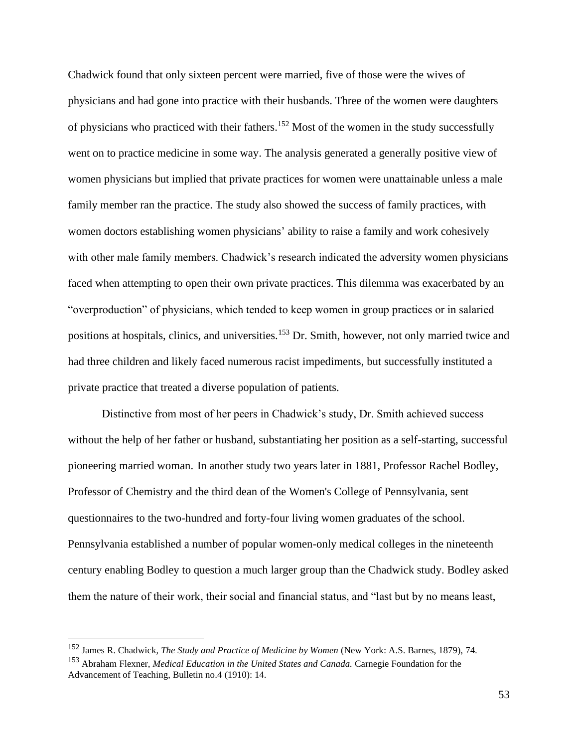Chadwick found that only sixteen percent were married, five of those were the wives of physicians and had gone into practice with their husbands. Three of the women were daughters of physicians who practiced with their fathers.[152] Most of the women in the study successfully went on to practice medicine in some way. The analysis generated a generally positive view of women physicians but implied that private practices for women were unattainable unless a male family member ran the practice. The study also showed the success of family practices, with women doctors establishing women physicians' ability to raise a family and work cohesively with other male family members. Chadwick's research indicated the adversity women physicians faced when attempting to open their own private practices. This dilemma was exacerbated by an "overproduction" of physicians, which tended to keep women in group practices or in salaried positions at hospitals, clinics, and universities.[153] Dr. Smith, however, not only married twice and had three children and likely faced numerous racist impediments, but successfully instituted a private practice that treated a diverse population of patients.

Distinctive from most of her peers in Chadwick's study, Dr. Smith achieved success without the help of her father or husband, substantiating her position as a self-starting, successful pioneering married woman. In another study two years later in 1881, Professor Rachel Bodley, Professor of Chemistry and the third dean of the Women's College of Pennsylvania, sent questionnaires to the two-hundred and forty-four living women graduates of the school. Pennsylvania established a number of popular women-only medical colleges in the nineteenth century enabling Bodley to question a much larger group than the Chadwick study. Bodley asked them the nature of their work, their social and financial status, and "last but by no means least,

---

[152] James R. Chadwick, *The Study and Practice of Medicine by Women* (New York: A.S. Barnes, 1879), 74.

[153] Abraham Flexner, *Medical Education in the United States and Canada.* Carnegie Foundation for the Advancement of Teaching, Bulletin no.4 (1910): 14.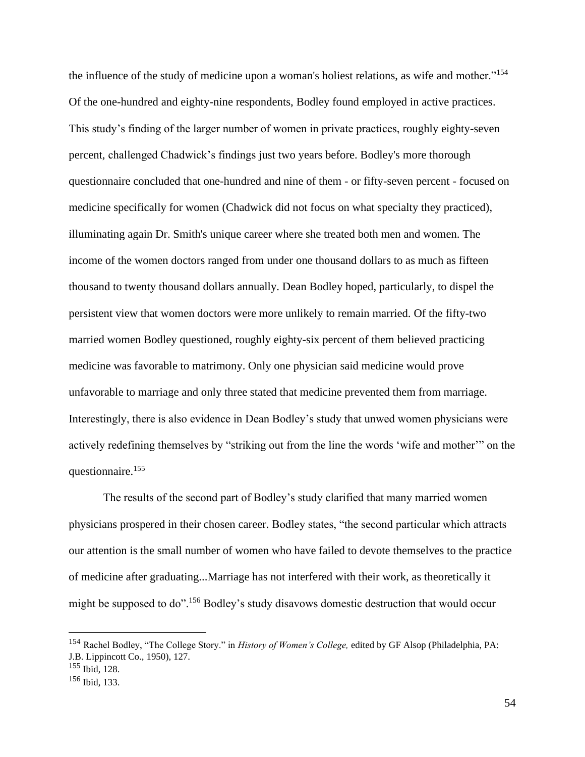the influence of the study of medicine upon a woman's holiest relations, as wife and mother."[154] Of the one-hundred and eighty-nine respondents, Bodley found employed in active practices. This study's finding of the larger number of women in private practices, roughly eighty-seven percent, challenged Chadwick's findings just two years before. Bodley's more thorough questionnaire concluded that one-hundred and nine of them - or fifty-seven percent - focused on medicine specifically for women (Chadwick did not focus on what specialty they practiced), illuminating again Dr. Smith's unique career where she treated both men and women. The income of the women doctors ranged from under one thousand dollars to as much as fifteen thousand to twenty thousand dollars annually. Dean Bodley hoped, particularly, to dispel the persistent view that women doctors were more unlikely to remain married. Of the fifty-two married women Bodley questioned, roughly eighty-six percent of them believed practicing medicine was favorable to matrimony. Only one physician said medicine would prove unfavorable to marriage and only three stated that medicine prevented them from marriage. Interestingly, there is also evidence in Dean Bodley's study that unwed women physicians were actively redefining themselves by "striking out from the line the words 'wife and mother'" on the questionnaire.[155]

The results of the second part of Bodley's study clarified that many married women physicians prospered in their chosen career. Bodley states, "the second particular which attracts our attention is the small number of women who have failed to devote themselves to the practice of medicine after graduating...Marriage has not interfered with their work, as theoretically it might be supposed to do".[156] Bodley's study disavows domestic destruction that would occur

---

[154] Rachel Bodley, "The College Story." in *History of Women's College,* edited by GF Alsop (Philadelphia, PA: J.B. Lippincott Co., 1950), 127.

[155] Ibid, 128.

[156] Ibid, 133.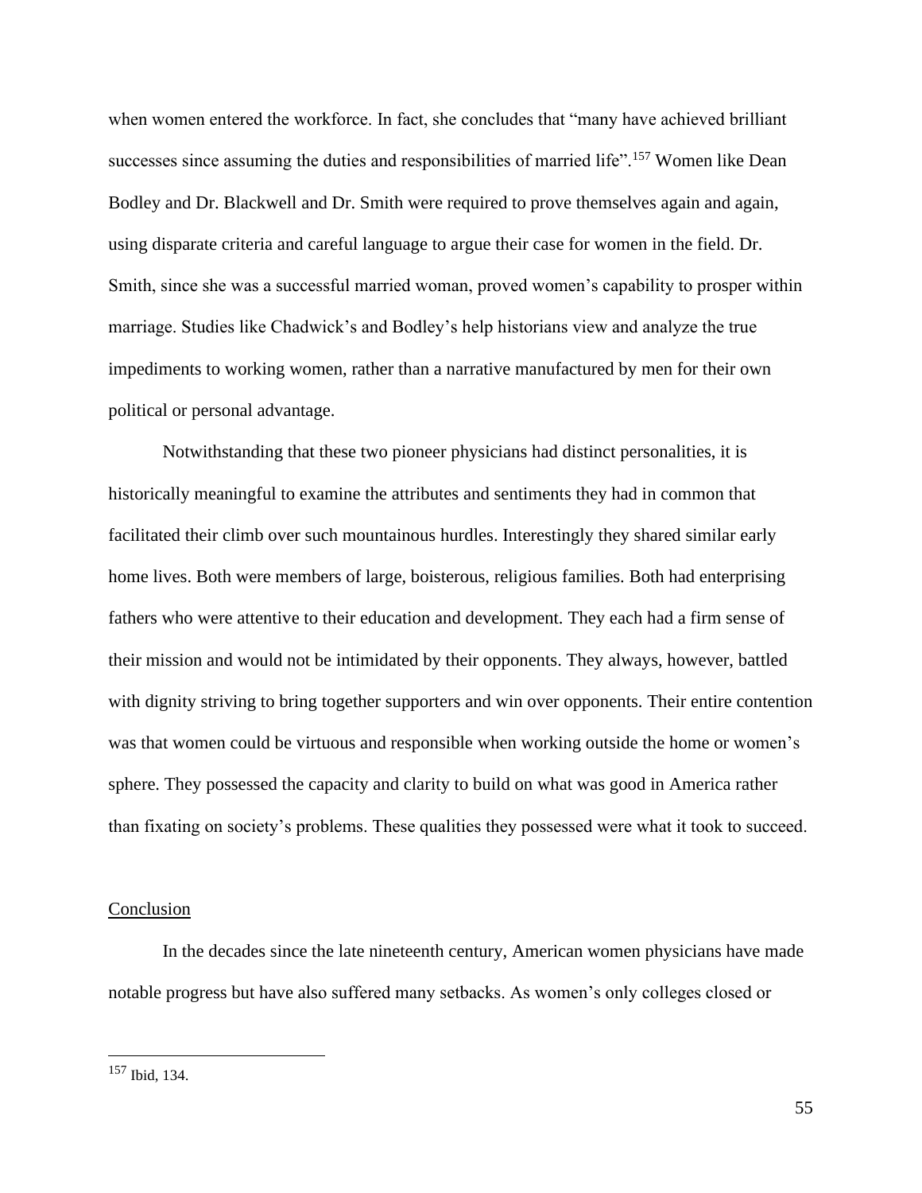when women entered the workforce. In fact, she concludes that "many have achieved brilliant successes since assuming the duties and responsibilities of married life".[157] Women like Dean Bodley and Dr. Blackwell and Dr. Smith were required to prove themselves again and again, using disparate criteria and careful language to argue their case for women in the field. Dr. Smith, since she was a successful married woman, proved women's capability to prosper within marriage. Studies like Chadwick's and Bodley's help historians view and analyze the true impediments to working women, rather than a narrative manufactured by men for their own political or personal advantage.

Notwithstanding that these two pioneer physicians had distinct personalities, it is historically meaningful to examine the attributes and sentiments they had in common that facilitated their climb over such mountainous hurdles. Interestingly they shared similar early home lives. Both were members of large, boisterous, religious families. Both had enterprising fathers who were attentive to their education and development. They each had a firm sense of their mission and would not be intimidated by their opponents. They always, however, battled with dignity striving to bring together supporters and win over opponents. Their entire contention was that women could be virtuous and responsible when working outside the home or women's sphere. They possessed the capacity and clarity to build on what was good in America rather than fixating on society's problems. These qualities they possessed were what it took to succeed.

## Conclusion

In the decades since the late nineteenth century, American women physicians have made notable progress but have also suffered many setbacks. As women's only colleges closed or

[157] Ibid, 134.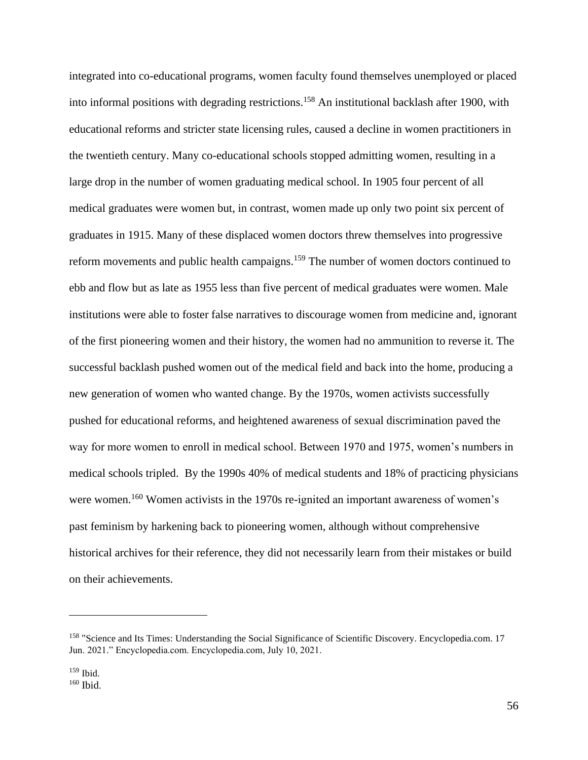integrated into co-educational programs, women faculty found themselves unemployed or placed into informal positions with degrading restrictions.[158] An institutional backlash after 1900, with educational reforms and stricter state licensing rules, caused a decline in women practitioners in the twentieth century. Many co-educational schools stopped admitting women, resulting in a large drop in the number of women graduating medical school. In 1905 four percent of all medical graduates were women but, in contrast, women made up only two point six percent of graduates in 1915. Many of these displaced women doctors threw themselves into progressive reform movements and public health campaigns.[159] The number of women doctors continued to ebb and flow but as late as 1955 less than five percent of medical graduates were women. Male institutions were able to foster false narratives to discourage women from medicine and, ignorant of the first pioneering women and their history, the women had no ammunition to reverse it. The successful backlash pushed women out of the medical field and back into the home, producing a new generation of women who wanted change. By the 1970s, women activists successfully pushed for educational reforms, and heightened awareness of sexual discrimination paved the way for more women to enroll in medical school. Between 1970 and 1975, women's numbers in medical schools tripled. By the 1990s 40% of medical students and 18% of practicing physicians were women.[160] Women activists in the 1970s re-ignited an important awareness of women's past feminism by harkening back to pioneering women, although without comprehensive historical archives for their reference, they did not necessarily learn from their mistakes or build on their achievements.

---

[158] "Science and Its Times: Understanding the Social Significance of Scientific Discovery. Encyclopedia.com. 17 Jun. 2021." Encyclopedia.com. Encyclopedia.com, July 10, 2021.

[159] Ibid.

[160] Ibid.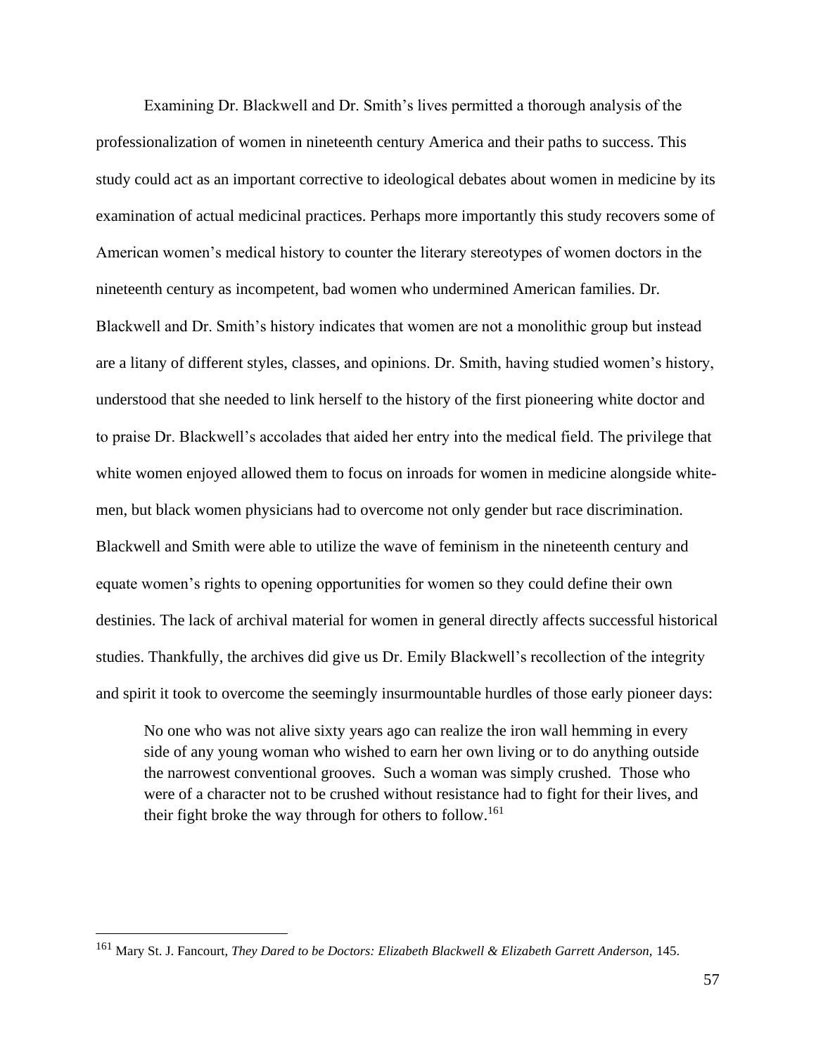Examining Dr. Blackwell and Dr. Smith's lives permitted a thorough analysis of the professionalization of women in nineteenth century America and their paths to success. This study could act as an important corrective to ideological debates about women in medicine by its examination of actual medicinal practices. Perhaps more importantly this study recovers some of American women's medical history to counter the literary stereotypes of women doctors in the nineteenth century as incompetent, bad women who undermined American families. Dr. Blackwell and Dr. Smith's history indicates that women are not a monolithic group but instead are a litany of different styles, classes, and opinions. Dr. Smith, having studied women's history, understood that she needed to link herself to the history of the first pioneering white doctor and to praise Dr. Blackwell's accolades that aided her entry into the medical field. The privilege that white women enjoyed allowed them to focus on inroads for women in medicine alongside white-men, but black women physicians had to overcome not only gender but race discrimination. Blackwell and Smith were able to utilize the wave of feminism in the nineteenth century and equate women's rights to opening opportunities for women so they could define their own destinies. The lack of archival material for women in general directly affects successful historical studies. Thankfully, the archives did give us Dr. Emily Blackwell's recollection of the integrity and spirit it took to overcome the seemingly insurmountable hurdles of those early pioneer days:

> No one who was not alive sixty years ago can realize the iron wall hemming in every side of any young woman who wished to earn her own living or to do anything outside the narrowest conventional grooves. Such a woman was simply crushed. Those who were of a character not to be crushed without resistance had to fight for their lives, and their fight broke the way through for others to follow.[161]

---

[161] Mary St. J. Fancourt, *They Dared to be Doctors: Elizabeth Blackwell & Elizabeth Garrett Anderson,* 145.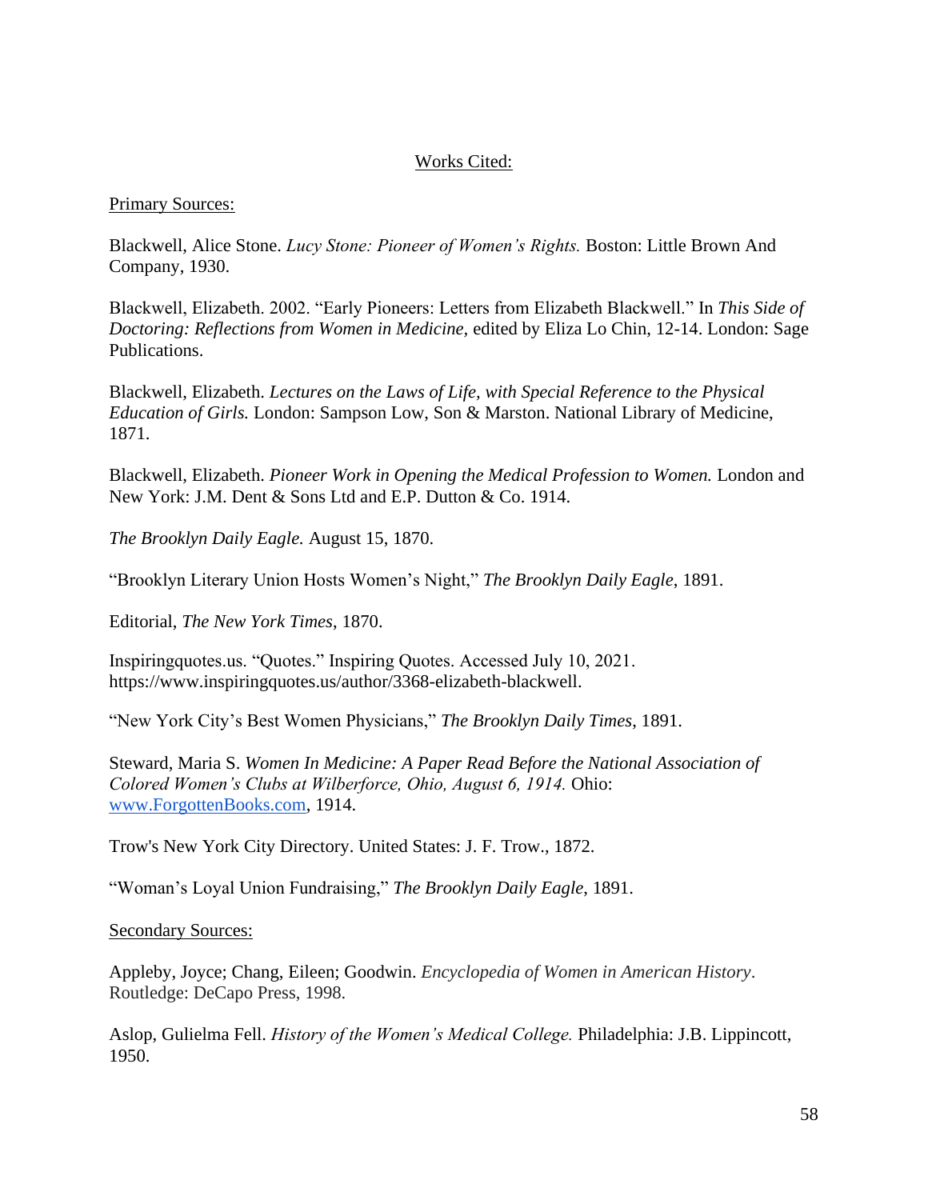# Works Cited:

## Primary Sources:

Blackwell, Alice Stone. *Lucy Stone: Pioneer of Women's Rights.* Boston: Little Brown And Company, 1930.

Blackwell, Elizabeth. 2002. "Early Pioneers: Letters from Elizabeth Blackwell." In *This Side of Doctoring: Reflections from Women in Medicine*, edited by Eliza Lo Chin, 12-14. London: Sage Publications.

Blackwell, Elizabeth. *Lectures on the Laws of Life, with Special Reference to the Physical Education of Girls.* London: Sampson Low, Son & Marston. National Library of Medicine, 1871.

Blackwell, Elizabeth. *Pioneer Work in Opening the Medical Profession to Women.* London and New York: J.M. Dent & Sons Ltd and E.P. Dutton & Co. 1914.

*The Brooklyn Daily Eagle.* August 15, 1870.

"Brooklyn Literary Union Hosts Women's Night," *The Brooklyn Daily Eagle*, 1891.

Editorial, *The New York Times*, 1870.

Inspiringquotes.us. "Quotes." Inspiring Quotes. Accessed July 10, 2021. https://www.inspiringquotes.us/author/3368-elizabeth-blackwell.

"New York City's Best Women Physicians," *The Brooklyn Daily Times*, 1891.

Steward, Maria S. *Women In Medicine: A Paper Read Before the National Association of Colored Women's Clubs at Wilberforce, Ohio, August 6, 1914.* Ohio: www.ForgottenBooks.com, 1914.

Trow's New York City Directory. United States: J. F. Trow., 1872.

"Woman's Loyal Union Fundraising," *The Brooklyn Daily Eagle*, 1891.

## Secondary Sources:

Appleby, Joyce; Chang, Eileen; Goodwin. *Encyclopedia of Women in American History*. Routledge: DeCapo Press, 1998.

Aslop, Gulielma Fell. *History of the Women's Medical College.* Philadelphia: J.B. Lippincott, 1950.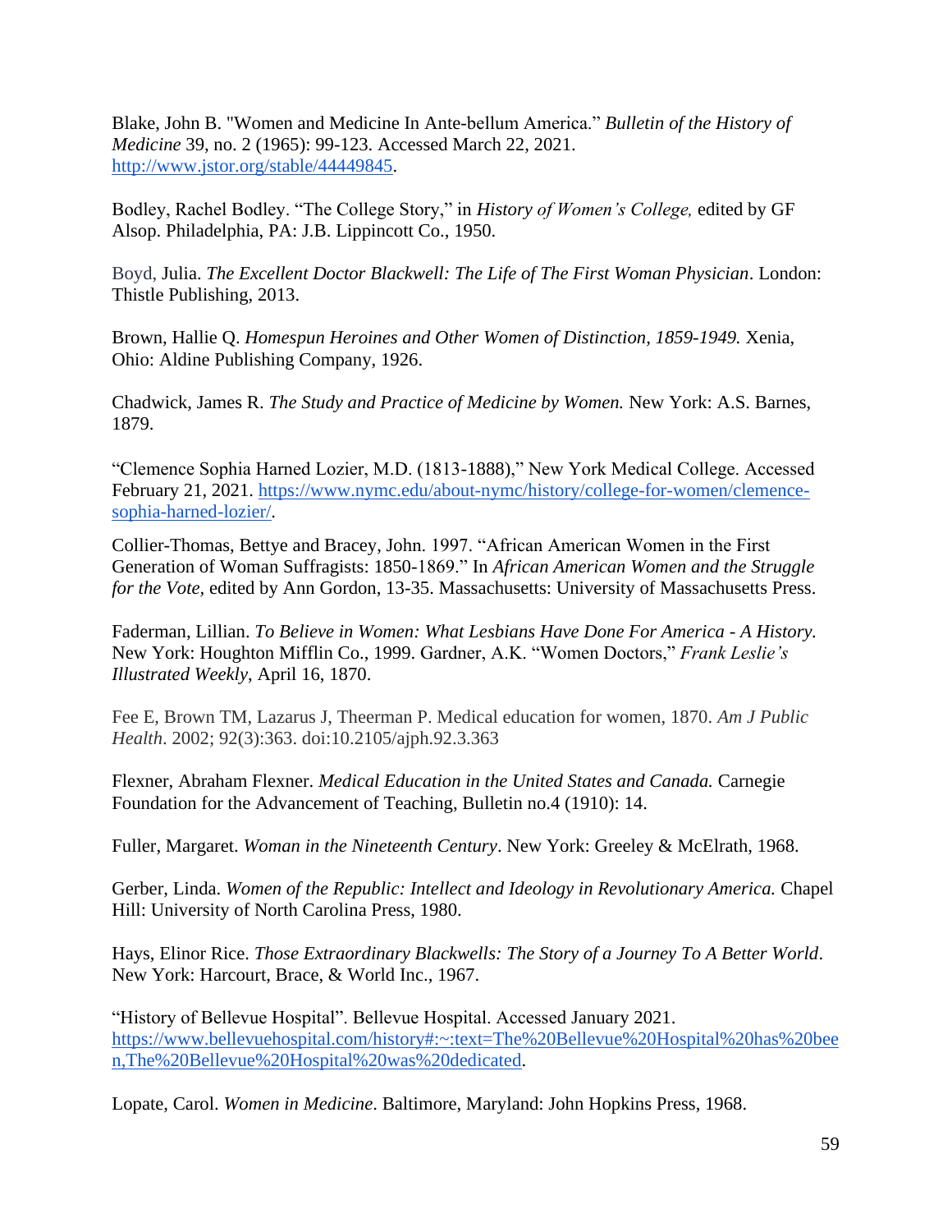Blake, John B. "Women and Medicine In Ante-bellum America." *Bulletin of the History of Medicine* 39, no. 2 (1965): 99-123. Accessed March 22, 2021. http://www.jstor.org/stable/44449845.

Bodley, Rachel Bodley. "The College Story," in *History of Women's College,* edited by GF Alsop. Philadelphia, PA: J.B. Lippincott Co., 1950.

Boyd, Julia. *The Excellent Doctor Blackwell: The Life of The First Woman Physician*. London: Thistle Publishing, 2013.

Brown, Hallie Q. *Homespun Heroines and Other Women of Distinction, 1859-1949.* Xenia, Ohio: Aldine Publishing Company, 1926.

Chadwick, James R. *The Study and Practice of Medicine by Women.* New York: A.S. Barnes, 1879.

"Clemence Sophia Harned Lozier, M.D. (1813-1888)," New York Medical College. Accessed February 21, 2021. https://www.nymc.edu/about-nymc/history/college-for-women/clemence-sophia-harned-lozier/.

Collier-Thomas, Bettye and Bracey, John. 1997. "African American Women in the First Generation of Woman Suffragists: 1850-1869." In *African American Women and the Struggle for the Vote,* edited by Ann Gordon, 13-35. Massachusetts: University of Massachusetts Press.

Faderman, Lillian. *To Believe in Women: What Lesbians Have Done For America - A History.* New York: Houghton Mifflin Co., 1999. Gardner, A.K. "Women Doctors," *Frank Leslie's Illustrated Weekly*, April 16, 1870.

Fee E, Brown TM, Lazarus J, Theerman P. Medical education for women, 1870. *Am J Public Health.* 2002; 92(3):363. doi:10.2105/ajph.92.3.363

Flexner, Abraham Flexner. *Medical Education in the United States and Canada.* Carnegie Foundation for the Advancement of Teaching, Bulletin no.4 (1910): 14.

Fuller, Margaret. *Woman in the Nineteenth Century*. New York: Greeley & McElrath, 1968.

Gerber, Linda. *Women of the Republic: Intellect and Ideology in Revolutionary America.* Chapel Hill: University of North Carolina Press, 1980.

Hays, Elinor Rice. *Those Extraordinary Blackwells: The Story of a Journey To A Better World*. New York: Harcourt, Brace, & World Inc., 1967.

"History of Bellevue Hospital". Bellevue Hospital. Accessed January 2021. https://www.bellevuehospital.com/history#:~:text=The%20Bellevue%20Hospital%20has%20been,The%20Bellevue%20Hospital%20was%20dedicated.

Lopate, Carol. *Women in Medicine*. Baltimore, Maryland: John Hopkins Press, 1968.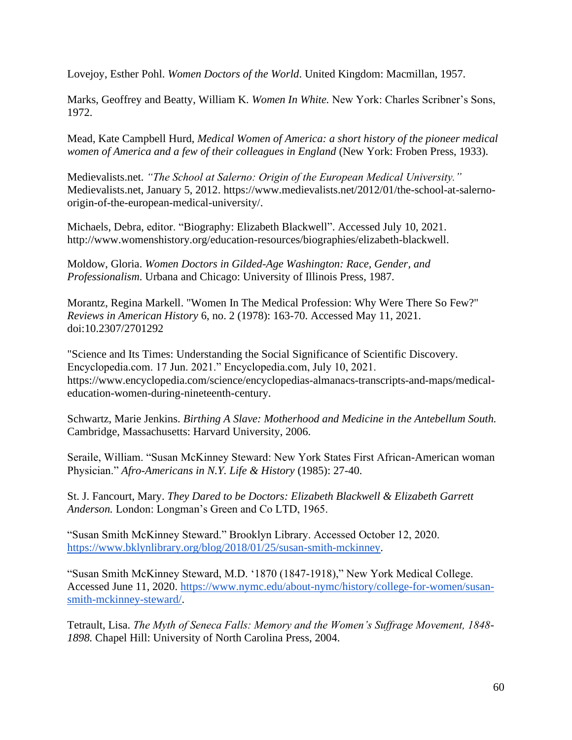Lovejoy, Esther Pohl. *Women Doctors of the World*. United Kingdom: Macmillan, 1957.

Marks, Geoffrey and Beatty, William K. *Women In White.* New York: Charles Scribner's Sons, 1972.

Mead, Kate Campbell Hurd, *Medical Women of America: a short history of the pioneer medical women of America and a few of their colleagues in England* (New York: Froben Press, 1933).

Medievalists.net. *"The School at Salerno: Origin of the European Medical University."* Medievalists.net, January 5, 2012. https://www.medievalists.net/2012/01/the-school-at-salerno-origin-of-the-european-medical-university/.

Michaels, Debra, editor. "Biography: Elizabeth Blackwell". Accessed July 10, 2021. http://www.womenshistory.org/education-resources/biographies/elizabeth-blackwell.

Moldow, Gloria. *Women Doctors in Gilded-Age Washington: Race, Gender, and Professionalism*. Urbana and Chicago: University of Illinois Press, 1987.

Morantz, Regina Markell. "Women In The Medical Profession: Why Were There So Few?" *Reviews in American History* 6, no. 2 (1978): 163-70. Accessed May 11, 2021. doi:10.2307/2701292

"Science and Its Times: Understanding the Social Significance of Scientific Discovery. Encyclopedia.com. 17 Jun. 2021." Encyclopedia.com, July 10, 2021. https://www.encyclopedia.com/science/encyclopedias-almanacs-transcripts-and-maps/medical-education-women-during-nineteenth-century.

Schwartz, Marie Jenkins. *Birthing A Slave: Motherhood and Medicine in the Antebellum South.* Cambridge, Massachusetts: Harvard University, 2006.

Seraile, William. "Susan McKinney Steward: New York States First African-American woman Physician." *Afro-Americans in N.Y. Life & History* (1985): 27-40.

St. J. Fancourt, Mary. *They Dared to be Doctors: Elizabeth Blackwell & Elizabeth Garrett Anderson.* London: Longman's Green and Co LTD, 1965.

"Susan Smith McKinney Steward." Brooklyn Library. Accessed October 12, 2020. https://www.bklynlibrary.org/blog/2018/01/25/susan-smith-mckinney.

"Susan Smith McKinney Steward, M.D. '1870 (1847-1918)," New York Medical College. Accessed June 11, 2020. https://www.nymc.edu/about-nymc/history/college-for-women/susan-smith-mckinney-steward/.

Tetrault, Lisa. *The Myth of Seneca Falls: Memory and the Women's Suffrage Movement, 1848-1898.* Chapel Hill: University of North Carolina Press, 2004.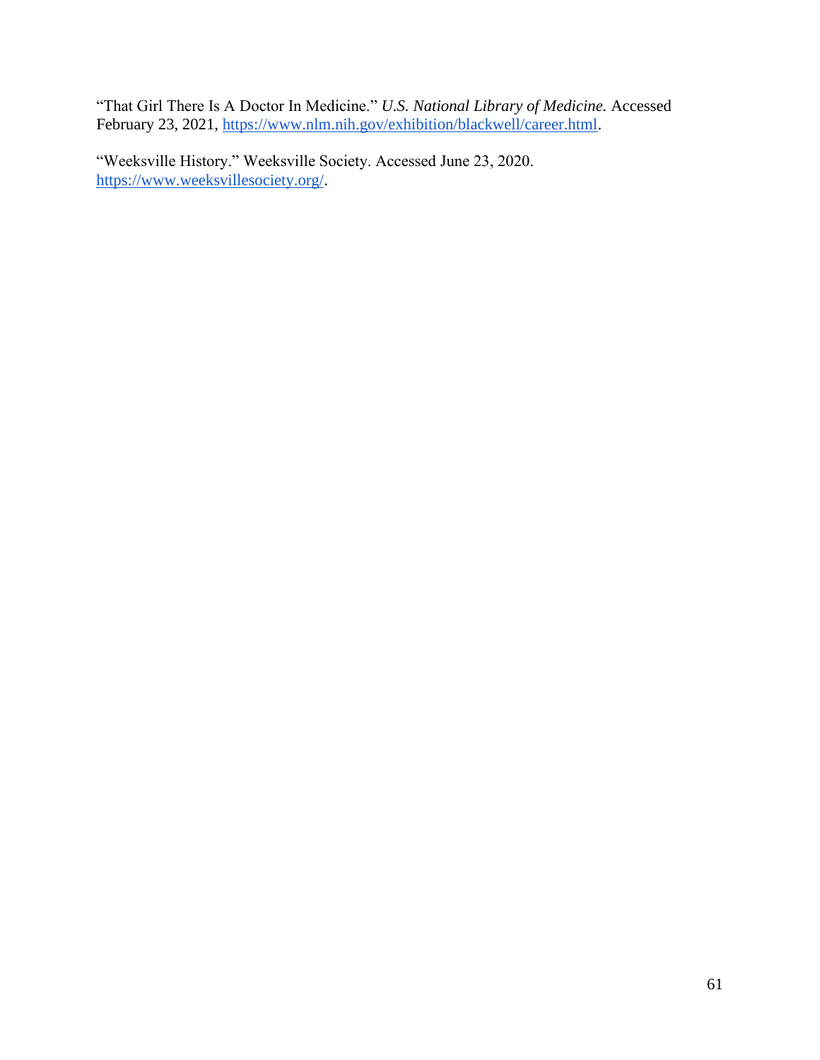"That Girl There Is A Doctor In Medicine." *U.S. National Library of Medicine.* Accessed February 23, 2021, https://www.nlm.nih.gov/exhibition/blackwell/career.html.

"Weeksville History." Weeksville Society. Accessed June 23, 2020. https://www.weeksvillesociety.org/.